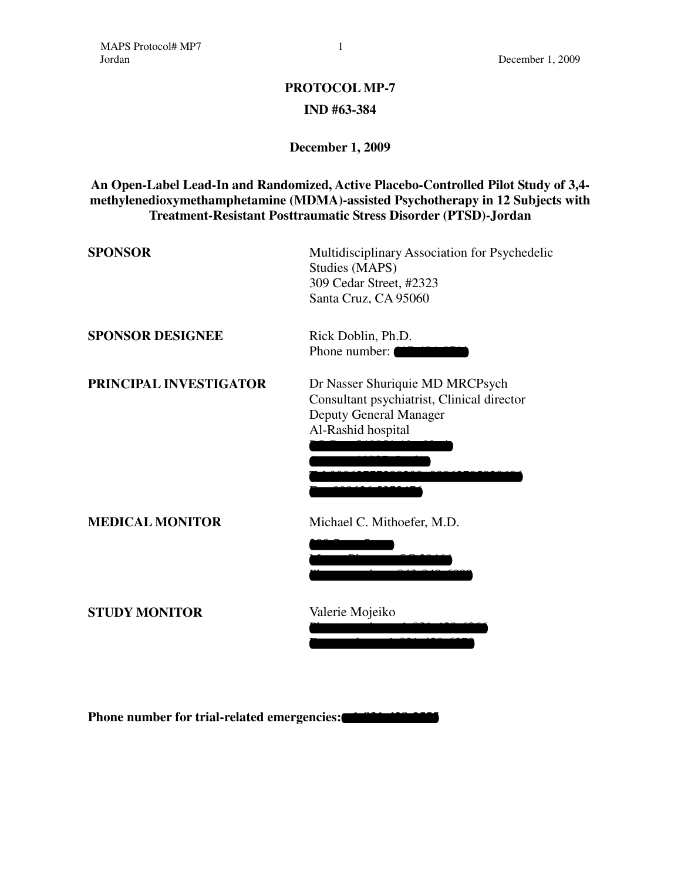**PROTOCOL MP-7**

**IND #63-384**

**December 1, 2009**

**An Open-Label Lead-In and Randomized, Active Placebo-Controlled Pilot Study of 3,4-methylenedioxymethamphetamine (MDMA)-assisted Psychotherapy in 12 Subjects with Treatment-Resistant Posttraumatic Stress Disorder (PTSD)-Jordan**

| | |
|---|---|
| **SPONSOR** | Multidisciplinary Association for Psychedelic Studies (MAPS)<br>309 Cedar Street, #2323<br>Santa Cruz, CA 95060 |
| **SPONSOR DESIGNEE** | Rick Doblin, Ph.D.<br>Phone number: [redacted] |
| **PRINCIPAL INVESTIGATOR** | Dr Nasser Shuriquie MD MRCPsych<br>Consultant psychiatrist, Clinical director<br>Deputy General Manager<br>Al-Rashid hospital<br>[redacted]<br>[redacted]<br>[redacted]<br>[redacted] |
| **MEDICAL MONITOR** | Michael C. Mithoefer, M.D.<br>[redacted]<br>[redacted]<br>[redacted] |
| **STUDY MONITOR** | Valerie Mojeiko<br>[redacted]<br>[redacted] |

**Phone number for trial-related emergencies:** [redacted]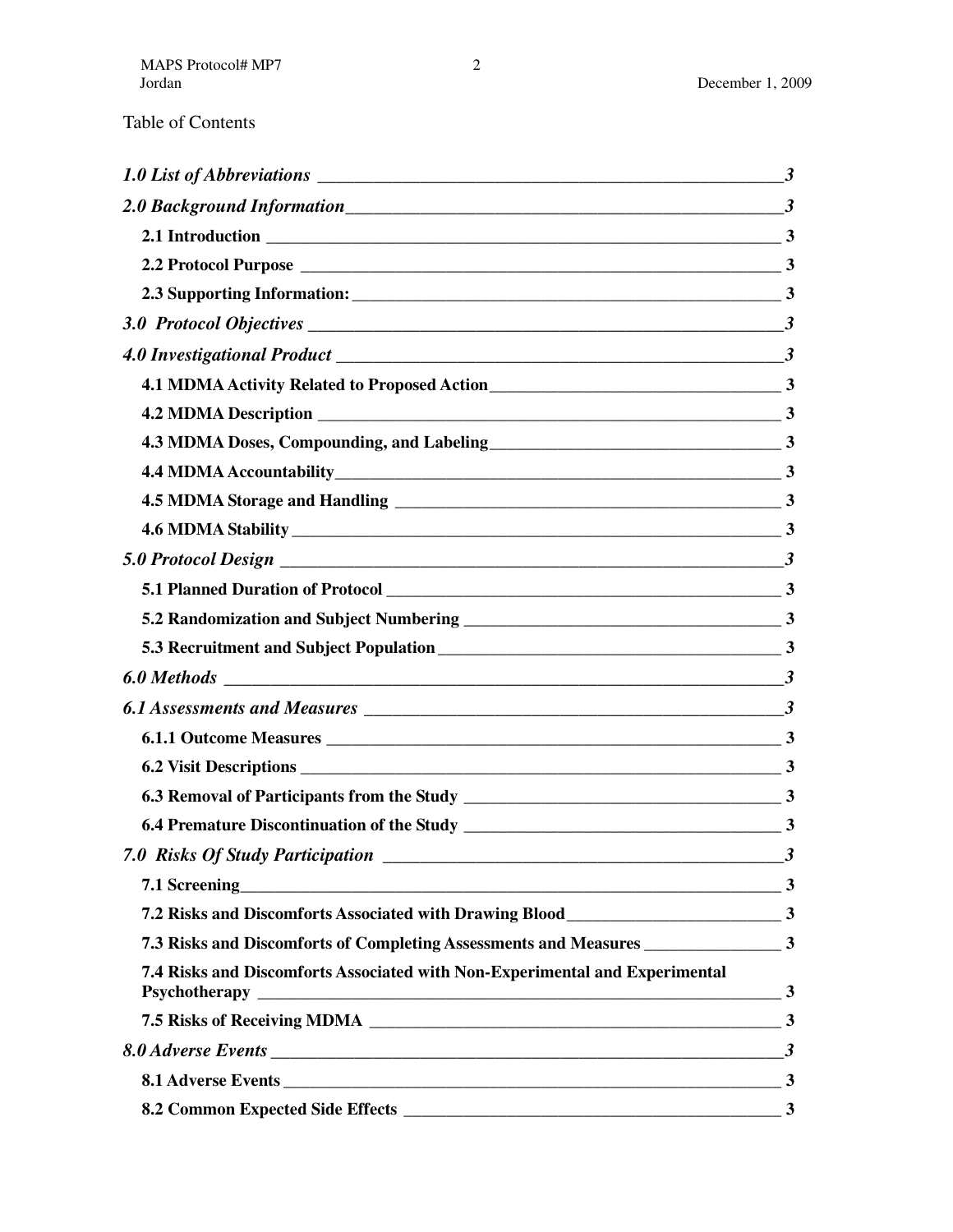Table of Contents

*1.0 List of Abbreviations* ______ *3*

*2.0 Background Information* ______ *3*

- **2.1 Introduction** ______ **3**
- **2.2 Protocol Purpose** ______ **3**
- **2.3 Supporting Information:** ______ **3**

*3.0 Protocol Objectives* ______ *3*

*4.0 Investigational Product* ______ *3*

- **4.1 MDMA Activity Related to Proposed Action** ______ **3**
- **4.2 MDMA Description** ______ **3**
- **4.3 MDMA Doses, Compounding, and Labeling** ______ **3**
- **4.4 MDMA Accountability** ______ **3**
- **4.5 MDMA Storage and Handling** ______ **3**
- **4.6 MDMA Stability** ______ **3**

*5.0 Protocol Design* ______ *3*

- **5.1 Planned Duration of Protocol** ______ **3**
- **5.2 Randomization and Subject Numbering** ______ **3**
- **5.3 Recruitment and Subject Population** ______ **3**

*6.0 Methods* ______ *3*

*6.1 Assessments and Measures* ______ *3*

- **6.1.1 Outcome Measures** ______ **3**
- **6.2 Visit Descriptions** ______ **3**
- **6.3 Removal of Participants from the Study** ______ **3**
- **6.4 Premature Discontinuation of the Study** ______ **3**

*7.0 Risks Of Study Participation* ______ *3*

- **7.1 Screening** ______ **3**
- **7.2 Risks and Discomforts Associated with Drawing Blood** ______ **3**
- **7.3 Risks and Discomforts of Completing Assessments and Measures** ______ **3**
- **7.4 Risks and Discomforts Associated with Non-Experimental and Experimental Psychotherapy** ______ **3**
- **7.5 Risks of Receiving MDMA** ______ **3**

*8.0 Adverse Events* ______ *3*

- **8.1 Adverse Events** ______ **3**
- **8.2 Common Expected Side Effects** ______ **3**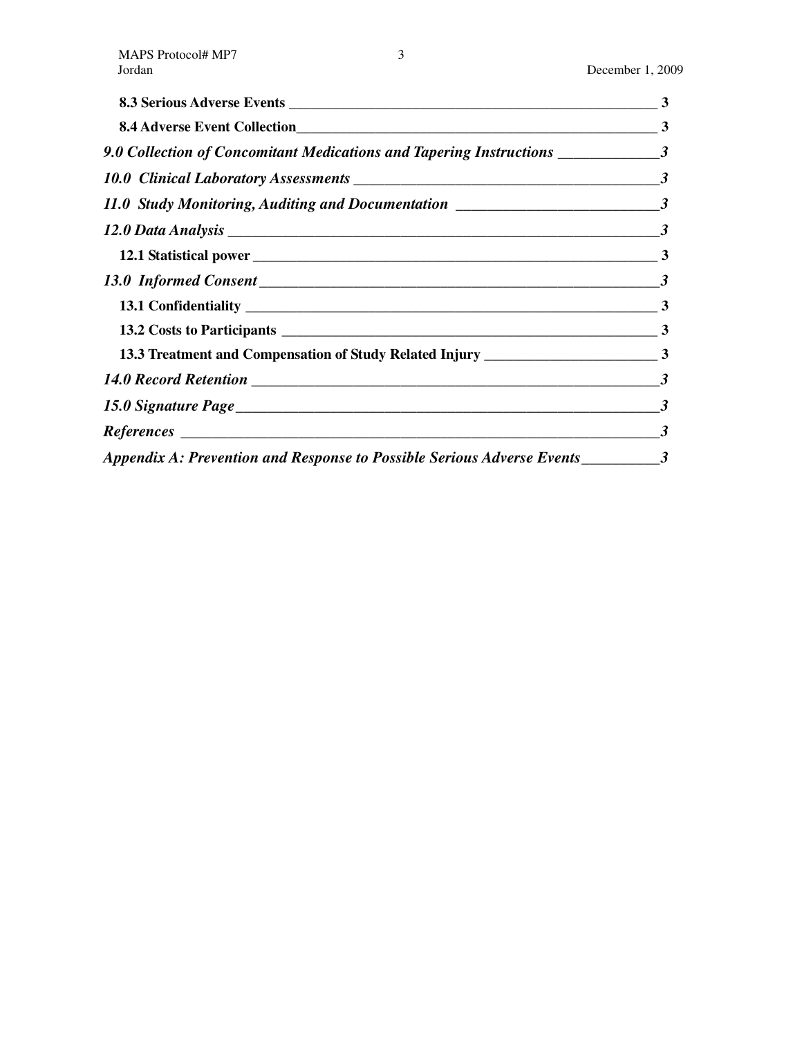**8.3 Serious Adverse Events** ____________________________________________________ **3**

**8.4 Adverse Event Collection**__________________________________________________ **3**

***9.0 Collection of Concomitant Medications and Tapering Instructions*** _____________***3***

***10.0 Clinical Laboratory Assessments*** ________________________________________***3***

***11.0 Study Monitoring, Auditing and Documentation*** __________________________***3***

***12.0 Data Analysis*** ___________________________________________________________***3***

**12.1 Statistical power** ________________________________________________________ **3**

***13.0 Informed Consent*** _______________________________________________________***3***

**13.1 Confidentiality** __________________________________________________________ **3**

**13.2 Costs to Participants** _____________________________________________________ **3**

**13.3 Treatment and Compensation of Study Related Injury** _______________________ **3**

***14.0 Record Retention*** _______________________________________________________***3***

***15.0 Signature Page***_________________________________________________________***3***

***References*** _________________________________________________________________***3***

***Appendix A: Prevention and Response to Possible Serious Adverse Events***__________***3***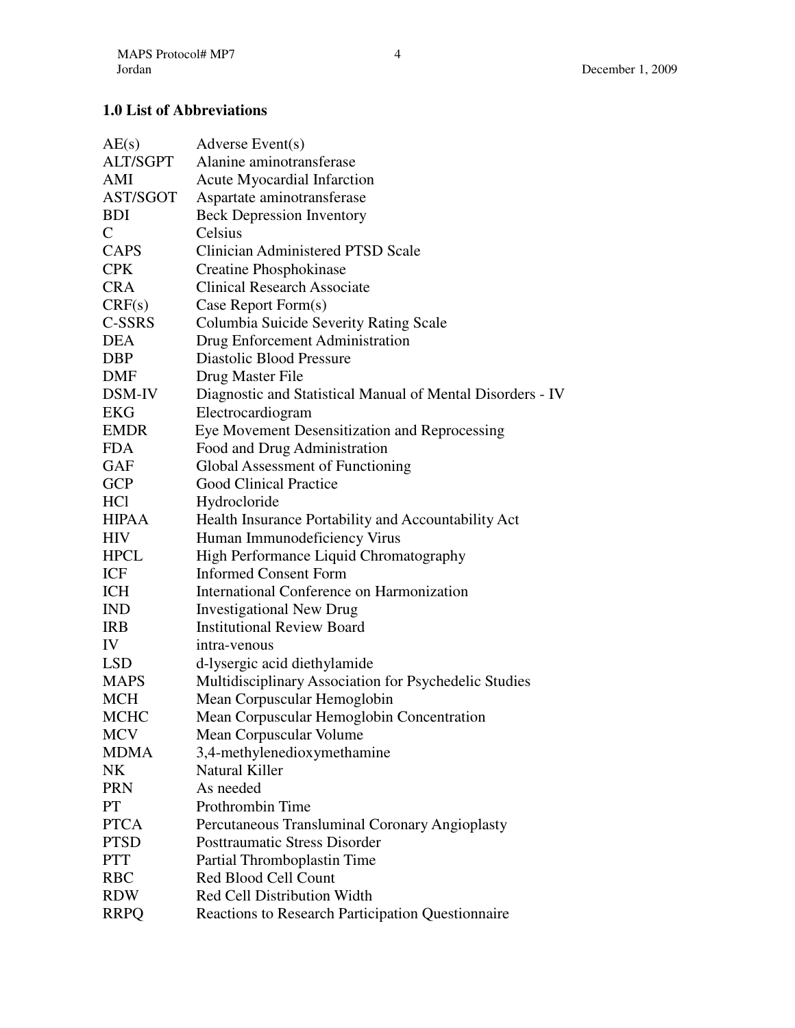## 1.0 List of Abbreviations

| | |
|---|---|
| AE(s) | Adverse Event(s) |
| ALT/SGPT | Alanine aminotransferase |
| AMI | Acute Myocardial Infarction |
| AST/SGOT | Aspartate aminotransferase |
| BDI | Beck Depression Inventory |
| C | Celsius |
| CAPS | Clinician Administered PTSD Scale |
| CPK | Creatine Phosphokinase |
| CRA | Clinical Research Associate |
| CRF(s) | Case Report Form(s) |
| C-SSRS | Columbia Suicide Severity Rating Scale |
| DEA | Drug Enforcement Administration |
| DBP | Diastolic Blood Pressure |
| DMF | Drug Master File |
| DSM-IV | Diagnostic and Statistical Manual of Mental Disorders - IV |
| EKG | Electrocardiogram |
| EMDR | Eye Movement Desensitization and Reprocessing |
| FDA | Food and Drug Administration |
| GAF | Global Assessment of Functioning |
| GCP | Good Clinical Practice |
| HCl | Hydrocloride |
| HIPAA | Health Insurance Portability and Accountability Act |
| HIV | Human Immunodeficiency Virus |
| HPCL | High Performance Liquid Chromatography |
| ICF | Informed Consent Form |
| ICH | International Conference on Harmonization |
| IND | Investigational New Drug |
| IRB | Institutional Review Board |
| IV | intra-venous |
| LSD | d-lysergic acid diethylamide |
| MAPS | Multidisciplinary Association for Psychedelic Studies |
| MCH | Mean Corpuscular Hemoglobin |
| MCHC | Mean Corpuscular Hemoglobin Concentration |
| MCV | Mean Corpuscular Volume |
| MDMA | 3,4-methylenedioxymethamine |
| NK | Natural Killer |
| PRN | As needed |
| PT | Prothrombin Time |
| PTCA | Percutaneous Transluminal Coronary Angioplasty |
| PTSD | Posttraumatic Stress Disorder |
| PTT | Partial Thromboplastin Time |
| RBC | Red Blood Cell Count |
| RDW | Red Cell Distribution Width |
| RRPQ | Reactions to Research Participation Questionnaire |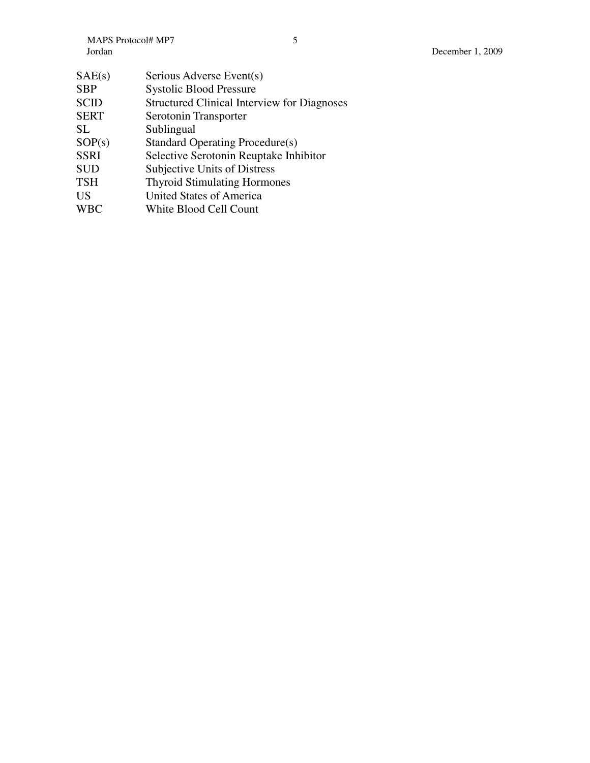| | |
|---|---|
| SAE(s) | Serious Adverse Event(s) |
| SBP | Systolic Blood Pressure |
| SCID | Structured Clinical Interview for Diagnoses |
| SERT | Serotonin Transporter |
| SL | Sublingual |
| SOP(s) | Standard Operating Procedure(s) |
| SSRI | Selective Serotonin Reuptake Inhibitor |
| SUD | Subjective Units of Distress |
| TSH | Thyroid Stimulating Hormones |
| US | United States of America |
| WBC | White Blood Cell Count |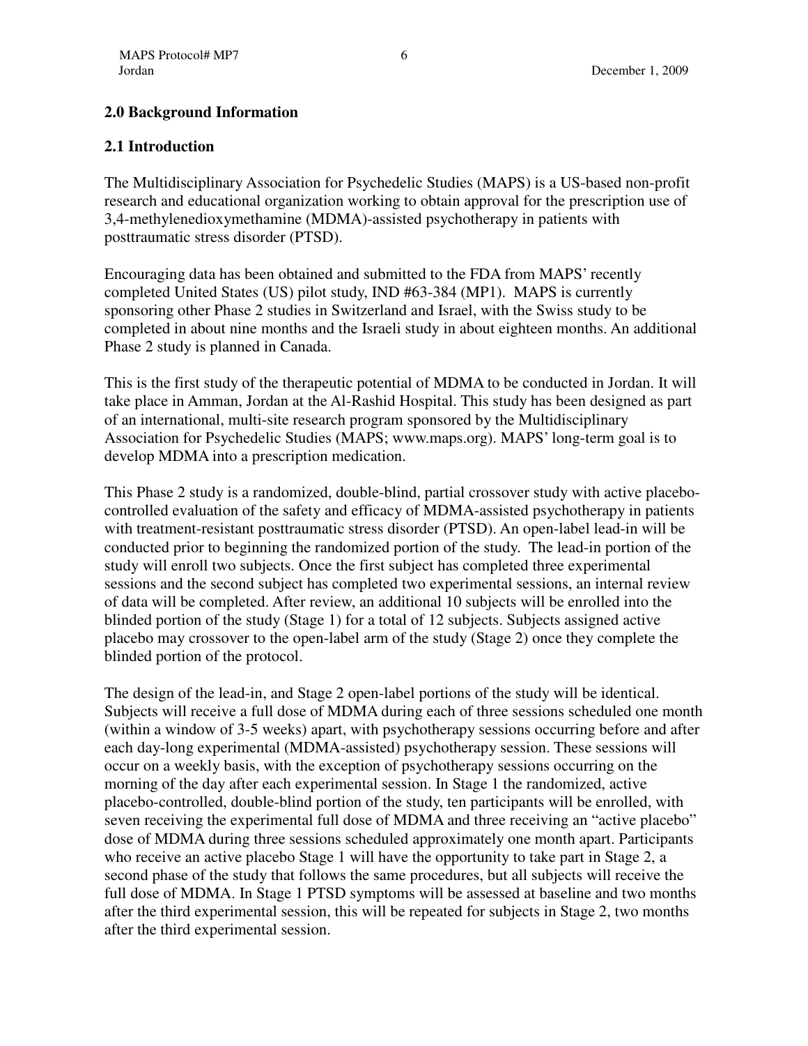## 2.0 Background Information

### 2.1 Introduction

The Multidisciplinary Association for Psychedelic Studies (MAPS) is a US-based non-profit research and educational organization working to obtain approval for the prescription use of 3,4-methylenedioxymethamine (MDMA)-assisted psychotherapy in patients with posttraumatic stress disorder (PTSD).

Encouraging data has been obtained and submitted to the FDA from MAPS' recently completed United States (US) pilot study, IND #63-384 (MP1). MAPS is currently sponsoring other Phase 2 studies in Switzerland and Israel, with the Swiss study to be completed in about nine months and the Israeli study in about eighteen months. An additional Phase 2 study is planned in Canada.

This is the first study of the therapeutic potential of MDMA to be conducted in Jordan. It will take place in Amman, Jordan at the Al-Rashid Hospital. This study has been designed as part of an international, multi-site research program sponsored by the Multidisciplinary Association for Psychedelic Studies (MAPS; www.maps.org). MAPS' long-term goal is to develop MDMA into a prescription medication.

This Phase 2 study is a randomized, double-blind, partial crossover study with active placebo-controlled evaluation of the safety and efficacy of MDMA-assisted psychotherapy in patients with treatment-resistant posttraumatic stress disorder (PTSD). An open-label lead-in will be conducted prior to beginning the randomized portion of the study. The lead-in portion of the study will enroll two subjects. Once the first subject has completed three experimental sessions and the second subject has completed two experimental sessions, an internal review of data will be completed. After review, an additional 10 subjects will be enrolled into the blinded portion of the study (Stage 1) for a total of 12 subjects. Subjects assigned active placebo may crossover to the open-label arm of the study (Stage 2) once they complete the blinded portion of the protocol.

The design of the lead-in, and Stage 2 open-label portions of the study will be identical. Subjects will receive a full dose of MDMA during each of three sessions scheduled one month (within a window of 3-5 weeks) apart, with psychotherapy sessions occurring before and after each day-long experimental (MDMA-assisted) psychotherapy session. These sessions will occur on a weekly basis, with the exception of psychotherapy sessions occurring on the morning of the day after each experimental session. In Stage 1 the randomized, active placebo-controlled, double-blind portion of the study, ten participants will be enrolled, with seven receiving the experimental full dose of MDMA and three receiving an "active placebo" dose of MDMA during three sessions scheduled approximately one month apart. Participants who receive an active placebo Stage 1 will have the opportunity to take part in Stage 2, a second phase of the study that follows the same procedures, but all subjects will receive the full dose of MDMA. In Stage 1 PTSD symptoms will be assessed at baseline and two months after the third experimental session, this will be repeated for subjects in Stage 2, two months after the third experimental session.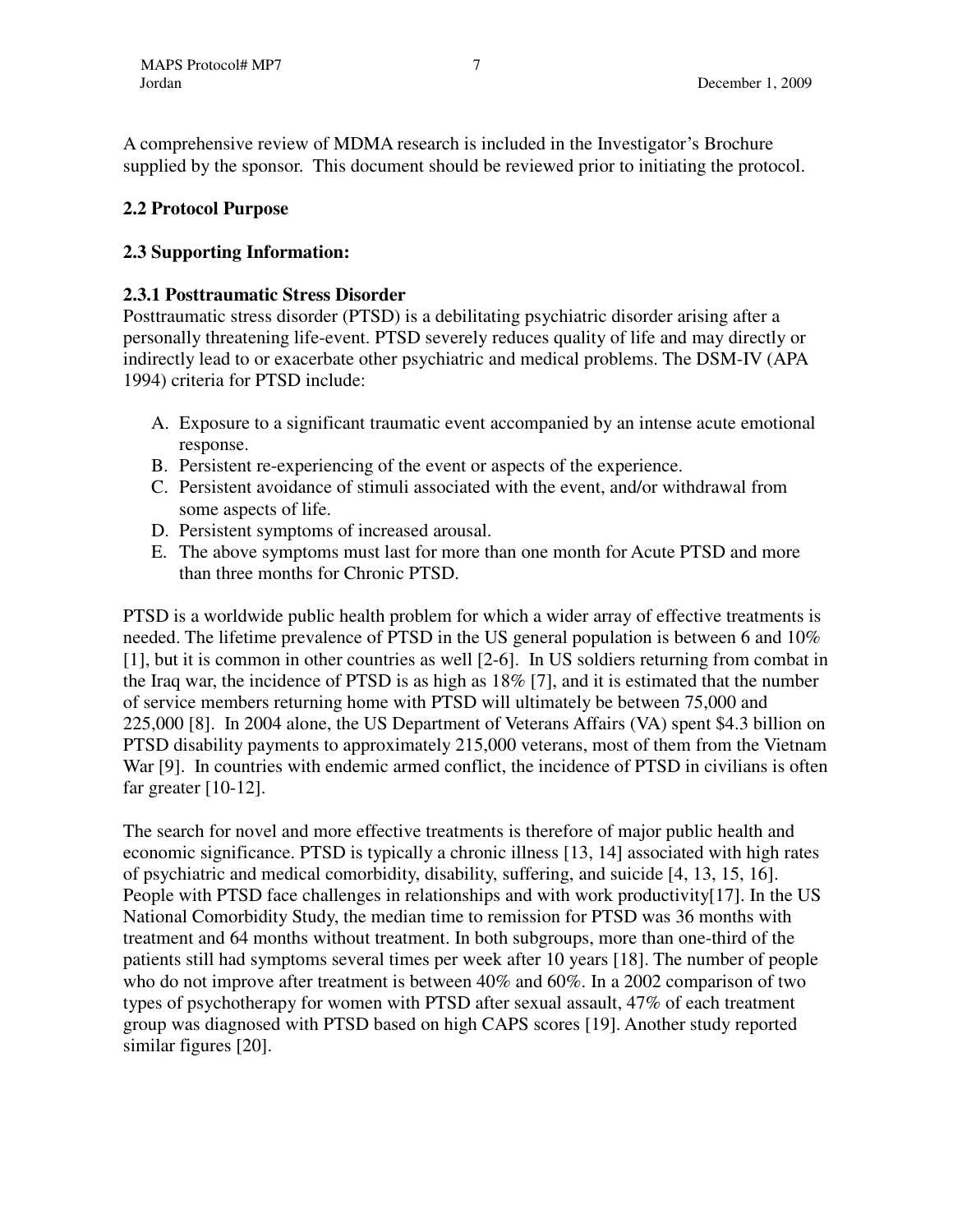A comprehensive review of MDMA research is included in the Investigator's Brochure supplied by the sponsor. This document should be reviewed prior to initiating the protocol.

### 2.2 Protocol Purpose

### 2.3 Supporting Information:

#### 2.3.1 Posttraumatic Stress Disorder

Posttraumatic stress disorder (PTSD) is a debilitating psychiatric disorder arising after a personally threatening life-event. PTSD severely reduces quality of life and may directly or indirectly lead to or exacerbate other psychiatric and medical problems. The DSM-IV (APA 1994) criteria for PTSD include:

A. Exposure to a significant traumatic event accompanied by an intense acute emotional response.
B. Persistent re-experiencing of the event or aspects of the experience.
C. Persistent avoidance of stimuli associated with the event, and/or withdrawal from some aspects of life.
D. Persistent symptoms of increased arousal.
E. The above symptoms must last for more than one month for Acute PTSD and more than three months for Chronic PTSD.

PTSD is a worldwide public health problem for which a wider array of effective treatments is needed. The lifetime prevalence of PTSD in the US general population is between 6 and 10% [1], but it is common in other countries as well [2-6]. In US soldiers returning from combat in the Iraq war, the incidence of PTSD is as high as 18% [7], and it is estimated that the number of service members returning home with PTSD will ultimately be between 75,000 and 225,000 [8]. In 2004 alone, the US Department of Veterans Affairs (VA) spent $4.3 billion on PTSD disability payments to approximately 215,000 veterans, most of them from the Vietnam War [9]. In countries with endemic armed conflict, the incidence of PTSD in civilians is often far greater [10-12].

The search for novel and more effective treatments is therefore of major public health and economic significance. PTSD is typically a chronic illness [13, 14] associated with high rates of psychiatric and medical comorbidity, disability, suffering, and suicide [4, 13, 15, 16]. People with PTSD face challenges in relationships and with work productivity[17]. In the US National Comorbidity Study, the median time to remission for PTSD was 36 months with treatment and 64 months without treatment. In both subgroups, more than one-third of the patients still had symptoms several times per week after 10 years [18]. The number of people who do not improve after treatment is between 40% and 60%. In a 2002 comparison of two types of psychotherapy for women with PTSD after sexual assault, 47% of each treatment group was diagnosed with PTSD based on high CAPS scores [19]. Another study reported similar figures [20].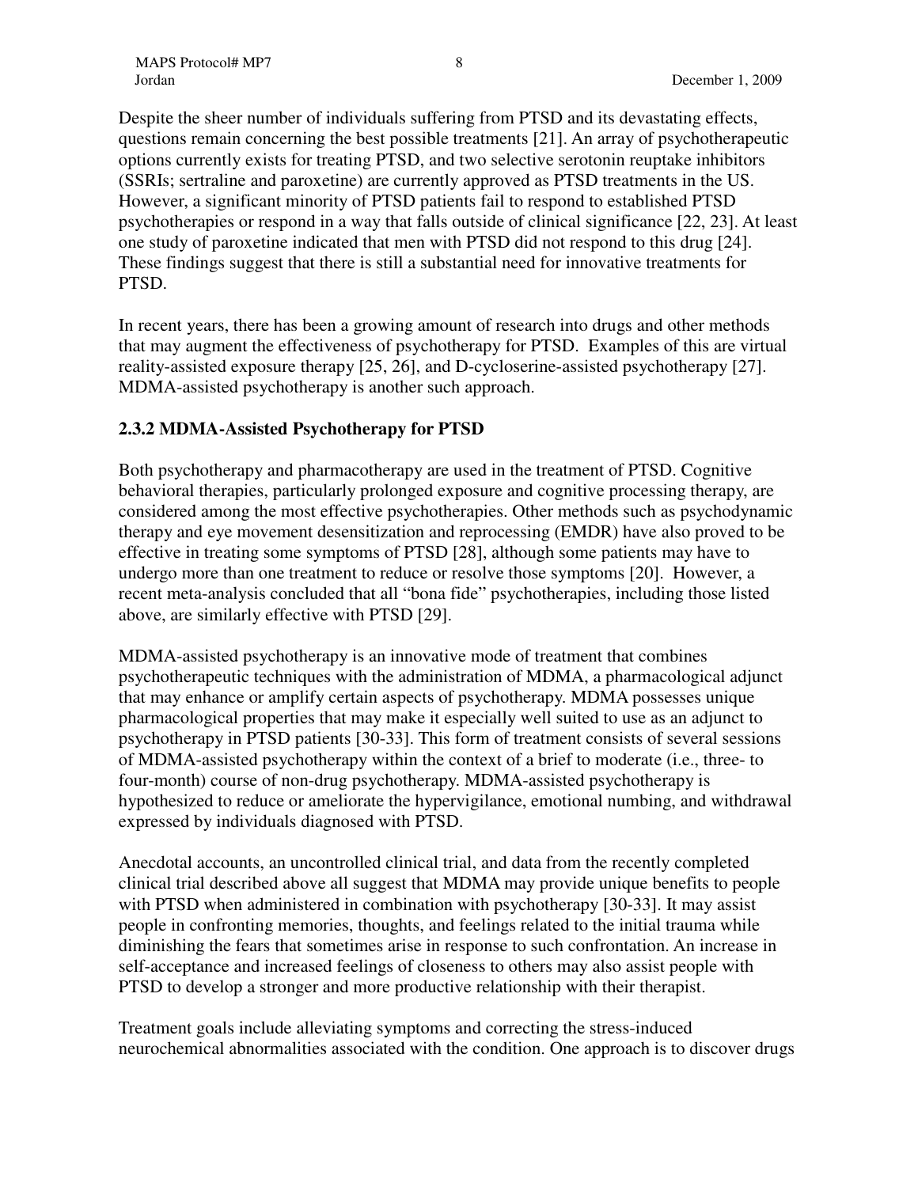Despite the sheer number of individuals suffering from PTSD and its devastating effects, questions remain concerning the best possible treatments [21]. An array of psychotherapeutic options currently exists for treating PTSD, and two selective serotonin reuptake inhibitors (SSRIs; sertraline and paroxetine) are currently approved as PTSD treatments in the US. However, a significant minority of PTSD patients fail to respond to established PTSD psychotherapies or respond in a way that falls outside of clinical significance [22, 23]. At least one study of paroxetine indicated that men with PTSD did not respond to this drug [24]. These findings suggest that there is still a substantial need for innovative treatments for PTSD.

In recent years, there has been a growing amount of research into drugs and other methods that may augment the effectiveness of psychotherapy for PTSD. Examples of this are virtual reality-assisted exposure therapy [25, 26], and D-cycloserine-assisted psychotherapy [27]. MDMA-assisted psychotherapy is another such approach.

### 2.3.2 MDMA-Assisted Psychotherapy for PTSD

Both psychotherapy and pharmacotherapy are used in the treatment of PTSD. Cognitive behavioral therapies, particularly prolonged exposure and cognitive processing therapy, are considered among the most effective psychotherapies. Other methods such as psychodynamic therapy and eye movement desensitization and reprocessing (EMDR) have also proved to be effective in treating some symptoms of PTSD [28], although some patients may have to undergo more than one treatment to reduce or resolve those symptoms [20]. However, a recent meta-analysis concluded that all "bona fide" psychotherapies, including those listed above, are similarly effective with PTSD [29].

MDMA-assisted psychotherapy is an innovative mode of treatment that combines psychotherapeutic techniques with the administration of MDMA, a pharmacological adjunct that may enhance or amplify certain aspects of psychotherapy. MDMA possesses unique pharmacological properties that may make it especially well suited to use as an adjunct to psychotherapy in PTSD patients [30-33]. This form of treatment consists of several sessions of MDMA-assisted psychotherapy within the context of a brief to moderate (i.e., three- to four-month) course of non-drug psychotherapy. MDMA-assisted psychotherapy is hypothesized to reduce or ameliorate the hypervigilance, emotional numbing, and withdrawal expressed by individuals diagnosed with PTSD.

Anecdotal accounts, an uncontrolled clinical trial, and data from the recently completed clinical trial described above all suggest that MDMA may provide unique benefits to people with PTSD when administered in combination with psychotherapy [30-33]. It may assist people in confronting memories, thoughts, and feelings related to the initial trauma while diminishing the fears that sometimes arise in response to such confrontation. An increase in self-acceptance and increased feelings of closeness to others may also assist people with PTSD to develop a stronger and more productive relationship with their therapist.

Treatment goals include alleviating symptoms and correcting the stress-induced neurochemical abnormalities associated with the condition. One approach is to discover drugs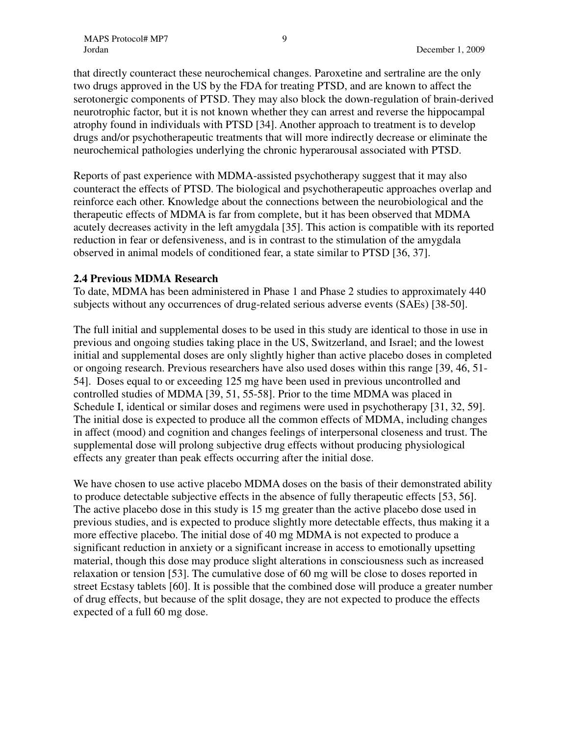that directly counteract these neurochemical changes. Paroxetine and sertraline are the only two drugs approved in the US by the FDA for treating PTSD, and are known to affect the serotonergic components of PTSD. They may also block the down-regulation of brain-derived neurotrophic factor, but it is not known whether they can arrest and reverse the hippocampal atrophy found in individuals with PTSD [34]. Another approach to treatment is to develop drugs and/or psychotherapeutic treatments that will more indirectly decrease or eliminate the neurochemical pathologies underlying the chronic hyperarousal associated with PTSD.

Reports of past experience with MDMA-assisted psychotherapy suggest that it may also counteract the effects of PTSD. The biological and psychotherapeutic approaches overlap and reinforce each other. Knowledge about the connections between the neurobiological and the therapeutic effects of MDMA is far from complete, but it has been observed that MDMA acutely decreases activity in the left amygdala [35]. This action is compatible with its reported reduction in fear or defensiveness, and is in contrast to the stimulation of the amygdala observed in animal models of conditioned fear, a state similar to PTSD [36, 37].

### 2.4 Previous MDMA Research

To date, MDMA has been administered in Phase 1 and Phase 2 studies to approximately 440 subjects without any occurrences of drug-related serious adverse events (SAEs) [38-50].

The full initial and supplemental doses to be used in this study are identical to those in use in previous and ongoing studies taking place in the US, Switzerland, and Israel; and the lowest initial and supplemental doses are only slightly higher than active placebo doses in completed or ongoing research. Previous researchers have also used doses within this range [39, 46, 51-54]. Doses equal to or exceeding 125 mg have been used in previous uncontrolled and controlled studies of MDMA [39, 51, 55-58]. Prior to the time MDMA was placed in Schedule I, identical or similar doses and regimens were used in psychotherapy [31, 32, 59]. The initial dose is expected to produce all the common effects of MDMA, including changes in affect (mood) and cognition and changes feelings of interpersonal closeness and trust. The supplemental dose will prolong subjective drug effects without producing physiological effects any greater than peak effects occurring after the initial dose.

We have chosen to use active placebo MDMA doses on the basis of their demonstrated ability to produce detectable subjective effects in the absence of fully therapeutic effects [53, 56]. The active placebo dose in this study is 15 mg greater than the active placebo dose used in previous studies, and is expected to produce slightly more detectable effects, thus making it a more effective placebo. The initial dose of 40 mg MDMA is not expected to produce a significant reduction in anxiety or a significant increase in access to emotionally upsetting material, though this dose may produce slight alterations in consciousness such as increased relaxation or tension [53]. The cumulative dose of 60 mg will be close to doses reported in street Ecstasy tablets [60]. It is possible that the combined dose will produce a greater number of drug effects, but because of the split dosage, they are not expected to produce the effects expected of a full 60 mg dose.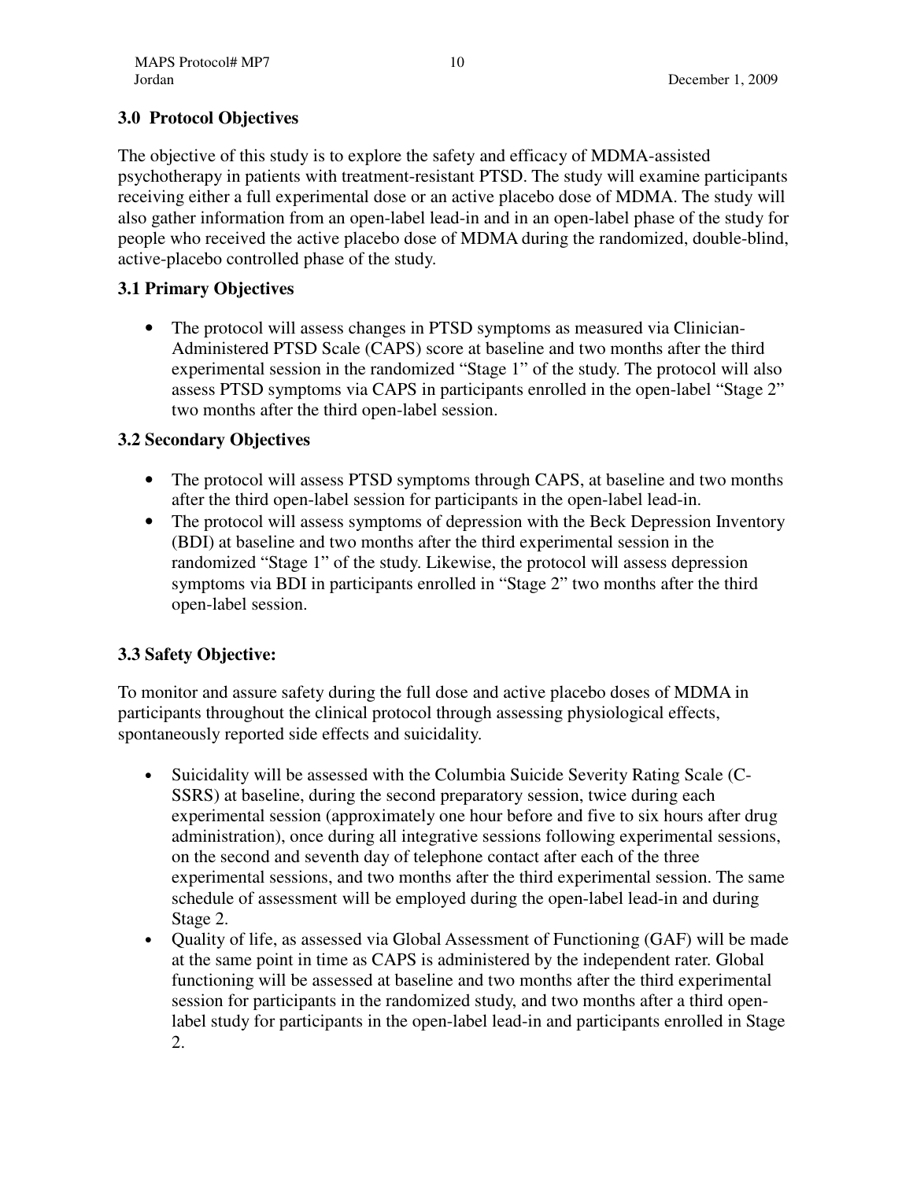## 3.0 Protocol Objectives

The objective of this study is to explore the safety and efficacy of MDMA-assisted psychotherapy in patients with treatment-resistant PTSD. The study will examine participants receiving either a full experimental dose or an active placebo dose of MDMA. The study will also gather information from an open-label lead-in and in an open-label phase of the study for people who received the active placebo dose of MDMA during the randomized, double-blind, active-placebo controlled phase of the study.

### 3.1 Primary Objectives

- The protocol will assess changes in PTSD symptoms as measured via Clinician-Administered PTSD Scale (CAPS) score at baseline and two months after the third experimental session in the randomized "Stage 1" of the study. The protocol will also assess PTSD symptoms via CAPS in participants enrolled in the open-label "Stage 2" two months after the third open-label session.

### 3.2 Secondary Objectives

- The protocol will assess PTSD symptoms through CAPS, at baseline and two months after the third open-label session for participants in the open-label lead-in.
- The protocol will assess symptoms of depression with the Beck Depression Inventory (BDI) at baseline and two months after the third experimental session in the randomized "Stage 1" of the study. Likewise, the protocol will assess depression symptoms via BDI in participants enrolled in "Stage 2" two months after the third open-label session.

### 3.3 Safety Objective:

To monitor and assure safety during the full dose and active placebo doses of MDMA in participants throughout the clinical protocol through assessing physiological effects, spontaneously reported side effects and suicidality.

- Suicidality will be assessed with the Columbia Suicide Severity Rating Scale (C-SSRS) at baseline, during the second preparatory session, twice during each experimental session (approximately one hour before and five to six hours after drug administration), once during all integrative sessions following experimental sessions, on the second and seventh day of telephone contact after each of the three experimental sessions, and two months after the third experimental session. The same schedule of assessment will be employed during the open-label lead-in and during Stage 2.
- Quality of life, as assessed via Global Assessment of Functioning (GAF) will be made at the same point in time as CAPS is administered by the independent rater. Global functioning will be assessed at baseline and two months after the third experimental session for participants in the randomized study, and two months after a third open-label study for participants in the open-label lead-in and participants enrolled in Stage 2.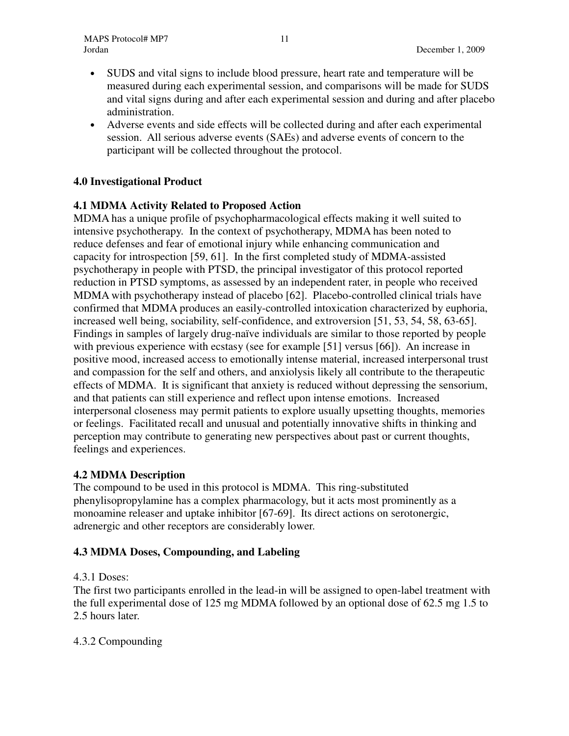- SUDS and vital signs to include blood pressure, heart rate and temperature will be measured during each experimental session, and comparisons will be made for SUDS and vital signs during and after each experimental session and during and after placebo administration.
- Adverse events and side effects will be collected during and after each experimental session. All serious adverse events (SAEs) and adverse events of concern to the participant will be collected throughout the protocol.

## 4.0 Investigational Product

### 4.1 MDMA Activity Related to Proposed Action

MDMA has a unique profile of psychopharmacological effects making it well suited to intensive psychotherapy. In the context of psychotherapy, MDMA has been noted to reduce defenses and fear of emotional injury while enhancing communication and capacity for introspection [59, 61]. In the first completed study of MDMA-assisted psychotherapy in people with PTSD, the principal investigator of this protocol reported reduction in PTSD symptoms, as assessed by an independent rater, in people who received MDMA with psychotherapy instead of placebo [62]. Placebo-controlled clinical trials have confirmed that MDMA produces an easily-controlled intoxication characterized by euphoria, increased well being, sociability, self-confidence, and extroversion [51, 53, 54, 58, 63-65]. Findings in samples of largely drug-naïve individuals are similar to those reported by people with previous experience with ecstasy (see for example [51] versus [66]). An increase in positive mood, increased access to emotionally intense material, increased interpersonal trust and compassion for the self and others, and anxiolysis likely all contribute to the therapeutic effects of MDMA. It is significant that anxiety is reduced without depressing the sensorium, and that patients can still experience and reflect upon intense emotions. Increased interpersonal closeness may permit patients to explore usually upsetting thoughts, memories or feelings. Facilitated recall and unusual and potentially innovative shifts in thinking and perception may contribute to generating new perspectives about past or current thoughts, feelings and experiences.

### 4.2 MDMA Description

The compound to be used in this protocol is MDMA. This ring-substituted phenylisopropylamine has a complex pharmacology, but it acts most prominently as a monoamine releaser and uptake inhibitor [67-69]. Its direct actions on serotonergic, adrenergic and other receptors are considerably lower.

### 4.3 MDMA Doses, Compounding, and Labeling

4.3.1 Doses:

The first two participants enrolled in the lead-in will be assigned to open-label treatment with the full experimental dose of 125 mg MDMA followed by an optional dose of 62.5 mg 1.5 to 2.5 hours later.

4.3.2 Compounding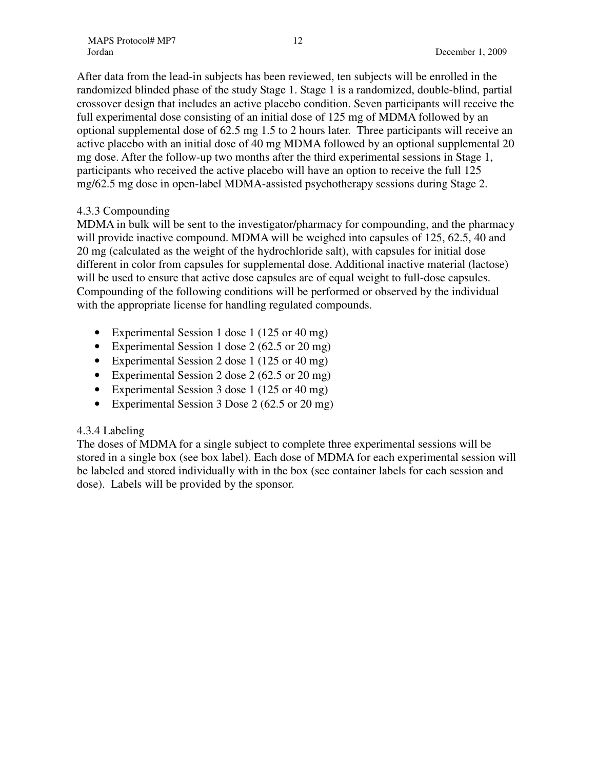After data from the lead-in subjects has been reviewed, ten subjects will be enrolled in the randomized blinded phase of the study Stage 1. Stage 1 is a randomized, double-blind, partial crossover design that includes an active placebo condition. Seven participants will receive the full experimental dose consisting of an initial dose of 125 mg of MDMA followed by an optional supplemental dose of 62.5 mg 1.5 to 2 hours later. Three participants will receive an active placebo with an initial dose of 40 mg MDMA followed by an optional supplemental 20 mg dose. After the follow-up two months after the third experimental sessions in Stage 1, participants who received the active placebo will have an option to receive the full 125 mg/62.5 mg dose in open-label MDMA-assisted psychotherapy sessions during Stage 2.

#### 4.3.3 Compounding

MDMA in bulk will be sent to the investigator/pharmacy for compounding, and the pharmacy will provide inactive compound. MDMA will be weighed into capsules of 125, 62.5, 40 and 20 mg (calculated as the weight of the hydrochloride salt), with capsules for initial dose different in color from capsules for supplemental dose. Additional inactive material (lactose) will be used to ensure that active dose capsules are of equal weight to full-dose capsules. Compounding of the following conditions will be performed or observed by the individual with the appropriate license for handling regulated compounds.

- Experimental Session 1 dose 1 (125 or 40 mg)
- Experimental Session 1 dose 2 (62.5 or 20 mg)
- Experimental Session 2 dose 1 (125 or 40 mg)
- Experimental Session 2 dose 2 (62.5 or 20 mg)
- Experimental Session 3 dose 1 (125 or 40 mg)
- Experimental Session 3 Dose 2 (62.5 or 20 mg)

#### 4.3.4 Labeling

The doses of MDMA for a single subject to complete three experimental sessions will be stored in a single box (see box label). Each dose of MDMA for each experimental session will be labeled and stored individually with in the box (see container labels for each session and dose). Labels will be provided by the sponsor.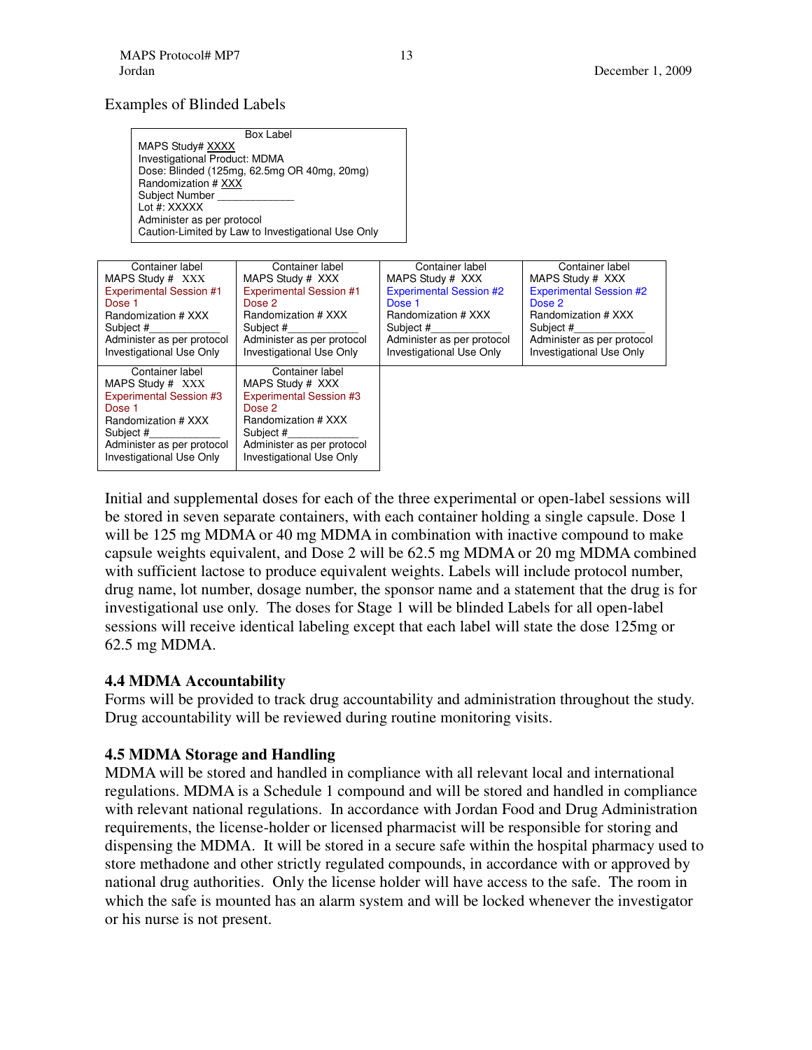Examples of Blinded Labels

| Box Label |
|---|
| MAPS Study# XXXX<br>Investigational Product: MDMA<br>Dose: Blinded (125mg, 62.5mg OR 40mg, 20mg)<br>Randomization # XXX<br>Subject Number ____________<br>Lot #: XXXXX<br>Administer as per protocol<br>Caution-Limited by Law to Investigational Use Only |

| Container label | Container label | Container label | Container label |
|---|---|---|---|
| MAPS Study # XXX<br>Experimental Session #1<br>Dose 1<br>Randomization # XXX<br>Subject #____________<br>Administer as per protocol<br>Investigational Use Only | MAPS Study # XXX<br>Experimental Session #1<br>Dose 2<br>Randomization # XXX<br>Subject #____________<br>Administer as per protocol<br>Investigational Use Only | MAPS Study # XXX<br>Experimental Session #2<br>Dose 1<br>Randomization # XXX<br>Subject #____________<br>Administer as per protocol<br>Investigational Use Only | MAPS Study # XXX<br>Experimental Session #2<br>Dose 2<br>Randomization # XXX<br>Subject #____________<br>Administer as per protocol<br>Investigational Use Only |
| Container label<br>MAPS Study # XXX<br>Experimental Session #3<br>Dose 1<br>Randomization # XXX<br>Subject #____________<br>Administer as per protocol<br>Investigational Use Only | Container label<br>MAPS Study # XXX<br>Experimental Session #3<br>Dose 2<br>Randomization # XXX<br>Subject #____________<br>Administer as per protocol<br>Investigational Use Only | | |

Initial and supplemental doses for each of the three experimental or open-label sessions will be stored in seven separate containers, with each container holding a single capsule. Dose 1 will be 125 mg MDMA or 40 mg MDMA in combination with inactive compound to make capsule weights equivalent, and Dose 2 will be 62.5 mg MDMA or 20 mg MDMA combined with sufficient lactose to produce equivalent weights. Labels will include protocol number, drug name, lot number, dosage number, the sponsor name and a statement that the drug is for investigational use only. The doses for Stage 1 will be blinded Labels for all open-label sessions will receive identical labeling except that each label will state the dose 125mg or 62.5 mg MDMA.

### 4.4 MDMA Accountability

Forms will be provided to track drug accountability and administration throughout the study. Drug accountability will be reviewed during routine monitoring visits.

### 4.5 MDMA Storage and Handling

MDMA will be stored and handled in compliance with all relevant local and international regulations. MDMA is a Schedule 1 compound and will be stored and handled in compliance with relevant national regulations. In accordance with Jordan Food and Drug Administration requirements, the license-holder or licensed pharmacist will be responsible for storing and dispensing the MDMA. It will be stored in a secure safe within the hospital pharmacy used to store methadone and other strictly regulated compounds, in accordance with or approved by national drug authorities. Only the license holder will have access to the safe. The room in which the safe is mounted has an alarm system and will be locked whenever the investigator or his nurse is not present.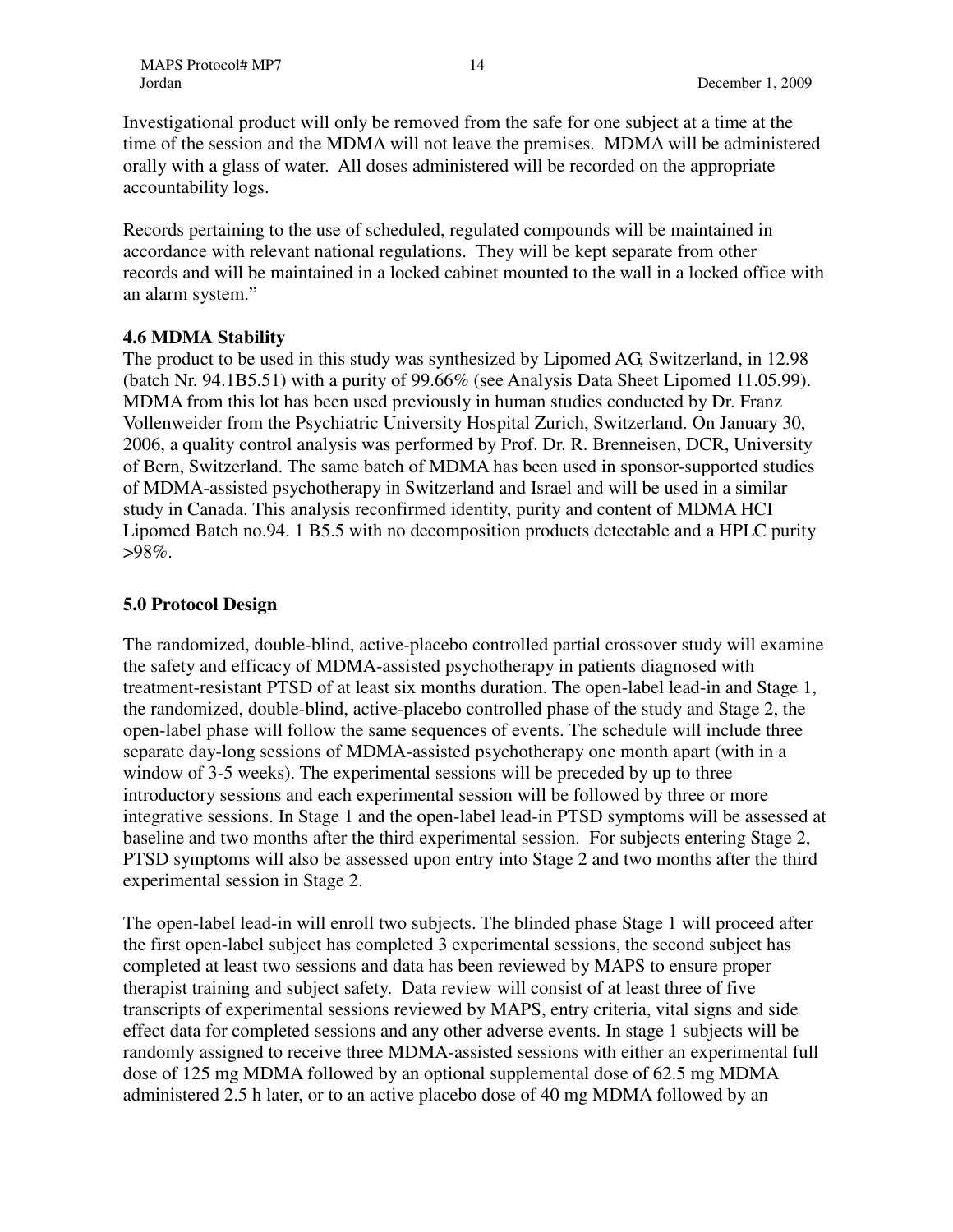Investigational product will only be removed from the safe for one subject at a time at the time of the session and the MDMA will not leave the premises. MDMA will be administered orally with a glass of water. All doses administered will be recorded on the appropriate accountability logs.

Records pertaining to the use of scheduled, regulated compounds will be maintained in accordance with relevant national regulations. They will be kept separate from other records and will be maintained in a locked cabinet mounted to the wall in a locked office with an alarm system."

### 4.6 MDMA Stability

The product to be used in this study was synthesized by Lipomed AG, Switzerland, in 12.98 (batch Nr. 94.1B5.51) with a purity of 99.66% (see Analysis Data Sheet Lipomed 11.05.99). MDMA from this lot has been used previously in human studies conducted by Dr. Franz Vollenweider from the Psychiatric University Hospital Zurich, Switzerland. On January 30, 2006, a quality control analysis was performed by Prof. Dr. R. Brenneisen, DCR, University of Bern, Switzerland. The same batch of MDMA has been used in sponsor-supported studies of MDMA-assisted psychotherapy in Switzerland and Israel and will be used in a similar study in Canada. This analysis reconfirmed identity, purity and content of MDMA HCI Lipomed Batch no.94. 1 B5.5 with no decomposition products detectable and a HPLC purity >98%.

## 5.0 Protocol Design

The randomized, double-blind, active-placebo controlled partial crossover study will examine the safety and efficacy of MDMA-assisted psychotherapy in patients diagnosed with treatment-resistant PTSD of at least six months duration. The open-label lead-in and Stage 1, the randomized, double-blind, active-placebo controlled phase of the study and Stage 2, the open-label phase will follow the same sequences of events. The schedule will include three separate day-long sessions of MDMA-assisted psychotherapy one month apart (with in a window of 3-5 weeks). The experimental sessions will be preceded by up to three introductory sessions and each experimental session will be followed by three or more integrative sessions. In Stage 1 and the open-label lead-in PTSD symptoms will be assessed at baseline and two months after the third experimental session. For subjects entering Stage 2, PTSD symptoms will also be assessed upon entry into Stage 2 and two months after the third experimental session in Stage 2.

The open-label lead-in will enroll two subjects. The blinded phase Stage 1 will proceed after the first open-label subject has completed 3 experimental sessions, the second subject has completed at least two sessions and data has been reviewed by MAPS to ensure proper therapist training and subject safety. Data review will consist of at least three of five transcripts of experimental sessions reviewed by MAPS, entry criteria, vital signs and side effect data for completed sessions and any other adverse events. In stage 1 subjects will be randomly assigned to receive three MDMA-assisted sessions with either an experimental full dose of 125 mg MDMA followed by an optional supplemental dose of 62.5 mg MDMA administered 2.5 h later, or to an active placebo dose of 40 mg MDMA followed by an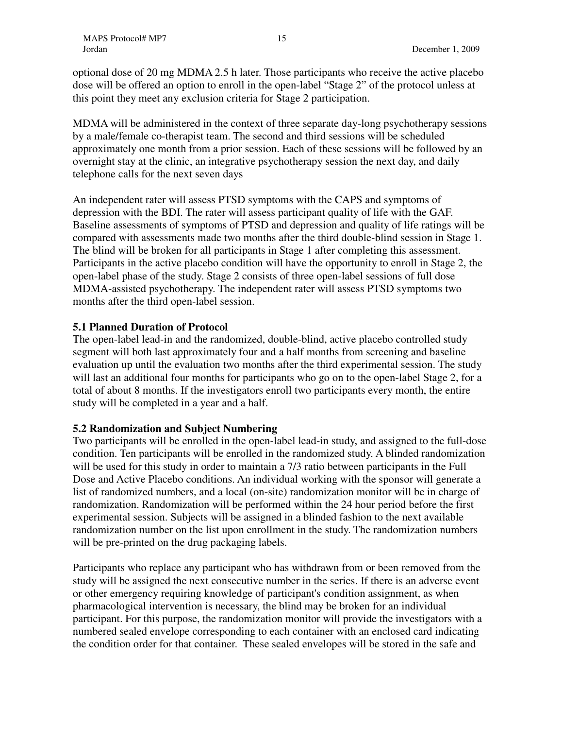optional dose of 20 mg MDMA 2.5 h later. Those participants who receive the active placebo dose will be offered an option to enroll in the open-label "Stage 2" of the protocol unless at this point they meet any exclusion criteria for Stage 2 participation.

MDMA will be administered in the context of three separate day-long psychotherapy sessions by a male/female co-therapist team. The second and third sessions will be scheduled approximately one month from a prior session. Each of these sessions will be followed by an overnight stay at the clinic, an integrative psychotherapy session the next day, and daily telephone calls for the next seven days

An independent rater will assess PTSD symptoms with the CAPS and symptoms of depression with the BDI. The rater will assess participant quality of life with the GAF. Baseline assessments of symptoms of PTSD and depression and quality of life ratings will be compared with assessments made two months after the third double-blind session in Stage 1. The blind will be broken for all participants in Stage 1 after completing this assessment. Participants in the active placebo condition will have the opportunity to enroll in Stage 2, the open-label phase of the study. Stage 2 consists of three open-label sessions of full dose MDMA-assisted psychotherapy. The independent rater will assess PTSD symptoms two months after the third open-label session.

### 5.1 Planned Duration of Protocol

The open-label lead-in and the randomized, double-blind, active placebo controlled study segment will both last approximately four and a half months from screening and baseline evaluation up until the evaluation two months after the third experimental session. The study will last an additional four months for participants who go on to the open-label Stage 2, for a total of about 8 months. If the investigators enroll two participants every month, the entire study will be completed in a year and a half.

### 5.2 Randomization and Subject Numbering

Two participants will be enrolled in the open-label lead-in study, and assigned to the full-dose condition. Ten participants will be enrolled in the randomized study. A blinded randomization will be used for this study in order to maintain a 7/3 ratio between participants in the Full Dose and Active Placebo conditions. An individual working with the sponsor will generate a list of randomized numbers, and a local (on-site) randomization monitor will be in charge of randomization. Randomization will be performed within the 24 hour period before the first experimental session. Subjects will be assigned in a blinded fashion to the next available randomization number on the list upon enrollment in the study. The randomization numbers will be pre-printed on the drug packaging labels.

Participants who replace any participant who has withdrawn from or been removed from the study will be assigned the next consecutive number in the series. If there is an adverse event or other emergency requiring knowledge of participant's condition assignment, as when pharmacological intervention is necessary, the blind may be broken for an individual participant. For this purpose, the randomization monitor will provide the investigators with a numbered sealed envelope corresponding to each container with an enclosed card indicating the condition order for that container. These sealed envelopes will be stored in the safe and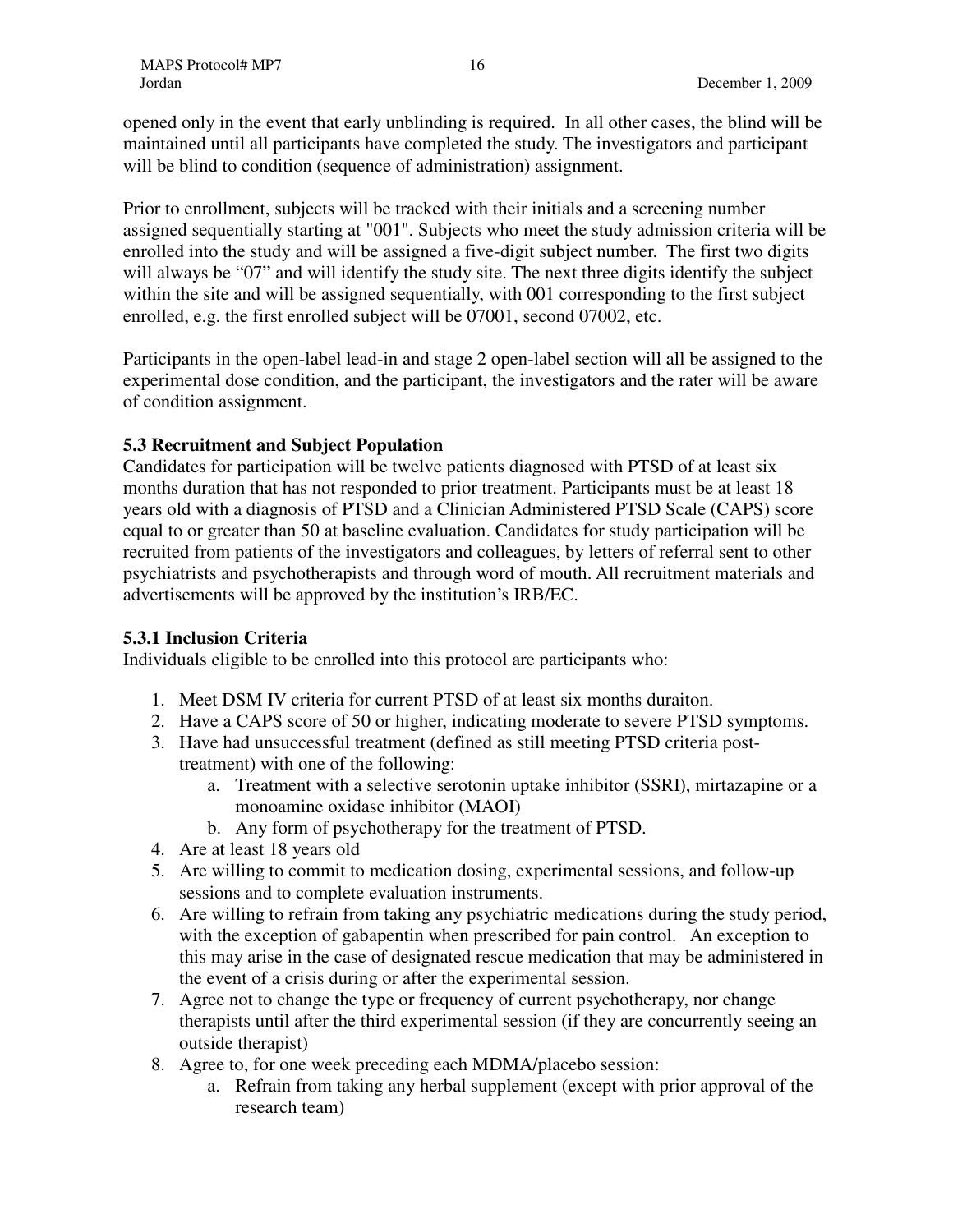opened only in the event that early unblinding is required. In all other cases, the blind will be maintained until all participants have completed the study. The investigators and participant will be blind to condition (sequence of administration) assignment.

Prior to enrollment, subjects will be tracked with their initials and a screening number assigned sequentially starting at "001". Subjects who meet the study admission criteria will be enrolled into the study and will be assigned a five-digit subject number. The first two digits will always be "07" and will identify the study site. The next three digits identify the subject within the site and will be assigned sequentially, with 001 corresponding to the first subject enrolled, e.g. the first enrolled subject will be 07001, second 07002, etc.

Participants in the open-label lead-in and stage 2 open-label section will all be assigned to the experimental dose condition, and the participant, the investigators and the rater will be aware of condition assignment.

### 5.3 Recruitment and Subject Population

Candidates for participation will be twelve patients diagnosed with PTSD of at least six months duration that has not responded to prior treatment. Participants must be at least 18 years old with a diagnosis of PTSD and a Clinician Administered PTSD Scale (CAPS) score equal to or greater than 50 at baseline evaluation. Candidates for study participation will be recruited from patients of the investigators and colleagues, by letters of referral sent to other psychiatrists and psychotherapists and through word of mouth. All recruitment materials and advertisements will be approved by the institution's IRB/EC.

### 5.3.1 Inclusion Criteria

Individuals eligible to be enrolled into this protocol are participants who:

1. Meet DSM IV criteria for current PTSD of at least six months duraiton.
2. Have a CAPS score of 50 or higher, indicating moderate to severe PTSD symptoms.
3. Have had unsuccessful treatment (defined as still meeting PTSD criteria post-treatment) with one of the following:
    a. Treatment with a selective serotonin uptake inhibitor (SSRI), mirtazapine or a monoamine oxidase inhibitor (MAOI)
    b. Any form of psychotherapy for the treatment of PTSD.
4. Are at least 18 years old
5. Are willing to commit to medication dosing, experimental sessions, and follow-up sessions and to complete evaluation instruments.
6. Are willing to refrain from taking any psychiatric medications during the study period, with the exception of gabapentin when prescribed for pain control. An exception to this may arise in the case of designated rescue medication that may be administered in the event of a crisis during or after the experimental session.
7. Agree not to change the type or frequency of current psychotherapy, nor change therapists until after the third experimental session (if they are concurrently seeing an outside therapist)
8. Agree to, for one week preceding each MDMA/placebo session:
    a. Refrain from taking any herbal supplement (except with prior approval of the research team)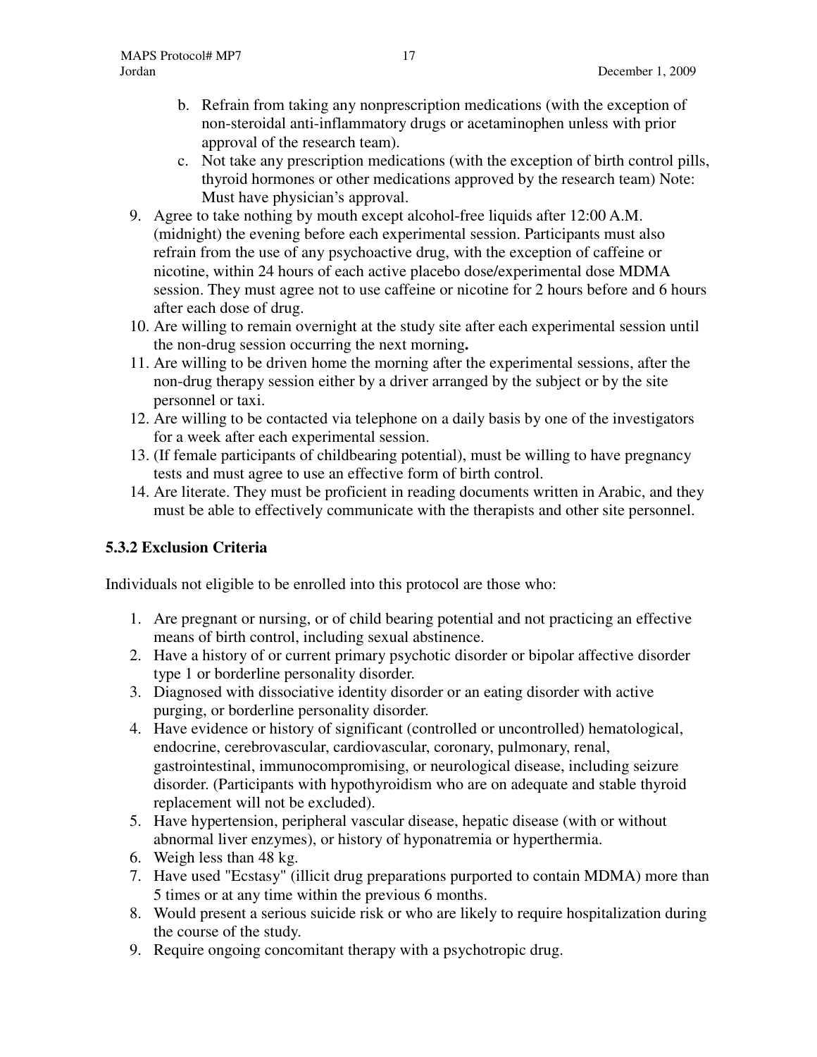b. Refrain from taking any nonprescription medications (with the exception of non-steroidal anti-inflammatory drugs or acetaminophen unless with prior approval of the research team).
   c. Not take any prescription medications (with the exception of birth control pills, thyroid hormones or other medications approved by the research team) Note: Must have physician's approval.
9. Agree to take nothing by mouth except alcohol-free liquids after 12:00 A.M. (midnight) the evening before each experimental session. Participants must also refrain from the use of any psychoactive drug, with the exception of caffeine or nicotine, within 24 hours of each active placebo dose/experimental dose MDMA session. They must agree not to use caffeine or nicotine for 2 hours before and 6 hours after each dose of drug.
10. Are willing to remain overnight at the study site after each experimental session until the non-drug session occurring the next morning**.**
11. Are willing to be driven home the morning after the experimental sessions, after the non-drug therapy session either by a driver arranged by the subject or by the site personnel or taxi.
12. Are willing to be contacted via telephone on a daily basis by one of the investigators for a week after each experimental session.
13. (If female participants of childbearing potential), must be willing to have pregnancy tests and must agree to use an effective form of birth control.
14. Are literate. They must be proficient in reading documents written in Arabic, and they must be able to effectively communicate with the therapists and other site personnel.

### 5.3.2 Exclusion Criteria

Individuals not eligible to be enrolled into this protocol are those who:

1. Are pregnant or nursing, or of child bearing potential and not practicing an effective means of birth control, including sexual abstinence.
2. Have a history of or current primary psychotic disorder or bipolar affective disorder type 1 or borderline personality disorder.
3. Diagnosed with dissociative identity disorder or an eating disorder with active purging, or borderline personality disorder.
4. Have evidence or history of significant (controlled or uncontrolled) hematological, endocrine, cerebrovascular, cardiovascular, coronary, pulmonary, renal, gastrointestinal, immunocompromising, or neurological disease, including seizure disorder. (Participants with hypothyroidism who are on adequate and stable thyroid replacement will not be excluded).
5. Have hypertension, peripheral vascular disease, hepatic disease (with or without abnormal liver enzymes), or history of hyponatremia or hyperthermia.
6. Weigh less than 48 kg.
7. Have used "Ecstasy" (illicit drug preparations purported to contain MDMA) more than 5 times or at any time within the previous 6 months.
8. Would present a serious suicide risk or who are likely to require hospitalization during the course of the study.
9. Require ongoing concomitant therapy with a psychotropic drug.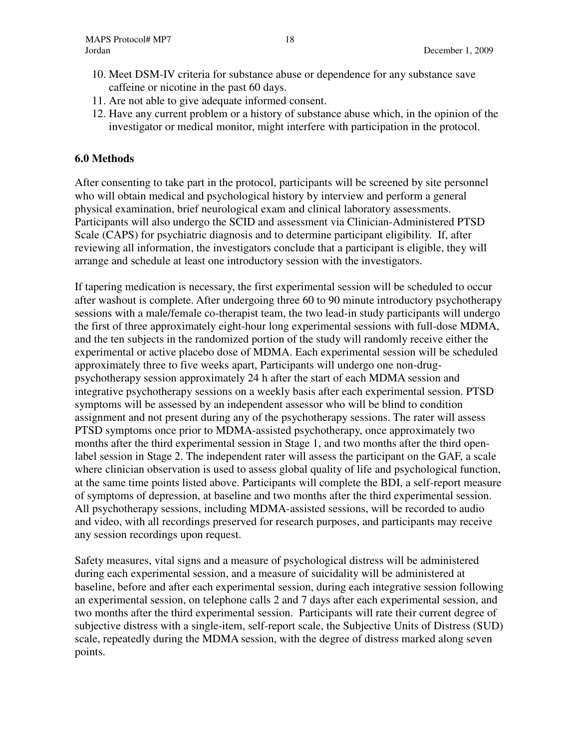10. Meet DSM-IV criteria for substance abuse or dependence for any substance save caffeine or nicotine in the past 60 days.
11. Are not able to give adequate informed consent.
12. Have any current problem or a history of substance abuse which, in the opinion of the investigator or medical monitor, might interfere with participation in the protocol.

## 6.0 Methods

After consenting to take part in the protocol, participants will be screened by site personnel who will obtain medical and psychological history by interview and perform a general physical examination, brief neurological exam and clinical laboratory assessments. Participants will also undergo the SCID and assessment via Clinician-Administered PTSD Scale (CAPS) for psychiatric diagnosis and to determine participant eligibility. If, after reviewing all information, the investigators conclude that a participant is eligible, they will arrange and schedule at least one introductory session with the investigators.

If tapering medication is necessary, the first experimental session will be scheduled to occur after washout is complete. After undergoing three 60 to 90 minute introductory psychotherapy sessions with a male/female co-therapist team, the two lead-in study participants will undergo the first of three approximately eight-hour long experimental sessions with full-dose MDMA, and the ten subjects in the randomized portion of the study will randomly receive either the experimental or active placebo dose of MDMA. Each experimental session will be scheduled approximately three to five weeks apart, Participants will undergo one non-drug-psychotherapy session approximately 24 h after the start of each MDMA session and integrative psychotherapy sessions on a weekly basis after each experimental session. PTSD symptoms will be assessed by an independent assessor who will be blind to condition assignment and not present during any of the psychotherapy sessions. The rater will assess PTSD symptoms once prior to MDMA-assisted psychotherapy, once approximately two months after the third experimental session in Stage 1, and two months after the third open-label session in Stage 2. The independent rater will assess the participant on the GAF, a scale where clinician observation is used to assess global quality of life and psychological function, at the same time points listed above. Participants will complete the BDI, a self-report measure of symptoms of depression, at baseline and two months after the third experimental session. All psychotherapy sessions, including MDMA-assisted sessions, will be recorded to audio and video, with all recordings preserved for research purposes, and participants may receive any session recordings upon request.

Safety measures, vital signs and a measure of psychological distress will be administered during each experimental session, and a measure of suicidality will be administered at baseline, before and after each experimental session, during each integrative session following an experimental session, on telephone calls 2 and 7 days after each experimental session, and two months after the third experimental session. Participants will rate their current degree of subjective distress with a single-item, self-report scale, the Subjective Units of Distress (SUD) scale, repeatedly during the MDMA session, with the degree of distress marked along seven points.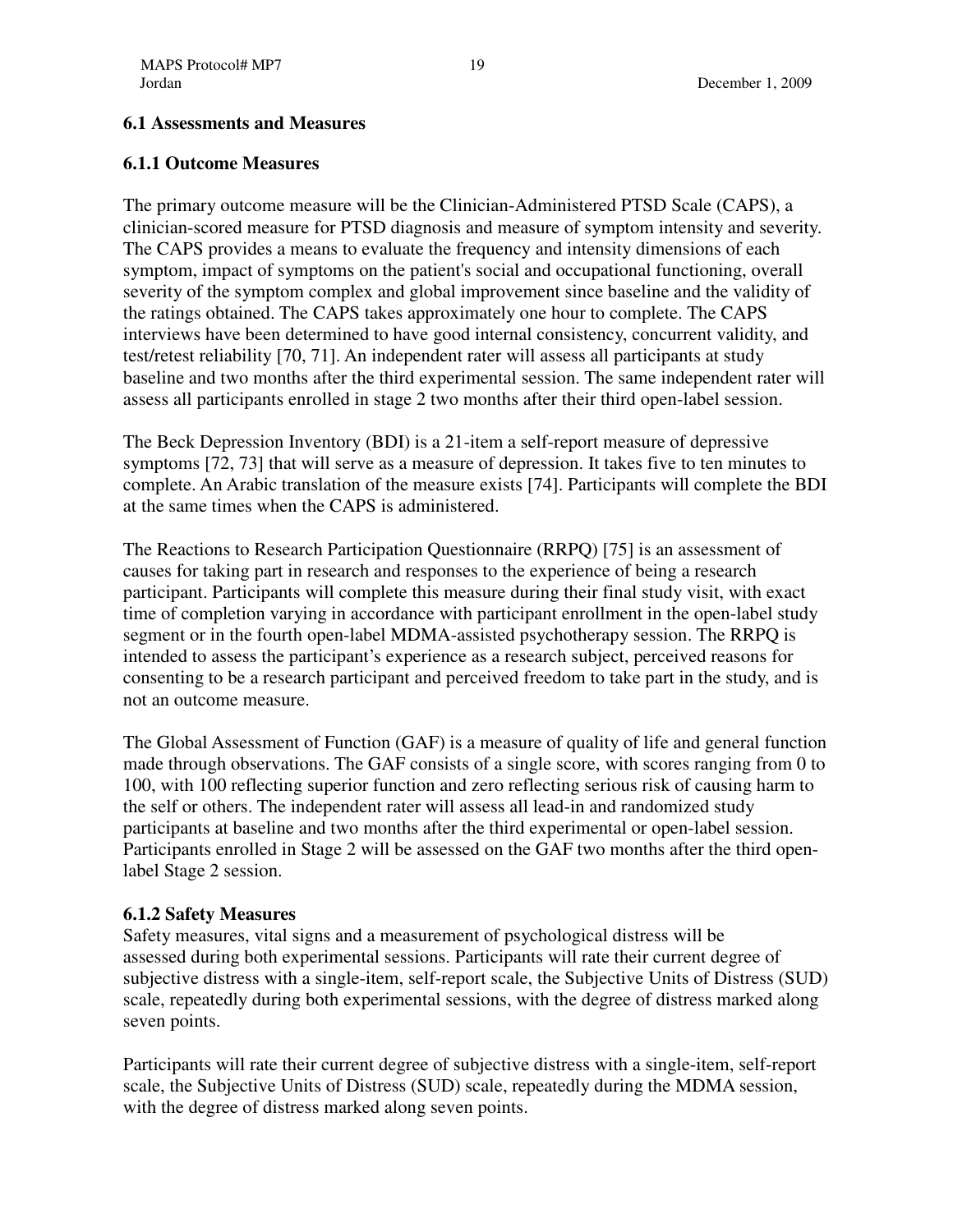### 6.1 Assessments and Measures

### 6.1.1 Outcome Measures

The primary outcome measure will be the Clinician-Administered PTSD Scale (CAPS), a clinician-scored measure for PTSD diagnosis and measure of symptom intensity and severity. The CAPS provides a means to evaluate the frequency and intensity dimensions of each symptom, impact of symptoms on the patient's social and occupational functioning, overall severity of the symptom complex and global improvement since baseline and the validity of the ratings obtained. The CAPS takes approximately one hour to complete. The CAPS interviews have been determined to have good internal consistency, concurrent validity, and test/retest reliability [70, 71]. An independent rater will assess all participants at study baseline and two months after the third experimental session. The same independent rater will assess all participants enrolled in stage 2 two months after their third open-label session.

The Beck Depression Inventory (BDI) is a 21-item a self-report measure of depressive symptoms [72, 73] that will serve as a measure of depression. It takes five to ten minutes to complete. An Arabic translation of the measure exists [74]. Participants will complete the BDI at the same times when the CAPS is administered.

The Reactions to Research Participation Questionnaire (RRPQ) [75] is an assessment of causes for taking part in research and responses to the experience of being a research participant. Participants will complete this measure during their final study visit, with exact time of completion varying in accordance with participant enrollment in the open-label study segment or in the fourth open-label MDMA-assisted psychotherapy session. The RRPQ is intended to assess the participant's experience as a research subject, perceived reasons for consenting to be a research participant and perceived freedom to take part in the study, and is not an outcome measure.

The Global Assessment of Function (GAF) is a measure of quality of life and general function made through observations. The GAF consists of a single score, with scores ranging from 0 to 100, with 100 reflecting superior function and zero reflecting serious risk of causing harm to the self or others. The independent rater will assess all lead-in and randomized study participants at baseline and two months after the third experimental or open-label session. Participants enrolled in Stage 2 will be assessed on the GAF two months after the third open-label Stage 2 session.

### 6.1.2 Safety Measures

Safety measures, vital signs and a measurement of psychological distress will be assessed during both experimental sessions. Participants will rate their current degree of subjective distress with a single-item, self-report scale, the Subjective Units of Distress (SUD) scale, repeatedly during both experimental sessions, with the degree of distress marked along seven points.

Participants will rate their current degree of subjective distress with a single-item, self-report scale, the Subjective Units of Distress (SUD) scale, repeatedly during the MDMA session, with the degree of distress marked along seven points.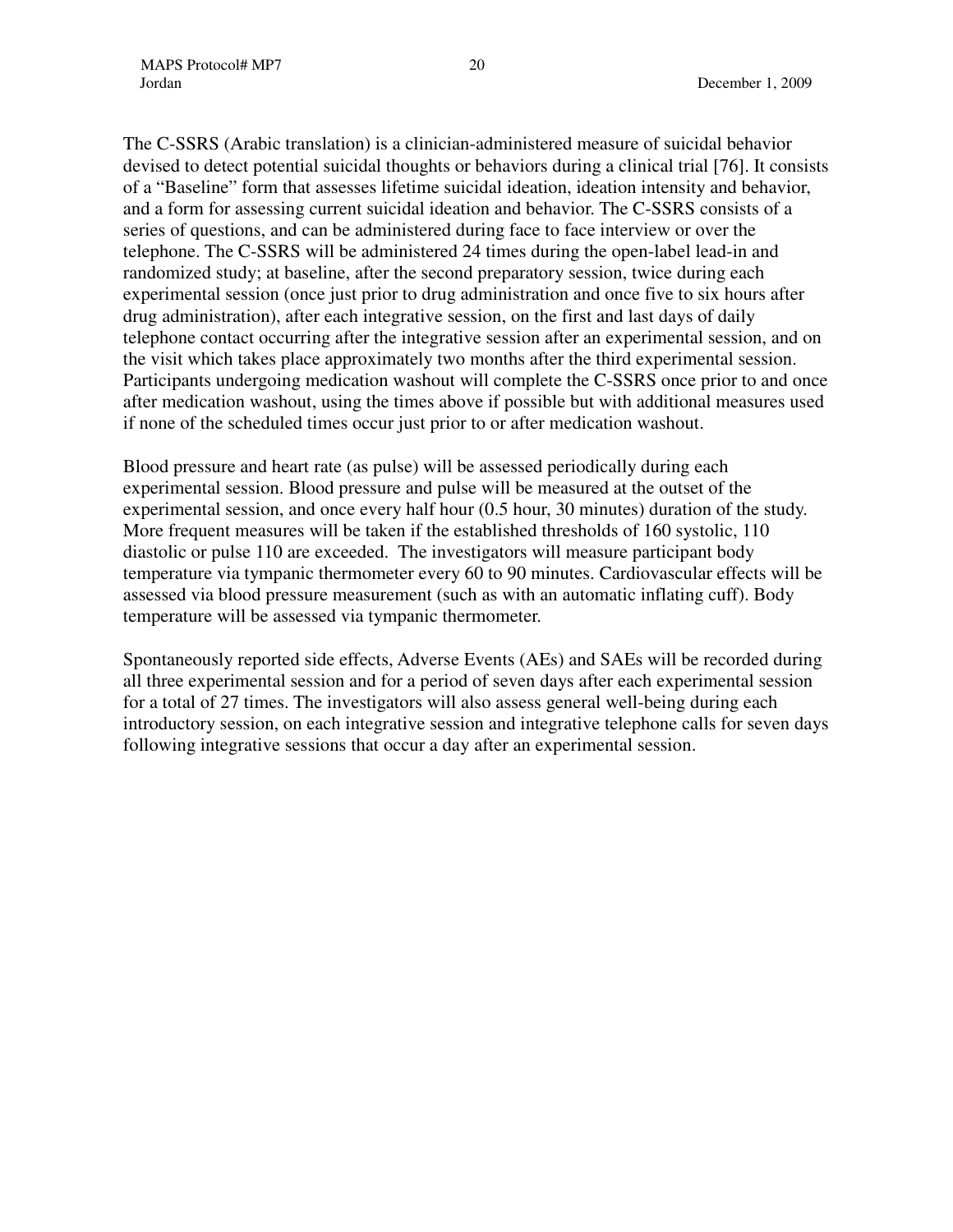The C-SSRS (Arabic translation) is a clinician-administered measure of suicidal behavior devised to detect potential suicidal thoughts or behaviors during a clinical trial [76]. It consists of a "Baseline" form that assesses lifetime suicidal ideation, ideation intensity and behavior, and a form for assessing current suicidal ideation and behavior. The C-SSRS consists of a series of questions, and can be administered during face to face interview or over the telephone. The C-SSRS will be administered 24 times during the open-label lead-in and randomized study; at baseline, after the second preparatory session, twice during each experimental session (once just prior to drug administration and once five to six hours after drug administration), after each integrative session, on the first and last days of daily telephone contact occurring after the integrative session after an experimental session, and on the visit which takes place approximately two months after the third experimental session. Participants undergoing medication washout will complete the C-SSRS once prior to and once after medication washout, using the times above if possible but with additional measures used if none of the scheduled times occur just prior to or after medication washout.

Blood pressure and heart rate (as pulse) will be assessed periodically during each experimental session. Blood pressure and pulse will be measured at the outset of the experimental session, and once every half hour (0.5 hour, 30 minutes) duration of the study. More frequent measures will be taken if the established thresholds of 160 systolic, 110 diastolic or pulse 110 are exceeded. The investigators will measure participant body temperature via tympanic thermometer every 60 to 90 minutes. Cardiovascular effects will be assessed via blood pressure measurement (such as with an automatic inflating cuff). Body temperature will be assessed via tympanic thermometer.

Spontaneously reported side effects, Adverse Events (AEs) and SAEs will be recorded during all three experimental session and for a period of seven days after each experimental session for a total of 27 times. The investigators will also assess general well-being during each introductory session, on each integrative session and integrative telephone calls for seven days following integrative sessions that occur a day after an experimental session.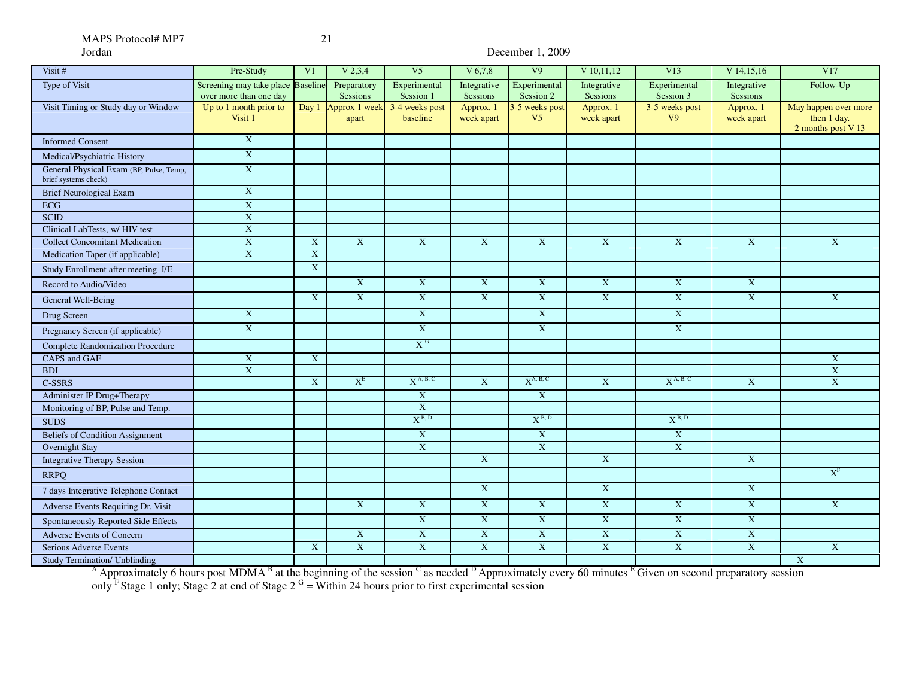| Visit # | Pre-Study | V1 | V 2,3,4 | V5 | V 6,7,8 | V9 | V 10,11,12 | V13 | V 14,15,16 | V17 |
|---|---|---|---|---|---|---|---|---|---|---|
| Type of Visit | Screening may take place over more than one day | Baseline | Preparatory Sessions | Experimental Session 1 | Integrative Sessions | Experimental Session 2 | Integrative Sessions | Experimental Session 3 | Integrative Sessions | Follow-Up |
| Visit Timing or Study day or Window | Up to 1 month prior to Visit 1 | Day 1 | Approx 1 week apart | 3-4 weeks post baseline | Approx. 1 week apart | 3-5 weeks post V5 | Approx. 1 week apart | 3-5 weeks post V9 | Approx. 1 week apart | May happen over more then 1 day. 2 months post V 13 |
| Informed Consent | X | | | | | | | | | |
| Medical/Psychiatric History | X | | | | | | | | | |
| General Physical Exam (BP, Pulse, Temp, brief systems check) | X | | | | | | | | | |
| Brief Neurological Exam | X | | | | | | | | | |
| ECG | X | | | | | | | | | |
| SCID | X | | | | | | | | | |
| Clinical LabTests, w/ HIV test | X | | | | | | | | | |
| Collect Concomitant Medication | X | X | X | X | X | X | X | X | X | X |
| Medication Taper (if applicable) | X | X | | | | | | | | |
| Study Enrollment after meeting I/E | | X | | | | | | | | |
| Record to Audio/Video | | | X | X | X | X | X | X | X | |
| General Well-Being | | X | X | X | X | X | X | X | X | X |
| Drug Screen | X | | | X | | X | | X | | |
| Pregnancy Screen (if applicable) | X | | | X | | X | | X | | |
| Complete Randomization Procedure | | | | X [G] | | | | | | |
| CAPS and GAF | X | X | | | | | | | | X |
| BDI | X | | | | | | | | | X |
| C-SSRS | | X | X [E] | X [A, B, C] | X | X [A, B, C] | X | X [A, B, C] | X | X |
| Administer IP Drug+Therapy | | | | X | | X | | | | |
| Monitoring of BP, Pulse and Temp. | | | | X | | | | | | |
| SUDS | | | | X [B, D] | | X [B, D] | | X [B, D] | | |
| Beliefs of Condition Assignment | | | | X | | X | | X | | |
| Overnight Stay | | | | X | | X | | X | | |
| Integrative Therapy Session | | | | | X | | X | | X | |
| RRPQ | | | | | | | | | | X [F] |
| 7 days Integrative Telephone Contact | | | | | X | | X | | X | |
| Adverse Events Requiring Dr. Visit | | | X | X | X | X | X | X | X | X |
| Spontaneously Reported Side Effects | | | | X | X | X | X | X | X | |
| Adverse Events of Concern | | | X | X | X | X | X | X | X | |
| Serious Adverse Events | | X | X | X | X | X | X | X | X | X |
| Study Termination/ Unblinding | | | | | | | | | | X |

[A] Approximately 6 hours post MDMA [B] at the beginning of the session [C] as needed [D] Approximately every 60 minutes [E] Given on second preparatory session only [F] Stage 1 only; Stage 2 at end of Stage 2 [G] = Within 24 hours prior to first experimental session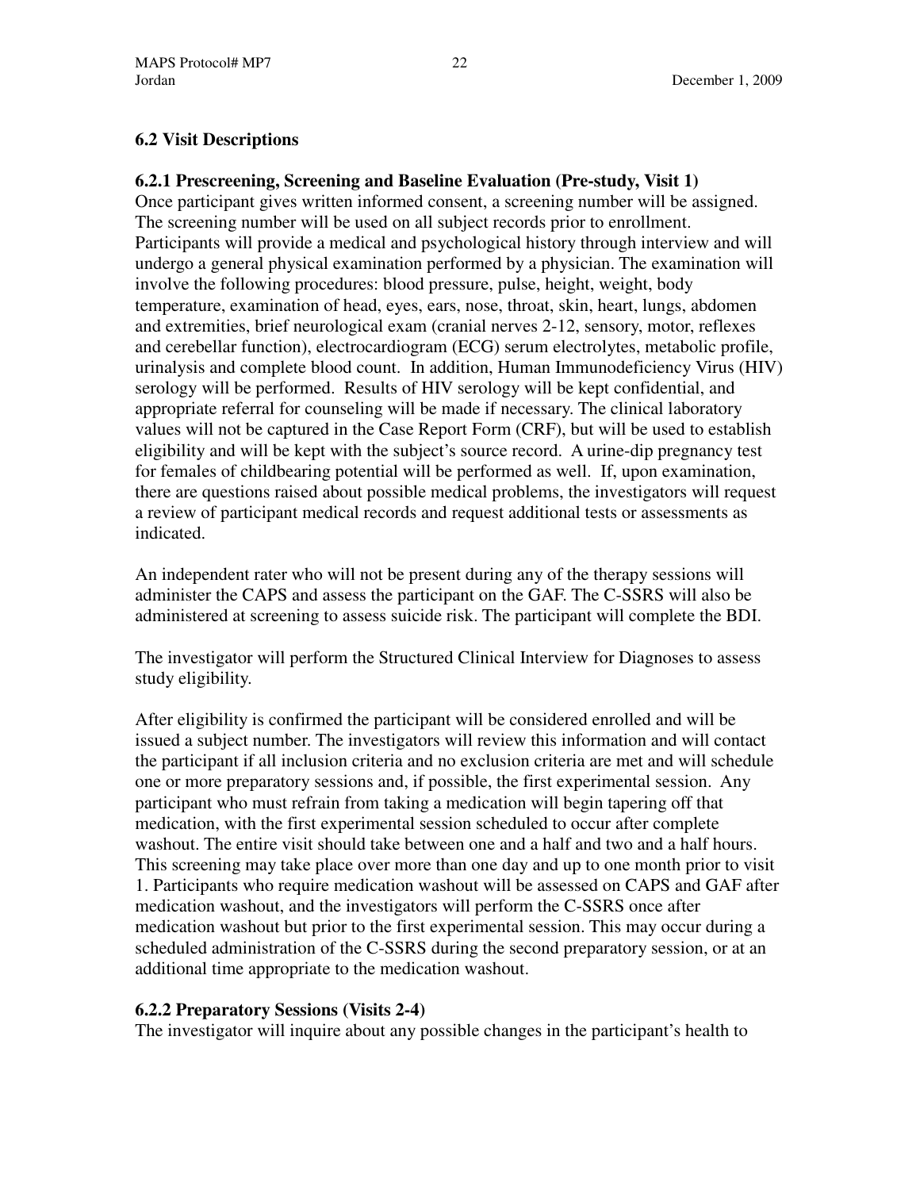### 6.2 Visit Descriptions

#### 6.2.1 Prescreening, Screening and Baseline Evaluation (Pre-study, Visit 1)

Once participant gives written informed consent, a screening number will be assigned. The screening number will be used on all subject records prior to enrollment. Participants will provide a medical and psychological history through interview and will undergo a general physical examination performed by a physician. The examination will involve the following procedures: blood pressure, pulse, height, weight, body temperature, examination of head, eyes, ears, nose, throat, skin, heart, lungs, abdomen and extremities, brief neurological exam (cranial nerves 2-12, sensory, motor, reflexes and cerebellar function), electrocardiogram (ECG) serum electrolytes, metabolic profile, urinalysis and complete blood count. In addition, Human Immunodeficiency Virus (HIV) serology will be performed. Results of HIV serology will be kept confidential, and appropriate referral for counseling will be made if necessary. The clinical laboratory values will not be captured in the Case Report Form (CRF), but will be used to establish eligibility and will be kept with the subject's source record. A urine-dip pregnancy test for females of childbearing potential will be performed as well. If, upon examination, there are questions raised about possible medical problems, the investigators will request a review of participant medical records and request additional tests or assessments as indicated.

An independent rater who will not be present during any of the therapy sessions will administer the CAPS and assess the participant on the GAF. The C-SSRS will also be administered at screening to assess suicide risk. The participant will complete the BDI.

The investigator will perform the Structured Clinical Interview for Diagnoses to assess study eligibility.

After eligibility is confirmed the participant will be considered enrolled and will be issued a subject number. The investigators will review this information and will contact the participant if all inclusion criteria and no exclusion criteria are met and will schedule one or more preparatory sessions and, if possible, the first experimental session. Any participant who must refrain from taking a medication will begin tapering off that medication, with the first experimental session scheduled to occur after complete washout. The entire visit should take between one and a half and two and a half hours. This screening may take place over more than one day and up to one month prior to visit 1. Participants who require medication washout will be assessed on CAPS and GAF after medication washout, and the investigators will perform the C-SSRS once after medication washout but prior to the first experimental session. This may occur during a scheduled administration of the C-SSRS during the second preparatory session, or at an additional time appropriate to the medication washout.

#### 6.2.2 Preparatory Sessions (Visits 2-4)

The investigator will inquire about any possible changes in the participant's health to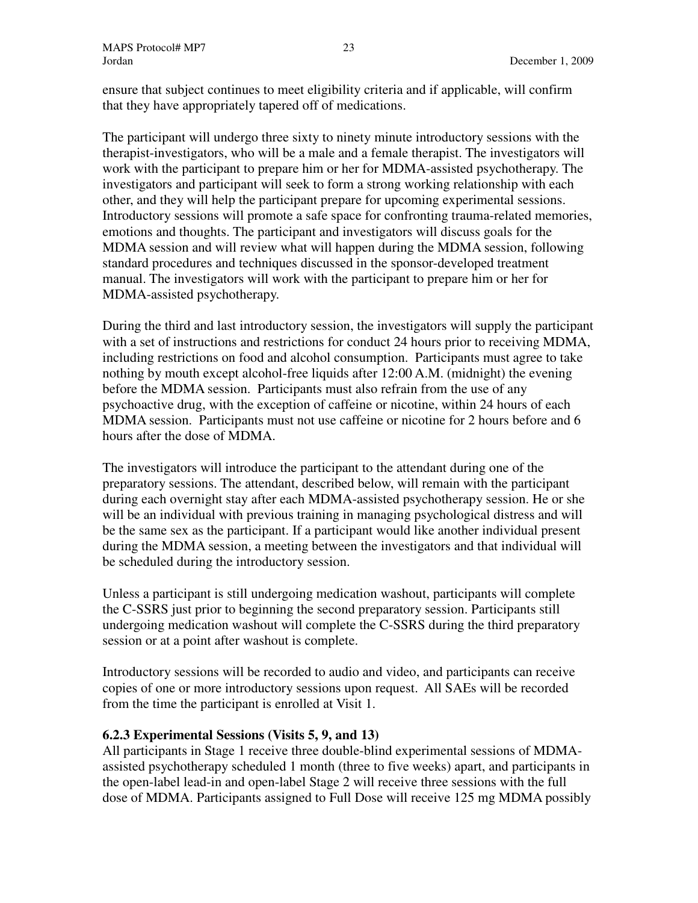ensure that subject continues to meet eligibility criteria and if applicable, will confirm that they have appropriately tapered off of medications.

The participant will undergo three sixty to ninety minute introductory sessions with the therapist-investigators, who will be a male and a female therapist. The investigators will work with the participant to prepare him or her for MDMA-assisted psychotherapy. The investigators and participant will seek to form a strong working relationship with each other, and they will help the participant prepare for upcoming experimental sessions. Introductory sessions will promote a safe space for confronting trauma-related memories, emotions and thoughts. The participant and investigators will discuss goals for the MDMA session and will review what will happen during the MDMA session, following standard procedures and techniques discussed in the sponsor-developed treatment manual. The investigators will work with the participant to prepare him or her for MDMA-assisted psychotherapy.

During the third and last introductory session, the investigators will supply the participant with a set of instructions and restrictions for conduct 24 hours prior to receiving MDMA, including restrictions on food and alcohol consumption. Participants must agree to take nothing by mouth except alcohol-free liquids after 12:00 A.M. (midnight) the evening before the MDMA session. Participants must also refrain from the use of any psychoactive drug, with the exception of caffeine or nicotine, within 24 hours of each MDMA session. Participants must not use caffeine or nicotine for 2 hours before and 6 hours after the dose of MDMA.

The investigators will introduce the participant to the attendant during one of the preparatory sessions. The attendant, described below, will remain with the participant during each overnight stay after each MDMA-assisted psychotherapy session. He or she will be an individual with previous training in managing psychological distress and will be the same sex as the participant. If a participant would like another individual present during the MDMA session, a meeting between the investigators and that individual will be scheduled during the introductory session.

Unless a participant is still undergoing medication washout, participants will complete the C-SSRS just prior to beginning the second preparatory session. Participants still undergoing medication washout will complete the C-SSRS during the third preparatory session or at a point after washout is complete.

Introductory sessions will be recorded to audio and video, and participants can receive copies of one or more introductory sessions upon request. All SAEs will be recorded from the time the participant is enrolled at Visit 1.

### 6.2.3 Experimental Sessions (Visits 5, 9, and 13)

All participants in Stage 1 receive three double-blind experimental sessions of MDMA-assisted psychotherapy scheduled 1 month (three to five weeks) apart, and participants in the open-label lead-in and open-label Stage 2 will receive three sessions with the full dose of MDMA. Participants assigned to Full Dose will receive 125 mg MDMA possibly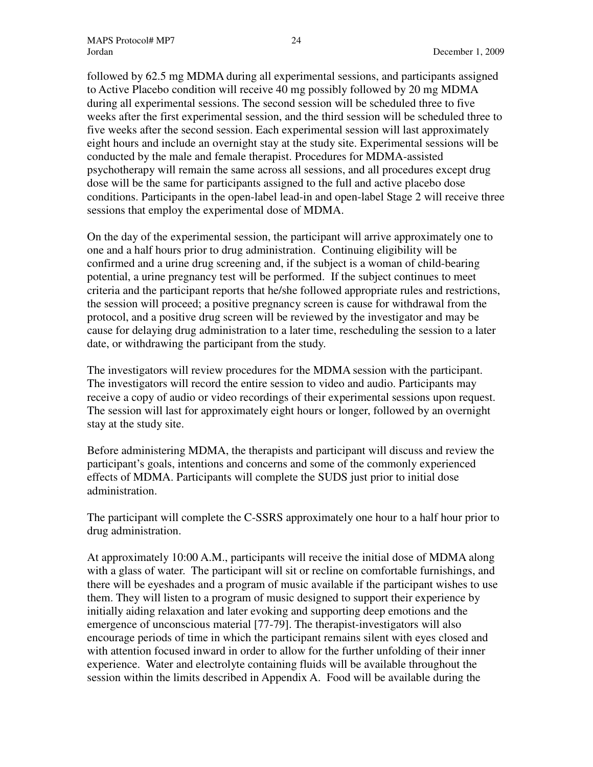followed by 62.5 mg MDMA during all experimental sessions, and participants assigned to Active Placebo condition will receive 40 mg possibly followed by 20 mg MDMA during all experimental sessions. The second session will be scheduled three to five weeks after the first experimental session, and the third session will be scheduled three to five weeks after the second session. Each experimental session will last approximately eight hours and include an overnight stay at the study site. Experimental sessions will be conducted by the male and female therapist. Procedures for MDMA-assisted psychotherapy will remain the same across all sessions, and all procedures except drug dose will be the same for participants assigned to the full and active placebo dose conditions. Participants in the open-label lead-in and open-label Stage 2 will receive three sessions that employ the experimental dose of MDMA.

On the day of the experimental session, the participant will arrive approximately one to one and a half hours prior to drug administration. Continuing eligibility will be confirmed and a urine drug screening and, if the subject is a woman of child-bearing potential, a urine pregnancy test will be performed. If the subject continues to meet criteria and the participant reports that he/she followed appropriate rules and restrictions, the session will proceed; a positive pregnancy screen is cause for withdrawal from the protocol, and a positive drug screen will be reviewed by the investigator and may be cause for delaying drug administration to a later time, rescheduling the session to a later date, or withdrawing the participant from the study.

The investigators will review procedures for the MDMA session with the participant. The investigators will record the entire session to video and audio. Participants may receive a copy of audio or video recordings of their experimental sessions upon request. The session will last for approximately eight hours or longer, followed by an overnight stay at the study site.

Before administering MDMA, the therapists and participant will discuss and review the participant's goals, intentions and concerns and some of the commonly experienced effects of MDMA. Participants will complete the SUDS just prior to initial dose administration.

The participant will complete the C-SSRS approximately one hour to a half hour prior to drug administration.

At approximately 10:00 A.M., participants will receive the initial dose of MDMA along with a glass of water. The participant will sit or recline on comfortable furnishings, and there will be eyeshades and a program of music available if the participant wishes to use them. They will listen to a program of music designed to support their experience by initially aiding relaxation and later evoking and supporting deep emotions and the emergence of unconscious material [77-79]. The therapist-investigators will also encourage periods of time in which the participant remains silent with eyes closed and with attention focused inward in order to allow for the further unfolding of their inner experience. Water and electrolyte containing fluids will be available throughout the session within the limits described in Appendix A. Food will be available during the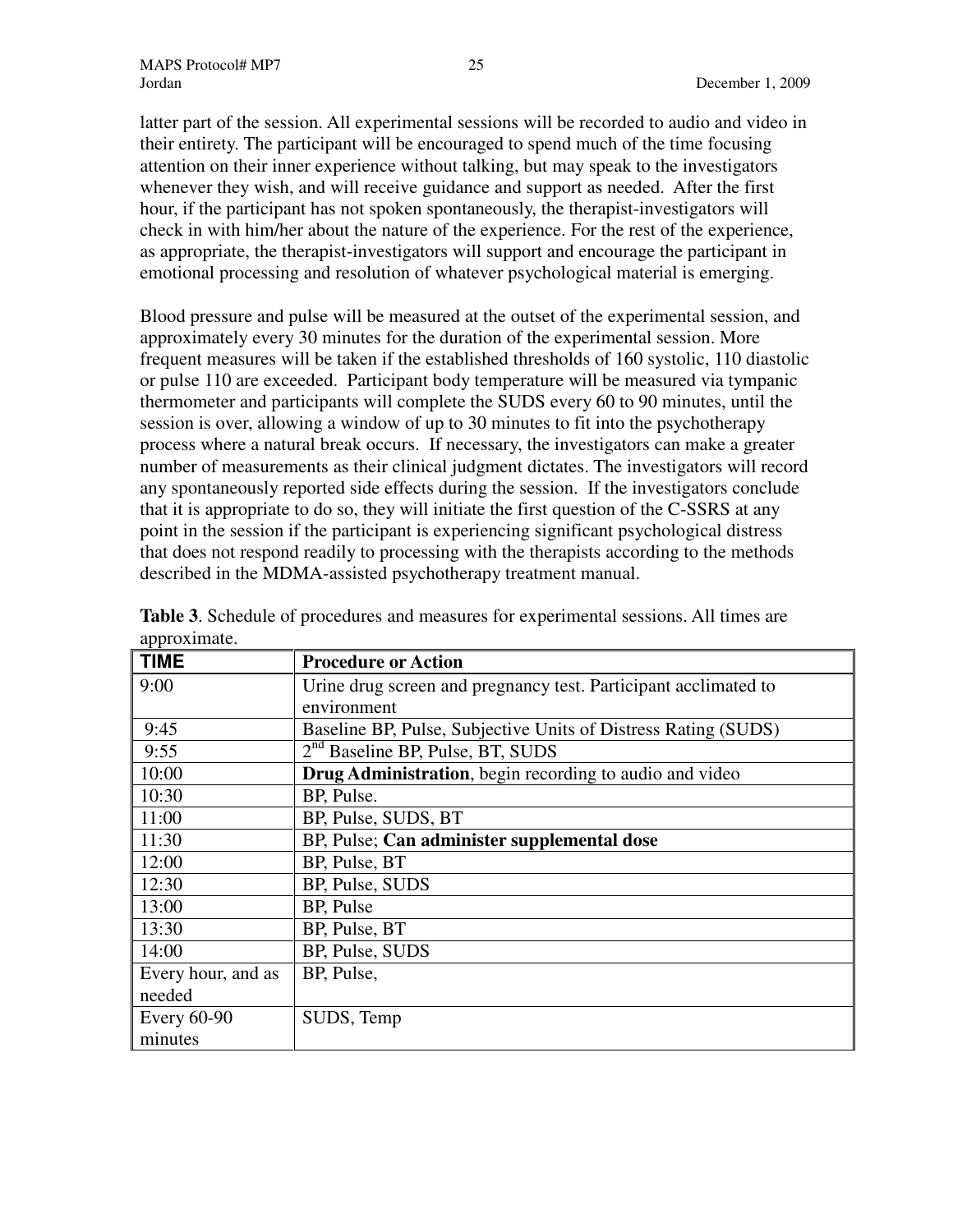latter part of the session. All experimental sessions will be recorded to audio and video in their entirety. The participant will be encouraged to spend much of the time focusing attention on their inner experience without talking, but may speak to the investigators whenever they wish, and will receive guidance and support as needed. After the first hour, if the participant has not spoken spontaneously, the therapist-investigators will check in with him/her about the nature of the experience. For the rest of the experience, as appropriate, the therapist-investigators will support and encourage the participant in emotional processing and resolution of whatever psychological material is emerging.

Blood pressure and pulse will be measured at the outset of the experimental session, and approximately every 30 minutes for the duration of the experimental session. More frequent measures will be taken if the established thresholds of 160 systolic, 110 diastolic or pulse 110 are exceeded. Participant body temperature will be measured via tympanic thermometer and participants will complete the SUDS every 60 to 90 minutes, until the session is over, allowing a window of up to 30 minutes to fit into the psychotherapy process where a natural break occurs. If necessary, the investigators can make a greater number of measurements as their clinical judgment dictates. The investigators will record any spontaneously reported side effects during the session. If the investigators conclude that it is appropriate to do so, they will initiate the first question of the C-SSRS at any point in the session if the participant is experiencing significant psychological distress that does not respond readily to processing with the therapists according to the methods described in the MDMA-assisted psychotherapy treatment manual.

**Table 3**. Schedule of procedures and measures for experimental sessions. All times are approximate.

| TIME | Procedure or Action |
|---|---|
| 9:00 | Urine drug screen and pregnancy test. Participant acclimated to environment |
| 9:45 | Baseline BP, Pulse, Subjective Units of Distress Rating (SUDS) |
| 9:55 | 2nd Baseline BP, Pulse, BT, SUDS |
| 10:00 | **Drug Administration**, begin recording to audio and video |
| 10:30 | BP, Pulse. |
| 11:00 | BP, Pulse, SUDS, BT |
| 11:30 | BP, Pulse; **Can administer supplemental dose** |
| 12:00 | BP, Pulse, BT |
| 12:30 | BP, Pulse, SUDS |
| 13:00 | BP, Pulse |
| 13:30 | BP, Pulse, BT |
| 14:00 | BP, Pulse, SUDS |
| Every hour, and as needed | BP, Pulse, |
| Every 60-90 minutes | SUDS, Temp |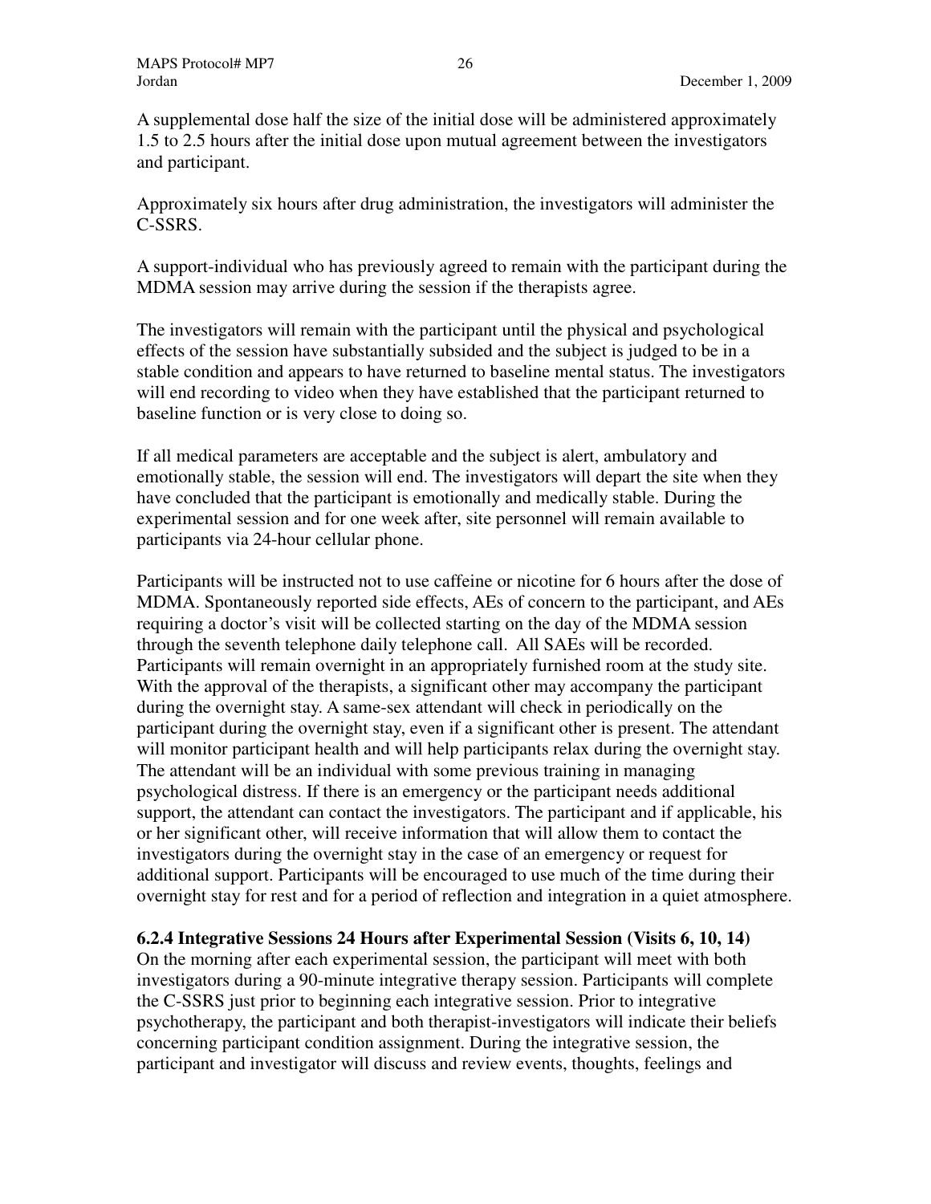A supplemental dose half the size of the initial dose will be administered approximately 1.5 to 2.5 hours after the initial dose upon mutual agreement between the investigators and participant.

Approximately six hours after drug administration, the investigators will administer the C-SSRS.

A support-individual who has previously agreed to remain with the participant during the MDMA session may arrive during the session if the therapists agree.

The investigators will remain with the participant until the physical and psychological effects of the session have substantially subsided and the subject is judged to be in a stable condition and appears to have returned to baseline mental status. The investigators will end recording to video when they have established that the participant returned to baseline function or is very close to doing so.

If all medical parameters are acceptable and the subject is alert, ambulatory and emotionally stable, the session will end. The investigators will depart the site when they have concluded that the participant is emotionally and medically stable. During the experimental session and for one week after, site personnel will remain available to participants via 24-hour cellular phone.

Participants will be instructed not to use caffeine or nicotine for 6 hours after the dose of MDMA. Spontaneously reported side effects, AEs of concern to the participant, and AEs requiring a doctor's visit will be collected starting on the day of the MDMA session through the seventh telephone daily telephone call. All SAEs will be recorded. Participants will remain overnight in an appropriately furnished room at the study site. With the approval of the therapists, a significant other may accompany the participant during the overnight stay. A same-sex attendant will check in periodically on the participant during the overnight stay, even if a significant other is present. The attendant will monitor participant health and will help participants relax during the overnight stay. The attendant will be an individual with some previous training in managing psychological distress. If there is an emergency or the participant needs additional support, the attendant can contact the investigators. The participant and if applicable, his or her significant other, will receive information that will allow them to contact the investigators during the overnight stay in the case of an emergency or request for additional support. Participants will be encouraged to use much of the time during their overnight stay for rest and for a period of reflection and integration in a quiet atmosphere.

#### 6.2.4 Integrative Sessions 24 Hours after Experimental Session (Visits 6, 10, 14)

On the morning after each experimental session, the participant will meet with both investigators during a 90-minute integrative therapy session. Participants will complete the C-SSRS just prior to beginning each integrative session. Prior to integrative psychotherapy, the participant and both therapist-investigators will indicate their beliefs concerning participant condition assignment. During the integrative session, the participant and investigator will discuss and review events, thoughts, feelings and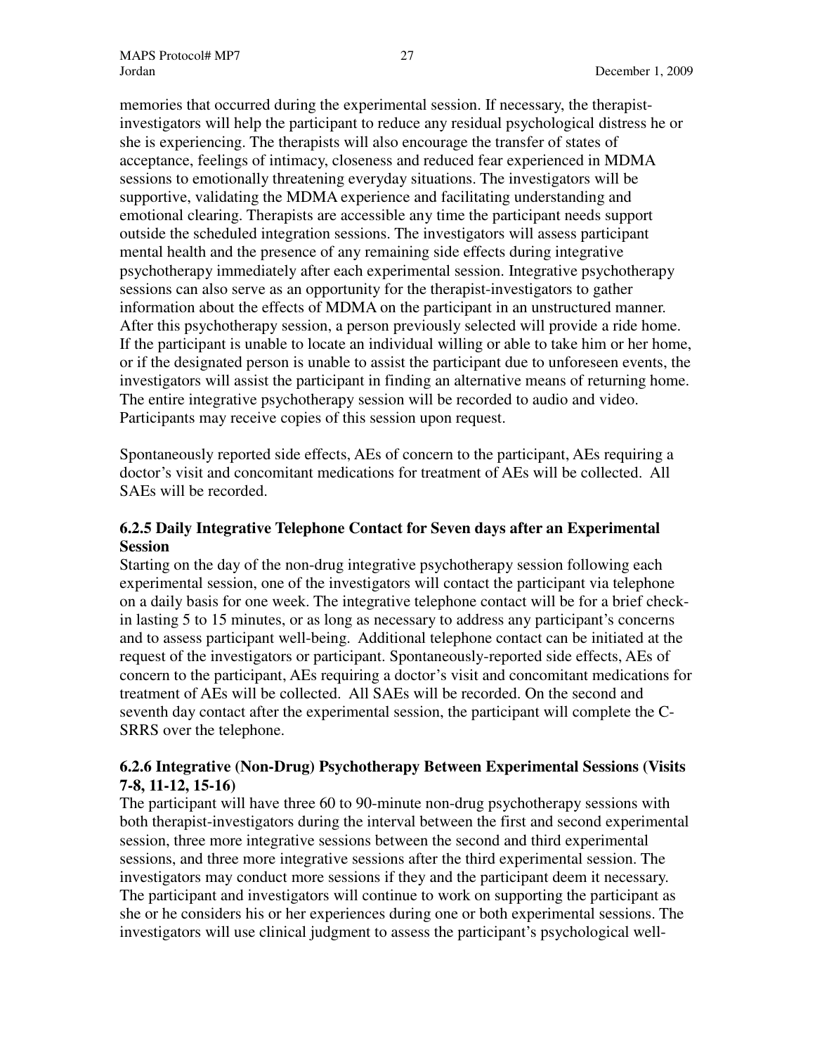memories that occurred during the experimental session. If necessary, the therapist-investigators will help the participant to reduce any residual psychological distress he or she is experiencing. The therapists will also encourage the transfer of states of acceptance, feelings of intimacy, closeness and reduced fear experienced in MDMA sessions to emotionally threatening everyday situations. The investigators will be supportive, validating the MDMA experience and facilitating understanding and emotional clearing. Therapists are accessible any time the participant needs support outside the scheduled integration sessions. The investigators will assess participant mental health and the presence of any remaining side effects during integrative psychotherapy immediately after each experimental session. Integrative psychotherapy sessions can also serve as an opportunity for the therapist-investigators to gather information about the effects of MDMA on the participant in an unstructured manner. After this psychotherapy session, a person previously selected will provide a ride home. If the participant is unable to locate an individual willing or able to take him or her home, or if the designated person is unable to assist the participant due to unforeseen events, the investigators will assist the participant in finding an alternative means of returning home. The entire integrative psychotherapy session will be recorded to audio and video. Participants may receive copies of this session upon request.

Spontaneously reported side effects, AEs of concern to the participant, AEs requiring a doctor's visit and concomitant medications for treatment of AEs will be collected. All SAEs will be recorded.

### 6.2.5 Daily Integrative Telephone Contact for Seven days after an Experimental Session

Starting on the day of the non-drug integrative psychotherapy session following each experimental session, one of the investigators will contact the participant via telephone on a daily basis for one week. The integrative telephone contact will be for a brief check-in lasting 5 to 15 minutes, or as long as necessary to address any participant's concerns and to assess participant well-being. Additional telephone contact can be initiated at the request of the investigators or participant. Spontaneously-reported side effects, AEs of concern to the participant, AEs requiring a doctor's visit and concomitant medications for treatment of AEs will be collected. All SAEs will be recorded. On the second and seventh day contact after the experimental session, the participant will complete the C-SRRS over the telephone.

### 6.2.6 Integrative (Non-Drug) Psychotherapy Between Experimental Sessions (Visits 7-8, 11-12, 15-16)

The participant will have three 60 to 90-minute non-drug psychotherapy sessions with both therapist-investigators during the interval between the first and second experimental session, three more integrative sessions between the second and third experimental sessions, and three more integrative sessions after the third experimental session. The investigators may conduct more sessions if they and the participant deem it necessary. The participant and investigators will continue to work on supporting the participant as she or he considers his or her experiences during one or both experimental sessions. The investigators will use clinical judgment to assess the participant's psychological well-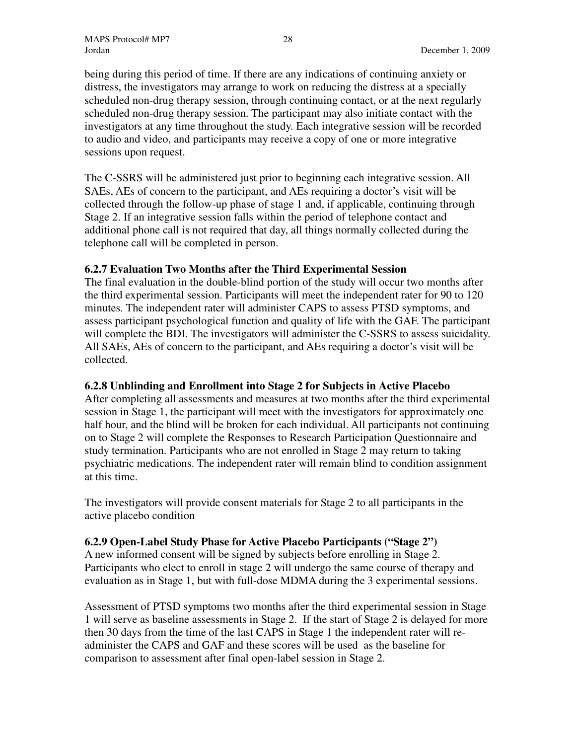being during this period of time. If there are any indications of continuing anxiety or distress, the investigators may arrange to work on reducing the distress at a specially scheduled non-drug therapy session, through continuing contact, or at the next regularly scheduled non-drug therapy session. The participant may also initiate contact with the investigators at any time throughout the study. Each integrative session will be recorded to audio and video, and participants may receive a copy of one or more integrative sessions upon request.

The C-SSRS will be administered just prior to beginning each integrative session. All SAEs, AEs of concern to the participant, and AEs requiring a doctor's visit will be collected through the follow-up phase of stage 1 and, if applicable, continuing through Stage 2. If an integrative session falls within the period of telephone contact and additional phone call is not required that day, all things normally collected during the telephone call will be completed in person.

### 6.2.7 Evaluation Two Months after the Third Experimental Session

The final evaluation in the double-blind portion of the study will occur two months after the third experimental session. Participants will meet the independent rater for 90 to 120 minutes. The independent rater will administer CAPS to assess PTSD symptoms, and assess participant psychological function and quality of life with the GAF. The participant will complete the BDI. The investigators will administer the C-SSRS to assess suicidality. All SAEs, AEs of concern to the participant, and AEs requiring a doctor's visit will be collected.

### 6.2.8 Unblinding and Enrollment into Stage 2 for Subjects in Active Placebo

After completing all assessments and measures at two months after the third experimental session in Stage 1, the participant will meet with the investigators for approximately one half hour, and the blind will be broken for each individual. All participants not continuing on to Stage 2 will complete the Responses to Research Participation Questionnaire and study termination. Participants who are not enrolled in Stage 2 may return to taking psychiatric medications. The independent rater will remain blind to condition assignment at this time.

The investigators will provide consent materials for Stage 2 to all participants in the active placebo condition

### 6.2.9 Open-Label Study Phase for Active Placebo Participants ("Stage 2")

A new informed consent will be signed by subjects before enrolling in Stage 2. Participants who elect to enroll in stage 2 will undergo the same course of therapy and evaluation as in Stage 1, but with full-dose MDMA during the 3 experimental sessions.

Assessment of PTSD symptoms two months after the third experimental session in Stage 1 will serve as baseline assessments in Stage 2. If the start of Stage 2 is delayed for more then 30 days from the time of the last CAPS in Stage 1 the independent rater will re-administer the CAPS and GAF and these scores will be used as the baseline for comparison to assessment after final open-label session in Stage 2.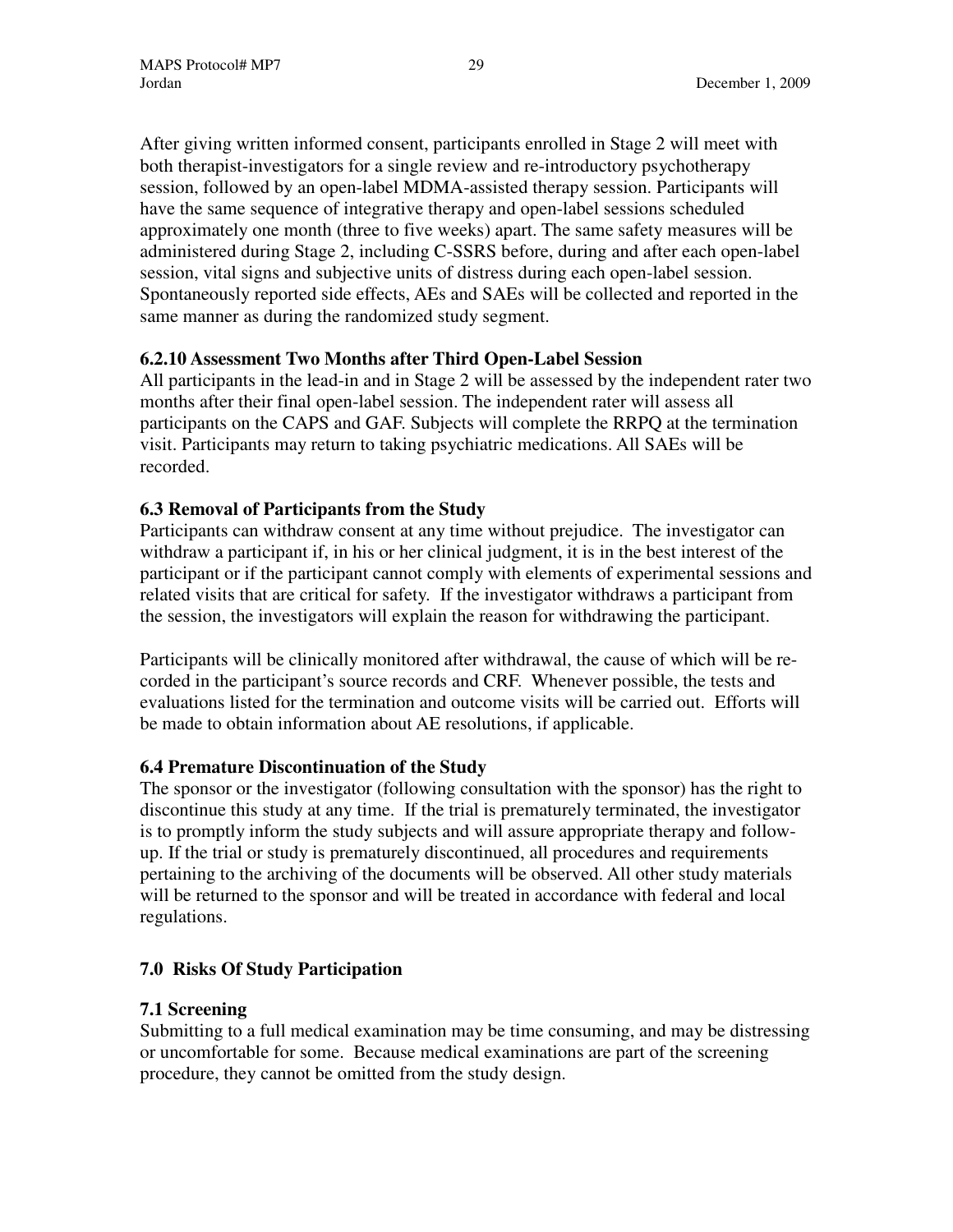After giving written informed consent, participants enrolled in Stage 2 will meet with both therapist-investigators for a single review and re-introductory psychotherapy session, followed by an open-label MDMA-assisted therapy session. Participants will have the same sequence of integrative therapy and open-label sessions scheduled approximately one month (three to five weeks) apart. The same safety measures will be administered during Stage 2, including C-SSRS before, during and after each open-label session, vital signs and subjective units of distress during each open-label session. Spontaneously reported side effects, AEs and SAEs will be collected and reported in the same manner as during the randomized study segment.

### 6.2.10 Assessment Two Months after Third Open-Label Session

All participants in the lead-in and in Stage 2 will be assessed by the independent rater two months after their final open-label session. The independent rater will assess all participants on the CAPS and GAF. Subjects will complete the RRPQ at the termination visit. Participants may return to taking psychiatric medications. All SAEs will be recorded.

### 6.3 Removal of Participants from the Study

Participants can withdraw consent at any time without prejudice. The investigator can withdraw a participant if, in his or her clinical judgment, it is in the best interest of the participant or if the participant cannot comply with elements of experimental sessions and related visits that are critical for safety. If the investigator withdraws a participant from the session, the investigators will explain the reason for withdrawing the participant.

Participants will be clinically monitored after withdrawal, the cause of which will be recorded in the participant's source records and CRF. Whenever possible, the tests and evaluations listed for the termination and outcome visits will be carried out. Efforts will be made to obtain information about AE resolutions, if applicable.

### 6.4 Premature Discontinuation of the Study

The sponsor or the investigator (following consultation with the sponsor) has the right to discontinue this study at any time. If the trial is prematurely terminated, the investigator is to promptly inform the study subjects and will assure appropriate therapy and follow-up. If the trial or study is prematurely discontinued, all procedures and requirements pertaining to the archiving of the documents will be observed. All other study materials will be returned to the sponsor and will be treated in accordance with federal and local regulations.

## 7.0 Risks Of Study Participation

### 7.1 Screening

Submitting to a full medical examination may be time consuming, and may be distressing or uncomfortable for some. Because medical examinations are part of the screening procedure, they cannot be omitted from the study design.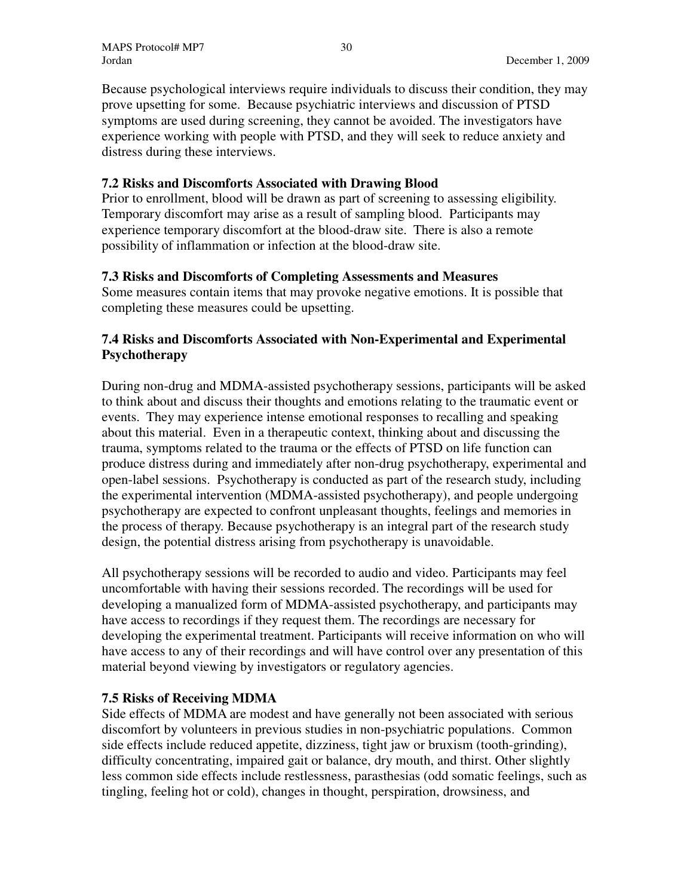Because psychological interviews require individuals to discuss their condition, they may prove upsetting for some. Because psychiatric interviews and discussion of PTSD symptoms are used during screening, they cannot be avoided. The investigators have experience working with people with PTSD, and they will seek to reduce anxiety and distress during these interviews.

### 7.2 Risks and Discomforts Associated with Drawing Blood

Prior to enrollment, blood will be drawn as part of screening to assessing eligibility. Temporary discomfort may arise as a result of sampling blood. Participants may experience temporary discomfort at the blood-draw site. There is also a remote possibility of inflammation or infection at the blood-draw site.

### 7.3 Risks and Discomforts of Completing Assessments and Measures

Some measures contain items that may provoke negative emotions. It is possible that completing these measures could be upsetting.

### 7.4 Risks and Discomforts Associated with Non-Experimental and Experimental Psychotherapy

During non-drug and MDMA-assisted psychotherapy sessions, participants will be asked to think about and discuss their thoughts and emotions relating to the traumatic event or events. They may experience intense emotional responses to recalling and speaking about this material. Even in a therapeutic context, thinking about and discussing the trauma, symptoms related to the trauma or the effects of PTSD on life function can produce distress during and immediately after non-drug psychotherapy, experimental and open-label sessions. Psychotherapy is conducted as part of the research study, including the experimental intervention (MDMA-assisted psychotherapy), and people undergoing psychotherapy are expected to confront unpleasant thoughts, feelings and memories in the process of therapy. Because psychotherapy is an integral part of the research study design, the potential distress arising from psychotherapy is unavoidable.

All psychotherapy sessions will be recorded to audio and video. Participants may feel uncomfortable with having their sessions recorded. The recordings will be used for developing a manualized form of MDMA-assisted psychotherapy, and participants may have access to recordings if they request them. The recordings are necessary for developing the experimental treatment. Participants will receive information on who will have access to any of their recordings and will have control over any presentation of this material beyond viewing by investigators or regulatory agencies.

### 7.5 Risks of Receiving MDMA

Side effects of MDMA are modest and have generally not been associated with serious discomfort by volunteers in previous studies in non-psychiatric populations. Common side effects include reduced appetite, dizziness, tight jaw or bruxism (tooth-grinding), difficulty concentrating, impaired gait or balance, dry mouth, and thirst. Other slightly less common side effects include restlessness, parasthesias (odd somatic feelings, such as tingling, feeling hot or cold), changes in thought, perspiration, drowsiness, and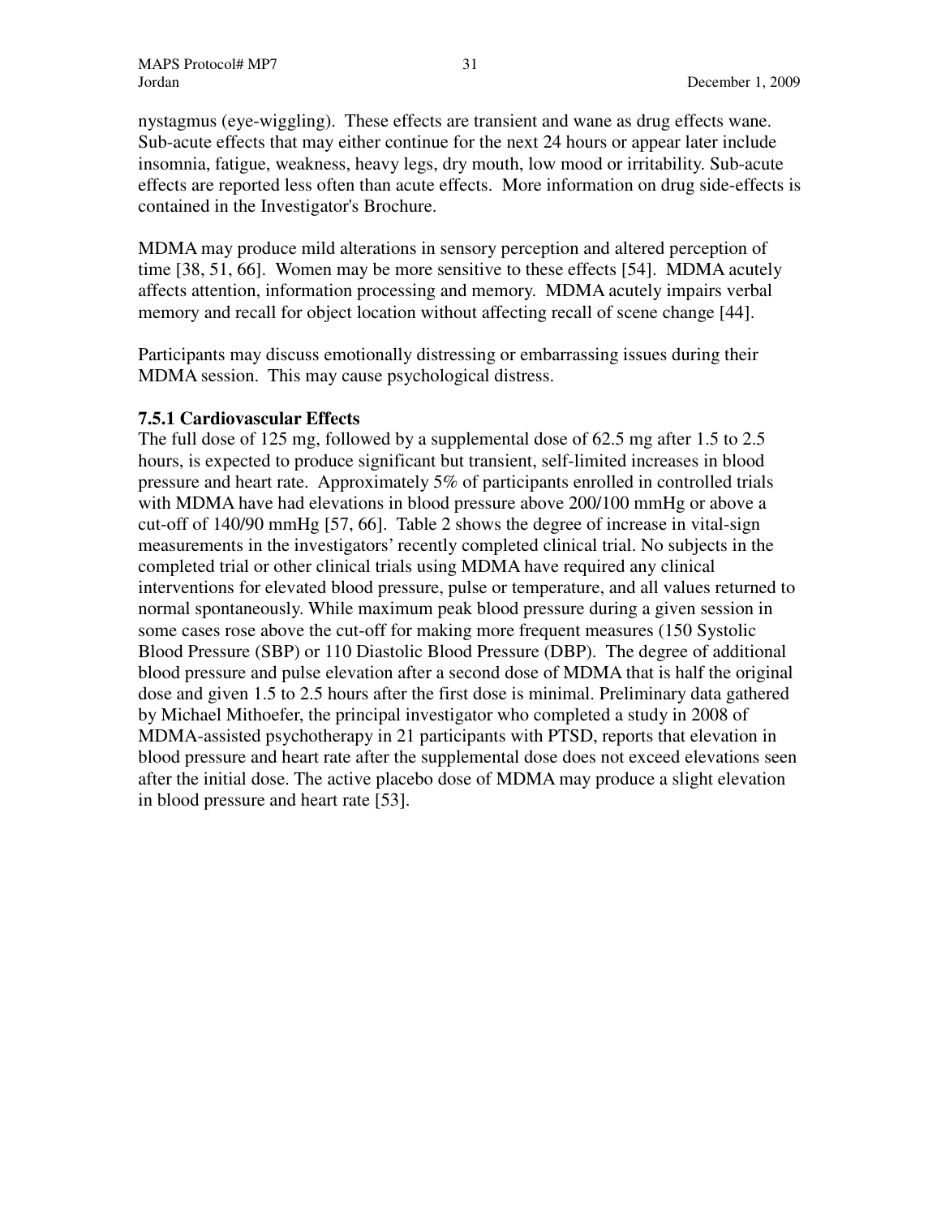nystagmus (eye-wiggling). These effects are transient and wane as drug effects wane. Sub-acute effects that may either continue for the next 24 hours or appear later include insomnia, fatigue, weakness, heavy legs, dry mouth, low mood or irritability. Sub-acute effects are reported less often than acute effects. More information on drug side-effects is contained in the Investigator's Brochure.

MDMA may produce mild alterations in sensory perception and altered perception of time [38, 51, 66]. Women may be more sensitive to these effects [54]. MDMA acutely affects attention, information processing and memory. MDMA acutely impairs verbal memory and recall for object location without affecting recall of scene change [44].

Participants may discuss emotionally distressing or embarrassing issues during their MDMA session. This may cause psychological distress.

### 7.5.1 Cardiovascular Effects

The full dose of 125 mg, followed by a supplemental dose of 62.5 mg after 1.5 to 2.5 hours, is expected to produce significant but transient, self-limited increases in blood pressure and heart rate. Approximately 5% of participants enrolled in controlled trials with MDMA have had elevations in blood pressure above 200/100 mmHg or above a cut-off of 140/90 mmHg [57, 66]. Table 2 shows the degree of increase in vital-sign measurements in the investigators' recently completed clinical trial. No subjects in the completed trial or other clinical trials using MDMA have required any clinical interventions for elevated blood pressure, pulse or temperature, and all values returned to normal spontaneously. While maximum peak blood pressure during a given session in some cases rose above the cut-off for making more frequent measures (150 Systolic Blood Pressure (SBP) or 110 Diastolic Blood Pressure (DBP). The degree of additional blood pressure and pulse elevation after a second dose of MDMA that is half the original dose and given 1.5 to 2.5 hours after the first dose is minimal. Preliminary data gathered by Michael Mithoefer, the principal investigator who completed a study in 2008 of MDMA-assisted psychotherapy in 21 participants with PTSD, reports that elevation in blood pressure and heart rate after the supplemental dose does not exceed elevations seen after the initial dose. The active placebo dose of MDMA may produce a slight elevation in blood pressure and heart rate [53].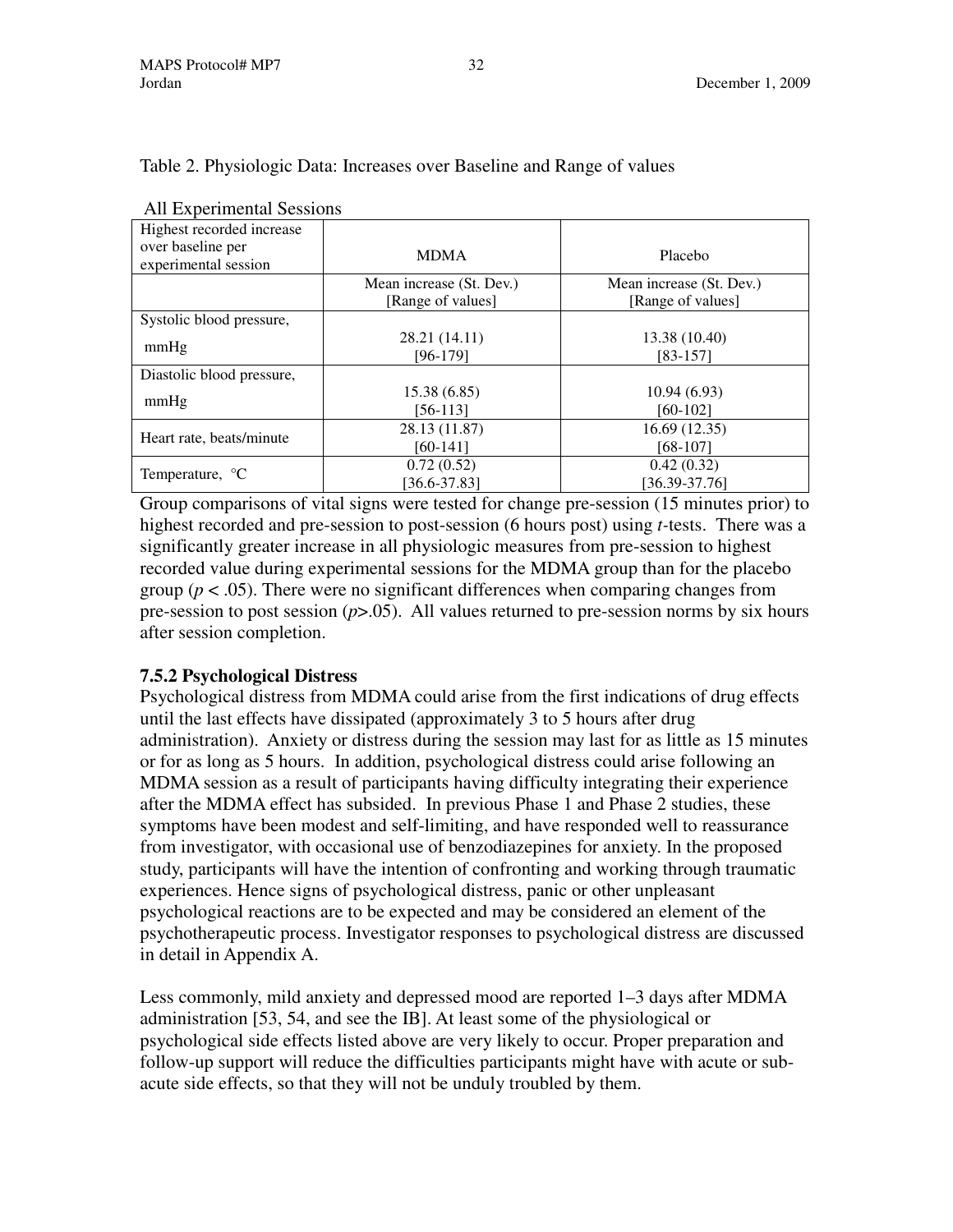Table 2. Physiologic Data: Increases over Baseline and Range of values

All Experimental Sessions

| Highest recorded increase over baseline per experimental session | MDMA | Placebo |
|---|---|---|
| | Mean increase (St. Dev.) [Range of values] | Mean increase (St. Dev.) [Range of values] |
| Systolic blood pressure, mmHg | 28.21 (14.11) [96-179] | 13.38 (10.40) [83-157] |
| Diastolic blood pressure, mmHg | 15.38 (6.85) [56-113] | 10.94 (6.93) [60-102] |
| Heart rate, beats/minute | 28.13 (11.87) [60-141] | 16.69 (12.35) [68-107] |
| Temperature, °C | 0.72 (0.52) [36.6-37.83] | 0.42 (0.32) [36.39-37.76] |

Group comparisons of vital signs were tested for change pre-session (15 minutes prior) to highest recorded and pre-session to post-session (6 hours post) using *t*-tests. There was a significantly greater increase in all physiologic measures from pre-session to highest recorded value during experimental sessions for the MDMA group than for the placebo group ($p < .05$). There were no significant differences when comparing changes from pre-session to post session ($p > .05$). All values returned to pre-session norms by six hours after session completion.

### 7.5.2 Psychological Distress

Psychological distress from MDMA could arise from the first indications of drug effects until the last effects have dissipated (approximately 3 to 5 hours after drug administration). Anxiety or distress during the session may last for as little as 15 minutes or for as long as 5 hours. In addition, psychological distress could arise following an MDMA session as a result of participants having difficulty integrating their experience after the MDMA effect has subsided. In previous Phase 1 and Phase 2 studies, these symptoms have been modest and self-limiting, and have responded well to reassurance from investigator, with occasional use of benzodiazepines for anxiety. In the proposed study, participants will have the intention of confronting and working through traumatic experiences. Hence signs of psychological distress, panic or other unpleasant psychological reactions are to be expected and may be considered an element of the psychotherapeutic process. Investigator responses to psychological distress are discussed in detail in Appendix A.

Less commonly, mild anxiety and depressed mood are reported 1–3 days after MDMA administration [53, 54, and see the IB]. At least some of the physiological or psychological side effects listed above are very likely to occur. Proper preparation and follow-up support will reduce the difficulties participants might have with acute or sub-acute side effects, so that they will not be unduly troubled by them.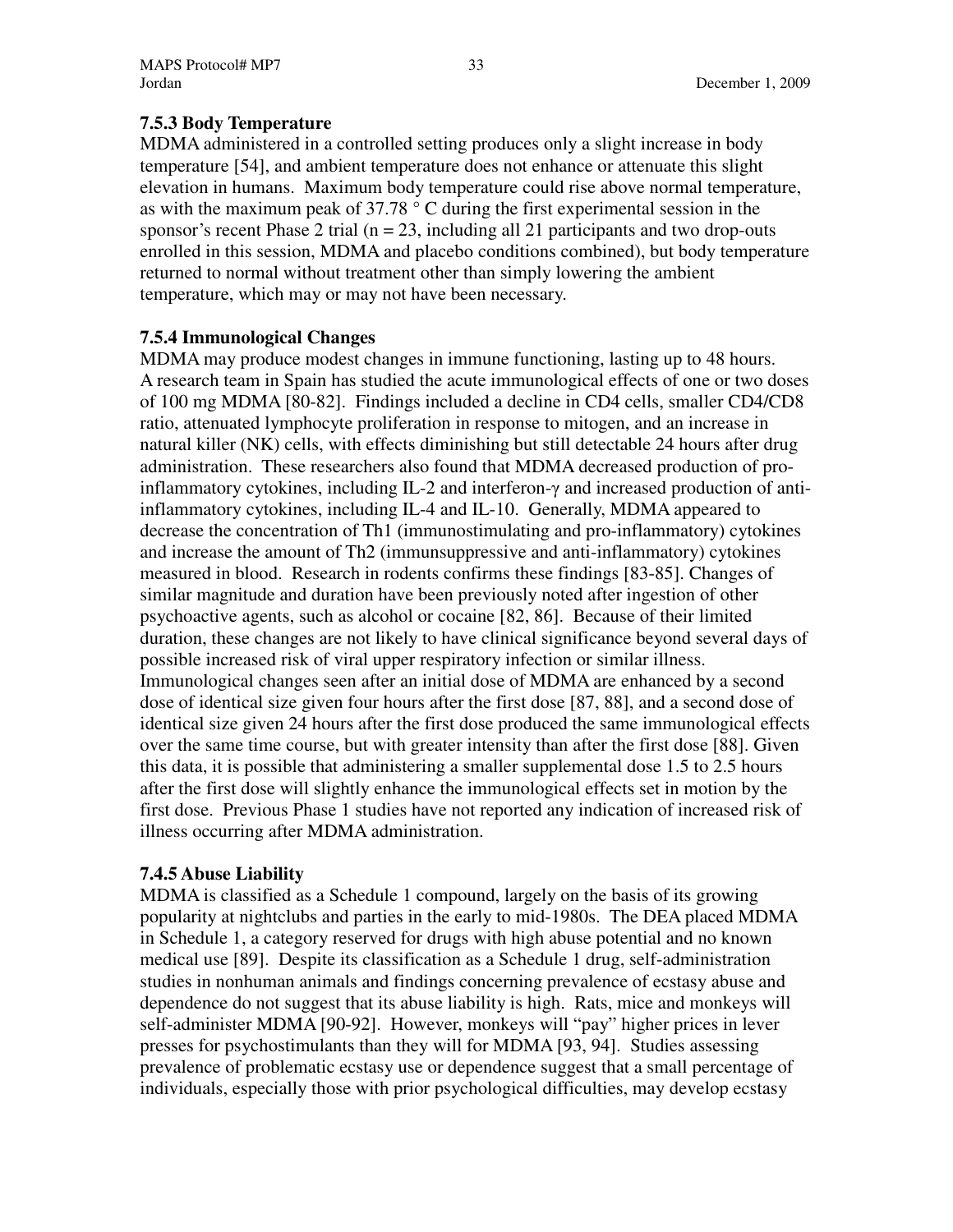### 7.5.3 Body Temperature

MDMA administered in a controlled setting produces only a slight increase in body temperature [54], and ambient temperature does not enhance or attenuate this slight elevation in humans. Maximum body temperature could rise above normal temperature, as with the maximum peak of 37.78 ° C during the first experimental session in the sponsor's recent Phase 2 trial (n = 23, including all 21 participants and two drop-outs enrolled in this session, MDMA and placebo conditions combined), but body temperature returned to normal without treatment other than simply lowering the ambient temperature, which may or may not have been necessary.

### 7.5.4 Immunological Changes

MDMA may produce modest changes in immune functioning, lasting up to 48 hours. A research team in Spain has studied the acute immunological effects of one or two doses of 100 mg MDMA [80-82]. Findings included a decline in CD4 cells, smaller CD4/CD8 ratio, attenuated lymphocyte proliferation in response to mitogen, and an increase in natural killer (NK) cells, with effects diminishing but still detectable 24 hours after drug administration. These researchers also found that MDMA decreased production of pro-inflammatory cytokines, including IL-2 and interferon-γ and increased production of anti-inflammatory cytokines, including IL-4 and IL-10. Generally, MDMA appeared to decrease the concentration of Th1 (immunostimulating and pro-inflammatory) cytokines and increase the amount of Th2 (immunsuppressive and anti-inflammatory) cytokines measured in blood. Research in rodents confirms these findings [83-85]. Changes of similar magnitude and duration have been previously noted after ingestion of other psychoactive agents, such as alcohol or cocaine [82, 86]. Because of their limited duration, these changes are not likely to have clinical significance beyond several days of possible increased risk of viral upper respiratory infection or similar illness. Immunological changes seen after an initial dose of MDMA are enhanced by a second dose of identical size given four hours after the first dose [87, 88], and a second dose of identical size given 24 hours after the first dose produced the same immunological effects over the same time course, but with greater intensity than after the first dose [88]. Given this data, it is possible that administering a smaller supplemental dose 1.5 to 2.5 hours after the first dose will slightly enhance the immunological effects set in motion by the first dose. Previous Phase 1 studies have not reported any indication of increased risk of illness occurring after MDMA administration.

### 7.4.5 Abuse Liability

MDMA is classified as a Schedule 1 compound, largely on the basis of its growing popularity at nightclubs and parties in the early to mid-1980s. The DEA placed MDMA in Schedule 1, a category reserved for drugs with high abuse potential and no known medical use [89]. Despite its classification as a Schedule 1 drug, self-administration studies in nonhuman animals and findings concerning prevalence of ecstasy abuse and dependence do not suggest that its abuse liability is high. Rats, mice and monkeys will self-administer MDMA [90-92]. However, monkeys will "pay" higher prices in lever presses for psychostimulants than they will for MDMA [93, 94]. Studies assessing prevalence of problematic ecstasy use or dependence suggest that a small percentage of individuals, especially those with prior psychological difficulties, may develop ecstasy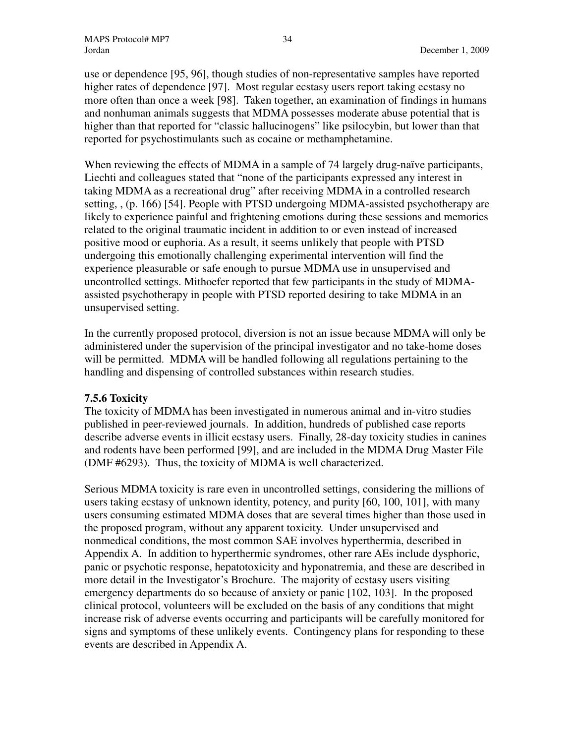use or dependence [95, 96], though studies of non-representative samples have reported higher rates of dependence [97]. Most regular ecstasy users report taking ecstasy no more often than once a week [98]. Taken together, an examination of findings in humans and nonhuman animals suggests that MDMA possesses moderate abuse potential that is higher than that reported for "classic hallucinogens" like psilocybin, but lower than that reported for psychostimulants such as cocaine or methamphetamine.

When reviewing the effects of MDMA in a sample of 74 largely drug-naïve participants, Liechti and colleagues stated that "none of the participants expressed any interest in taking MDMA as a recreational drug" after receiving MDMA in a controlled research setting, , (p. 166) [54]. People with PTSD undergoing MDMA-assisted psychotherapy are likely to experience painful and frightening emotions during these sessions and memories related to the original traumatic incident in addition to or even instead of increased positive mood or euphoria. As a result, it seems unlikely that people with PTSD undergoing this emotionally challenging experimental intervention will find the experience pleasurable or safe enough to pursue MDMA use in unsupervised and uncontrolled settings. Mithoefer reported that few participants in the study of MDMA-assisted psychotherapy in people with PTSD reported desiring to take MDMA in an unsupervised setting.

In the currently proposed protocol, diversion is not an issue because MDMA will only be administered under the supervision of the principal investigator and no take-home doses will be permitted. MDMA will be handled following all regulations pertaining to the handling and dispensing of controlled substances within research studies.

### 7.5.6 Toxicity

The toxicity of MDMA has been investigated in numerous animal and in-vitro studies published in peer-reviewed journals. In addition, hundreds of published case reports describe adverse events in illicit ecstasy users. Finally, 28-day toxicity studies in canines and rodents have been performed [99], and are included in the MDMA Drug Master File (DMF #6293). Thus, the toxicity of MDMA is well characterized.

Serious MDMA toxicity is rare even in uncontrolled settings, considering the millions of users taking ecstasy of unknown identity, potency, and purity [60, 100, 101], with many users consuming estimated MDMA doses that are several times higher than those used in the proposed program, without any apparent toxicity. Under unsupervised and nonmedical conditions, the most common SAE involves hyperthermia, described in Appendix A. In addition to hyperthermic syndromes, other rare AEs include dysphoric, panic or psychotic response, hepatotoxicity and hyponatremia, and these are described in more detail in the Investigator's Brochure. The majority of ecstasy users visiting emergency departments do so because of anxiety or panic [102, 103]. In the proposed clinical protocol, volunteers will be excluded on the basis of any conditions that might increase risk of adverse events occurring and participants will be carefully monitored for signs and symptoms of these unlikely events. Contingency plans for responding to these events are described in Appendix A.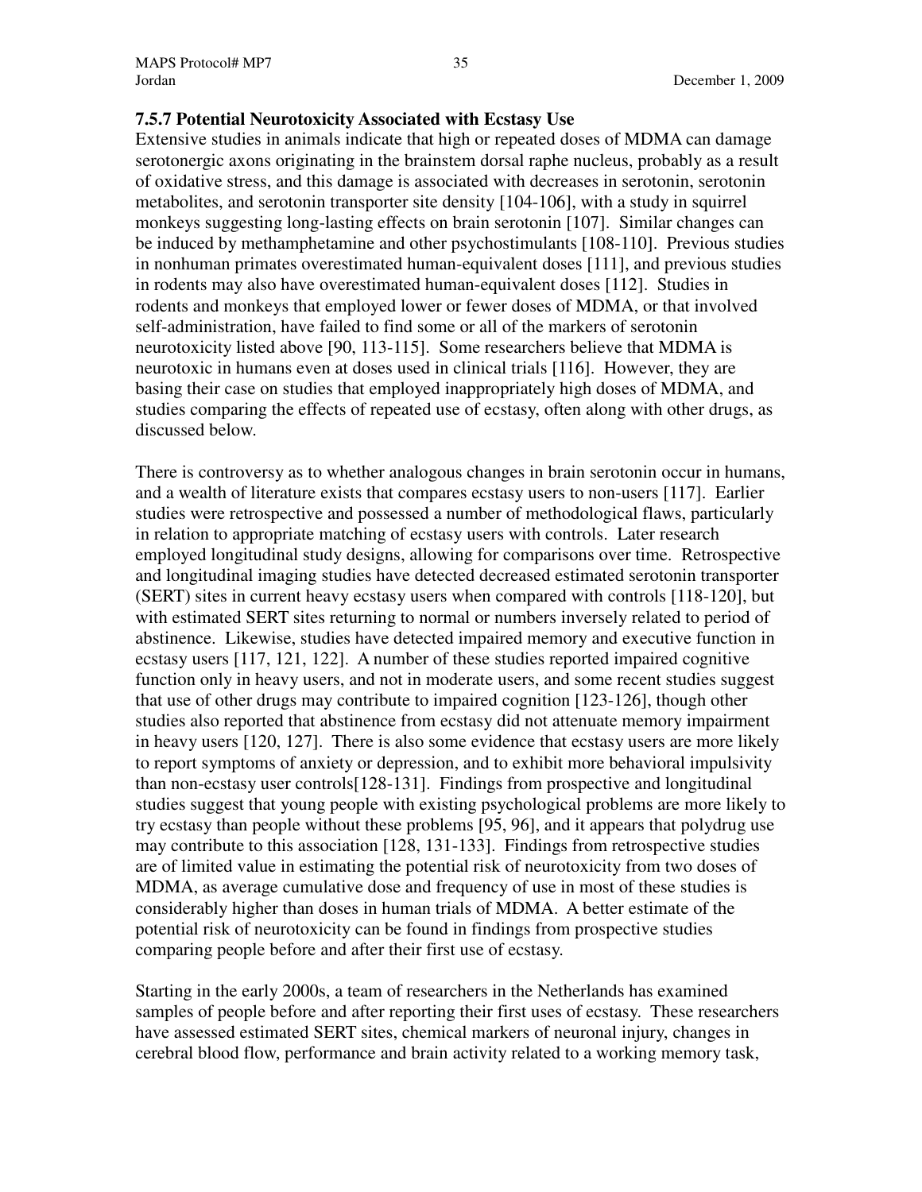### 7.5.7 Potential Neurotoxicity Associated with Ecstasy Use

Extensive studies in animals indicate that high or repeated doses of MDMA can damage serotonergic axons originating in the brainstem dorsal raphe nucleus, probably as a result of oxidative stress, and this damage is associated with decreases in serotonin, serotonin metabolites, and serotonin transporter site density [104-106], with a study in squirrel monkeys suggesting long-lasting effects on brain serotonin [107]. Similar changes can be induced by methamphetamine and other psychostimulants [108-110]. Previous studies in nonhuman primates overestimated human-equivalent doses [111], and previous studies in rodents may also have overestimated human-equivalent doses [112]. Studies in rodents and monkeys that employed lower or fewer doses of MDMA, or that involved self-administration, have failed to find some or all of the markers of serotonin neurotoxicity listed above [90, 113-115]. Some researchers believe that MDMA is neurotoxic in humans even at doses used in clinical trials [116]. However, they are basing their case on studies that employed inappropriately high doses of MDMA, and studies comparing the effects of repeated use of ecstasy, often along with other drugs, as discussed below.

There is controversy as to whether analogous changes in brain serotonin occur in humans, and a wealth of literature exists that compares ecstasy users to non-users [117]. Earlier studies were retrospective and possessed a number of methodological flaws, particularly in relation to appropriate matching of ecstasy users with controls. Later research employed longitudinal study designs, allowing for comparisons over time. Retrospective and longitudinal imaging studies have detected decreased estimated serotonin transporter (SERT) sites in current heavy ecstasy users when compared with controls [118-120], but with estimated SERT sites returning to normal or numbers inversely related to period of abstinence. Likewise, studies have detected impaired memory and executive function in ecstasy users [117, 121, 122]. A number of these studies reported impaired cognitive function only in heavy users, and not in moderate users, and some recent studies suggest that use of other drugs may contribute to impaired cognition [123-126], though other studies also reported that abstinence from ecstasy did not attenuate memory impairment in heavy users [120, 127]. There is also some evidence that ecstasy users are more likely to report symptoms of anxiety or depression, and to exhibit more behavioral impulsivity than non-ecstasy user controls[128-131]. Findings from prospective and longitudinal studies suggest that young people with existing psychological problems are more likely to try ecstasy than people without these problems [95, 96], and it appears that polydrug use may contribute to this association [128, 131-133]. Findings from retrospective studies are of limited value in estimating the potential risk of neurotoxicity from two doses of MDMA, as average cumulative dose and frequency of use in most of these studies is considerably higher than doses in human trials of MDMA. A better estimate of the potential risk of neurotoxicity can be found in findings from prospective studies comparing people before and after their first use of ecstasy.

Starting in the early 2000s, a team of researchers in the Netherlands has examined samples of people before and after reporting their first uses of ecstasy. These researchers have assessed estimated SERT sites, chemical markers of neuronal injury, changes in cerebral blood flow, performance and brain activity related to a working memory task,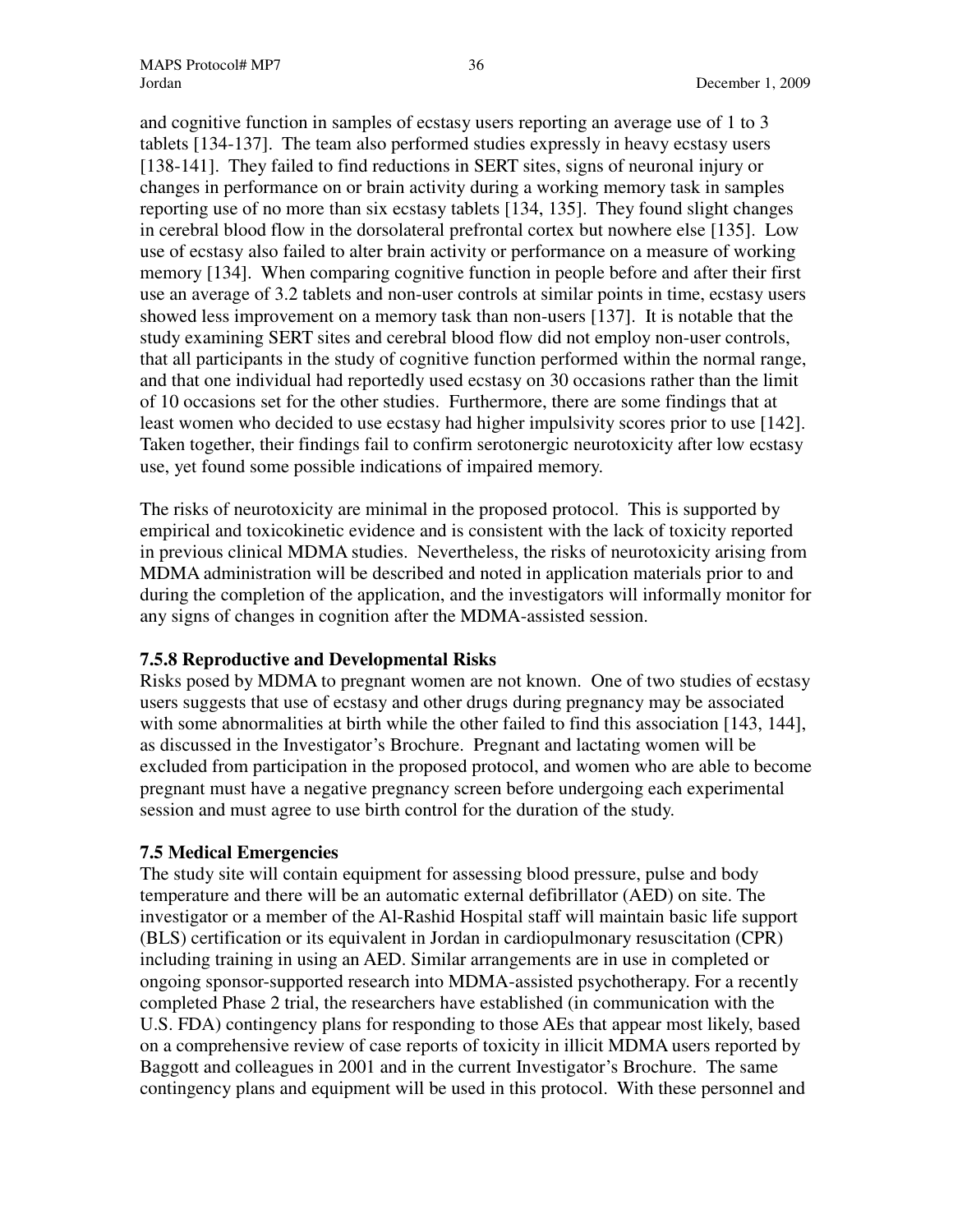and cognitive function in samples of ecstasy users reporting an average use of 1 to 3 tablets [134-137]. The team also performed studies expressly in heavy ecstasy users [138-141]. They failed to find reductions in SERT sites, signs of neuronal injury or changes in performance on or brain activity during a working memory task in samples reporting use of no more than six ecstasy tablets [134, 135]. They found slight changes in cerebral blood flow in the dorsolateral prefrontal cortex but nowhere else [135]. Low use of ecstasy also failed to alter brain activity or performance on a measure of working memory [134]. When comparing cognitive function in people before and after their first use an average of 3.2 tablets and non-user controls at similar points in time, ecstasy users showed less improvement on a memory task than non-users [137]. It is notable that the study examining SERT sites and cerebral blood flow did not employ non-user controls, that all participants in the study of cognitive function performed within the normal range, and that one individual had reportedly used ecstasy on 30 occasions rather than the limit of 10 occasions set for the other studies. Furthermore, there are some findings that at least women who decided to use ecstasy had higher impulsivity scores prior to use [142]. Taken together, their findings fail to confirm serotonergic neurotoxicity after low ecstasy use, yet found some possible indications of impaired memory.

The risks of neurotoxicity are minimal in the proposed protocol. This is supported by empirical and toxicokinetic evidence and is consistent with the lack of toxicity reported in previous clinical MDMA studies. Nevertheless, the risks of neurotoxicity arising from MDMA administration will be described and noted in application materials prior to and during the completion of the application, and the investigators will informally monitor for any signs of changes in cognition after the MDMA-assisted session.

### 7.5.8 Reproductive and Developmental Risks

Risks posed by MDMA to pregnant women are not known. One of two studies of ecstasy users suggests that use of ecstasy and other drugs during pregnancy may be associated with some abnormalities at birth while the other failed to find this association [143, 144], as discussed in the Investigator's Brochure. Pregnant and lactating women will be excluded from participation in the proposed protocol, and women who are able to become pregnant must have a negative pregnancy screen before undergoing each experimental session and must agree to use birth control for the duration of the study.

### 7.5 Medical Emergencies

The study site will contain equipment for assessing blood pressure, pulse and body temperature and there will be an automatic external defibrillator (AED) on site. The investigator or a member of the Al-Rashid Hospital staff will maintain basic life support (BLS) certification or its equivalent in Jordan in cardiopulmonary resuscitation (CPR) including training in using an AED. Similar arrangements are in use in completed or ongoing sponsor-supported research into MDMA-assisted psychotherapy. For a recently completed Phase 2 trial, the researchers have established (in communication with the U.S. FDA) contingency plans for responding to those AEs that appear most likely, based on a comprehensive review of case reports of toxicity in illicit MDMA users reported by Baggott and colleagues in 2001 and in the current Investigator's Brochure. The same contingency plans and equipment will be used in this protocol. With these personnel and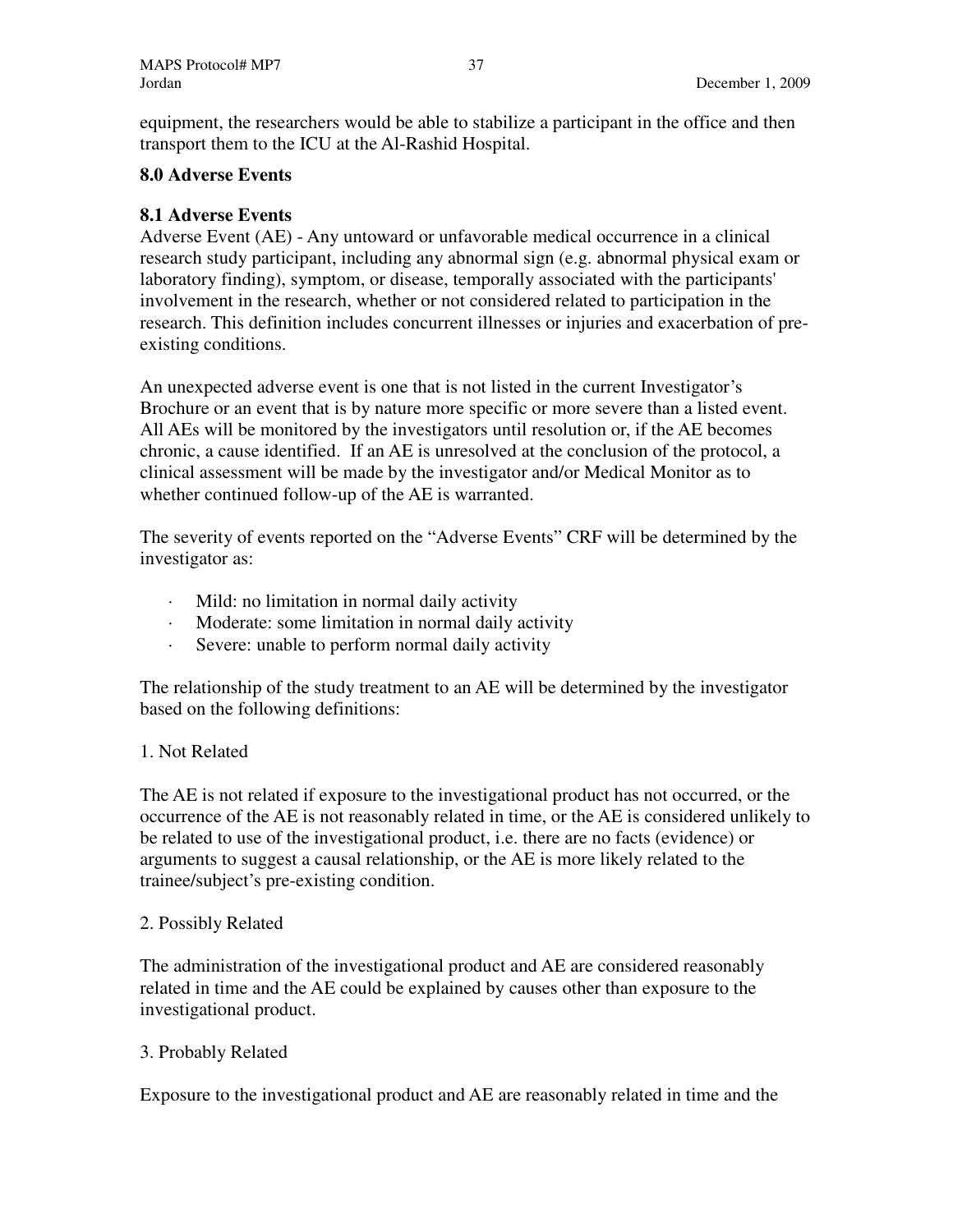equipment, the researchers would be able to stabilize a participant in the office and then transport them to the ICU at the Al-Rashid Hospital.

## 8.0 Adverse Events

### 8.1 Adverse Events

Adverse Event (AE) - Any untoward or unfavorable medical occurrence in a clinical research study participant, including any abnormal sign (e.g. abnormal physical exam or laboratory finding), symptom, or disease, temporally associated with the participants' involvement in the research, whether or not considered related to participation in the research. This definition includes concurrent illnesses or injuries and exacerbation of pre-existing conditions.

An unexpected adverse event is one that is not listed in the current Investigator's Brochure or an event that is by nature more specific or more severe than a listed event. All AEs will be monitored by the investigators until resolution or, if the AE becomes chronic, a cause identified. If an AE is unresolved at the conclusion of the protocol, a clinical assessment will be made by the investigator and/or Medical Monitor as to whether continued follow-up of the AE is warranted.

The severity of events reported on the "Adverse Events" CRF will be determined by the investigator as:

- Mild: no limitation in normal daily activity
- Moderate: some limitation in normal daily activity
- Severe: unable to perform normal daily activity

The relationship of the study treatment to an AE will be determined by the investigator based on the following definitions:

1. Not Related

The AE is not related if exposure to the investigational product has not occurred, or the occurrence of the AE is not reasonably related in time, or the AE is considered unlikely to be related to use of the investigational product, i.e. there are no facts (evidence) or arguments to suggest a causal relationship, or the AE is more likely related to the trainee/subject's pre-existing condition.

2. Possibly Related

The administration of the investigational product and AE are considered reasonably related in time and the AE could be explained by causes other than exposure to the investigational product.

3. Probably Related

Exposure to the investigational product and AE are reasonably related in time and the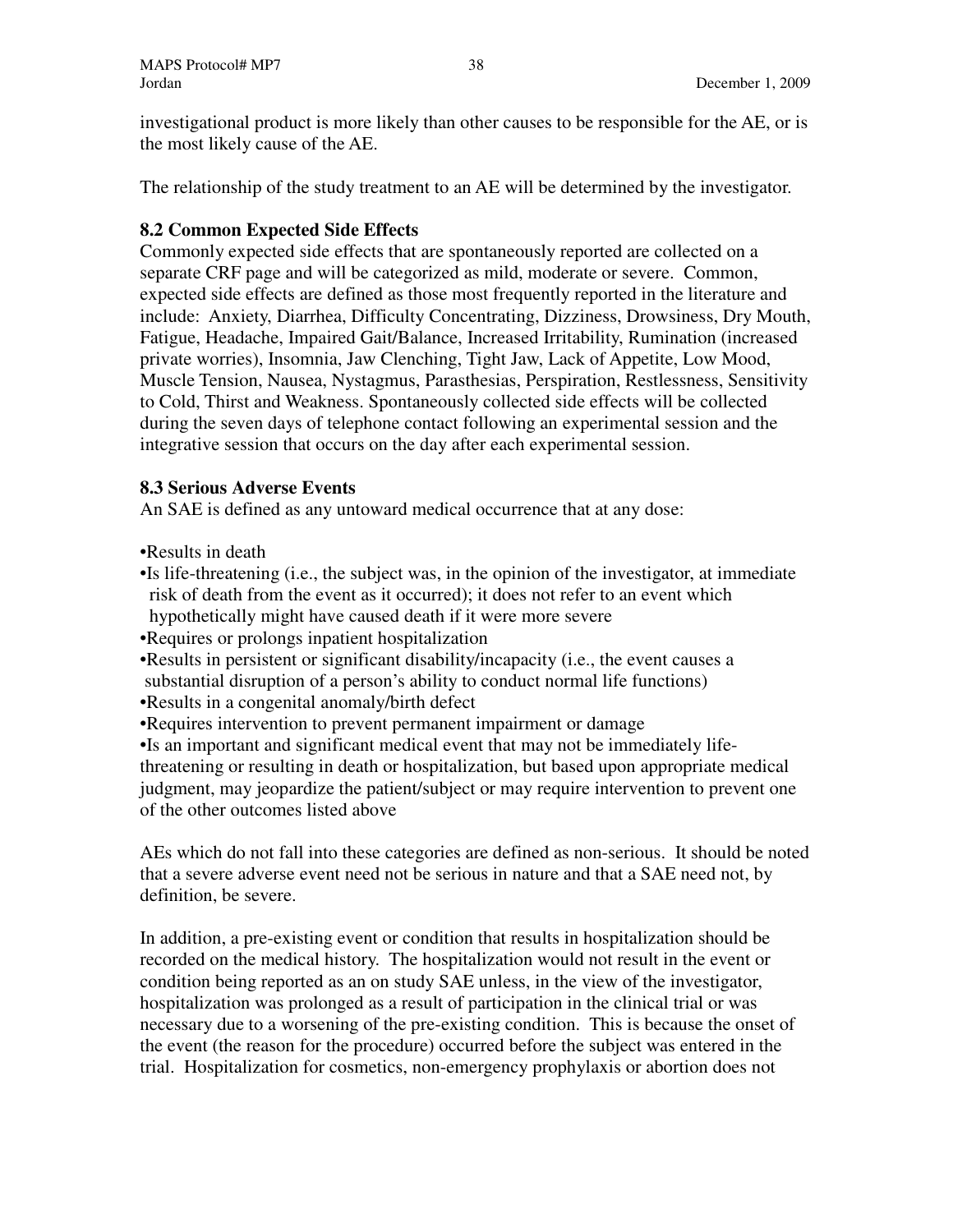investigational product is more likely than other causes to be responsible for the AE, or is the most likely cause of the AE.

The relationship of the study treatment to an AE will be determined by the investigator.

### 8.2 Common Expected Side Effects

Commonly expected side effects that are spontaneously reported are collected on a separate CRF page and will be categorized as mild, moderate or severe. Common, expected side effects are defined as those most frequently reported in the literature and include: Anxiety, Diarrhea, Difficulty Concentrating, Dizziness, Drowsiness, Dry Mouth, Fatigue, Headache, Impaired Gait/Balance, Increased Irritability, Rumination (increased private worries), Insomnia, Jaw Clenching, Tight Jaw, Lack of Appetite, Low Mood, Muscle Tension, Nausea, Nystagmus, Parasthesias, Perspiration, Restlessness, Sensitivity to Cold, Thirst and Weakness. Spontaneously collected side effects will be collected during the seven days of telephone contact following an experimental session and the integrative session that occurs on the day after each experimental session.

### 8.3 Serious Adverse Events

An SAE is defined as any untoward medical occurrence that at any dose:

- Results in death
- Is life-threatening (i.e., the subject was, in the opinion of the investigator, at immediate risk of death from the event as it occurred); it does not refer to an event which hypothetically might have caused death if it were more severe
- Requires or prolongs inpatient hospitalization
- Results in persistent or significant disability/incapacity (i.e., the event causes a substantial disruption of a person's ability to conduct normal life functions)
- Results in a congenital anomaly/birth defect
- Requires intervention to prevent permanent impairment or damage
- Is an important and significant medical event that may not be immediately life-threatening or resulting in death or hospitalization, but based upon appropriate medical judgment, may jeopardize the patient/subject or may require intervention to prevent one of the other outcomes listed above

AEs which do not fall into these categories are defined as non-serious. It should be noted that a severe adverse event need not be serious in nature and that a SAE need not, by definition, be severe.

In addition, a pre-existing event or condition that results in hospitalization should be recorded on the medical history. The hospitalization would not result in the event or condition being reported as an on study SAE unless, in the view of the investigator, hospitalization was prolonged as a result of participation in the clinical trial or was necessary due to a worsening of the pre-existing condition. This is because the onset of the event (the reason for the procedure) occurred before the subject was entered in the trial. Hospitalization for cosmetics, non-emergency prophylaxis or abortion does not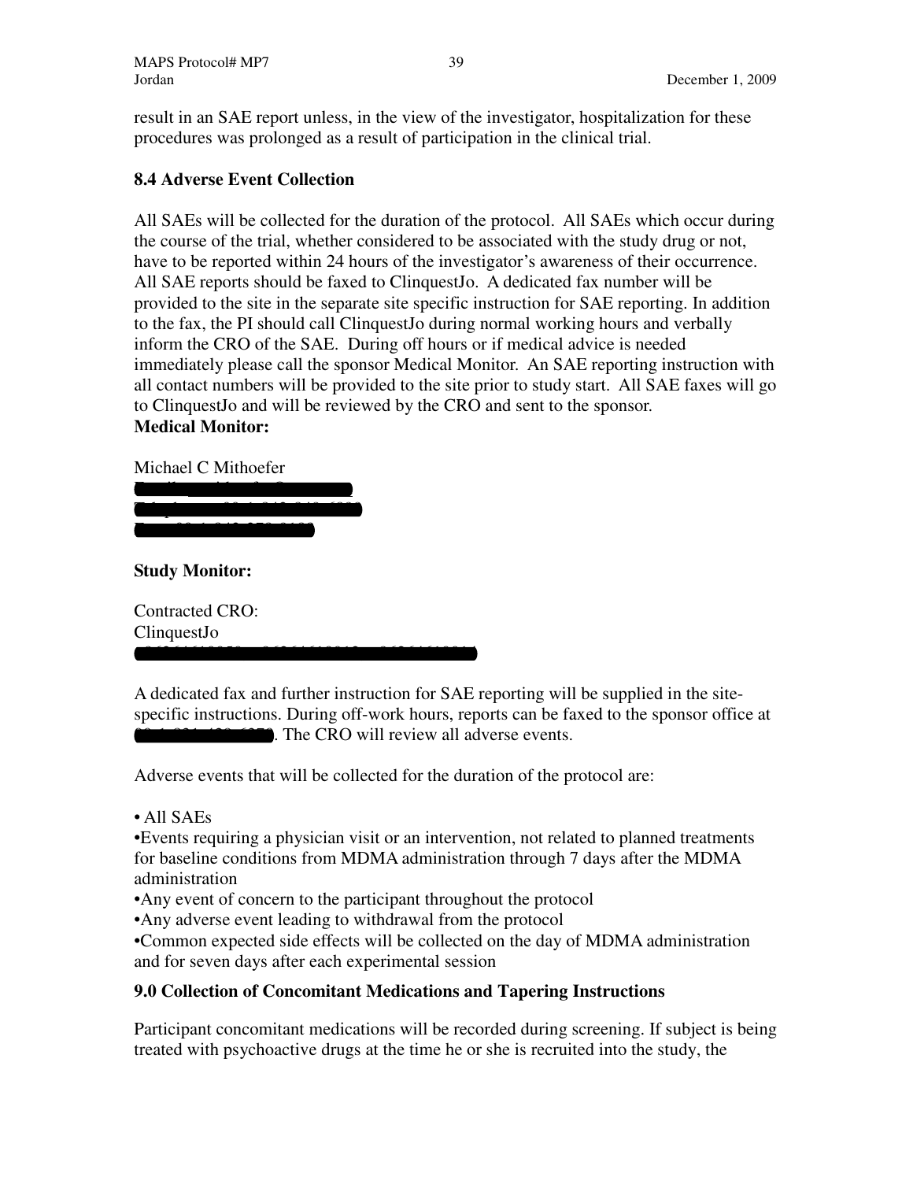result in an SAE report unless, in the view of the investigator, hospitalization for these procedures was prolonged as a result of participation in the clinical trial.

### 8.4 Adverse Event Collection

All SAEs will be collected for the duration of the protocol. All SAEs which occur during the course of the trial, whether considered to be associated with the study drug or not, have to be reported within 24 hours of the investigator's awareness of their occurrence. All SAE reports should be faxed to ClinquestJo. A dedicated fax number will be provided to the site in the separate site specific instruction for SAE reporting. In addition to the fax, the PI should call ClinquestJo during normal working hours and verbally inform the CRO of the SAE. During off hours or if medical advice is needed immediately please call the sponsor Medical Monitor. An SAE reporting instruction with all contact numbers will be provided to the site prior to study start. All SAE faxes will go to ClinquestJo and will be reviewed by the CRO and sent to the sponsor.

**Medical Monitor:**

Michael C Mithoefer

**Study Monitor:**

Contracted CRO:
ClinquestJo

A dedicated fax and further instruction for SAE reporting will be supplied in the site-specific instructions. During off-work hours, reports can be faxed to the sponsor office at . The CRO will review all adverse events.

Adverse events that will be collected for the duration of the protocol are:

- All SAEs
- Events requiring a physician visit or an intervention, not related to planned treatments for baseline conditions from MDMA administration through 7 days after the MDMA administration
- Any event of concern to the participant throughout the protocol
- Any adverse event leading to withdrawal from the protocol
- Common expected side effects will be collected on the day of MDMA administration and for seven days after each experimental session

## 9.0 Collection of Concomitant Medications and Tapering Instructions

Participant concomitant medications will be recorded during screening. If subject is being treated with psychoactive drugs at the time he or she is recruited into the study, the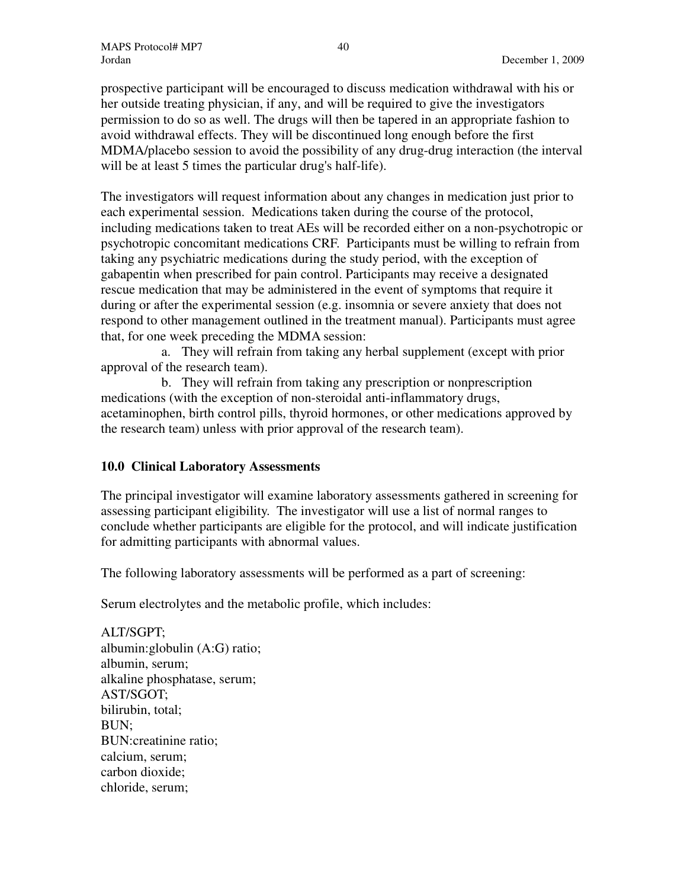prospective participant will be encouraged to discuss medication withdrawal with his or her outside treating physician, if any, and will be required to give the investigators permission to do so as well. The drugs will then be tapered in an appropriate fashion to avoid withdrawal effects. They will be discontinued long enough before the first MDMA/placebo session to avoid the possibility of any drug-drug interaction (the interval will be at least 5 times the particular drug's half-life).

The investigators will request information about any changes in medication just prior to each experimental session. Medications taken during the course of the protocol, including medications taken to treat AEs will be recorded either on a non-psychotropic or psychotropic concomitant medications CRF. Participants must be willing to refrain from taking any psychiatric medications during the study period, with the exception of gabapentin when prescribed for pain control. Participants may receive a designated rescue medication that may be administered in the event of symptoms that require it during or after the experimental session (e.g. insomnia or severe anxiety that does not respond to other management outlined in the treatment manual). Participants must agree that, for one week preceding the MDMA session:

a. They will refrain from taking any herbal supplement (except with prior approval of the research team).

b. They will refrain from taking any prescription or nonprescription medications (with the exception of non-steroidal anti-inflammatory drugs, acetaminophen, birth control pills, thyroid hormones, or other medications approved by the research team) unless with prior approval of the research team).

## 10.0 Clinical Laboratory Assessments

The principal investigator will examine laboratory assessments gathered in screening for assessing participant eligibility. The investigator will use a list of normal ranges to conclude whether participants are eligible for the protocol, and will indicate justification for admitting participants with abnormal values.

The following laboratory assessments will be performed as a part of screening:

Serum electrolytes and the metabolic profile, which includes:

ALT/SGPT;
albumin:globulin (A:G) ratio;
albumin, serum;
alkaline phosphatase, serum;
AST/SGOT;
bilirubin, total;
BUN;
BUN:creatinine ratio;
calcium, serum;
carbon dioxide;
chloride, serum;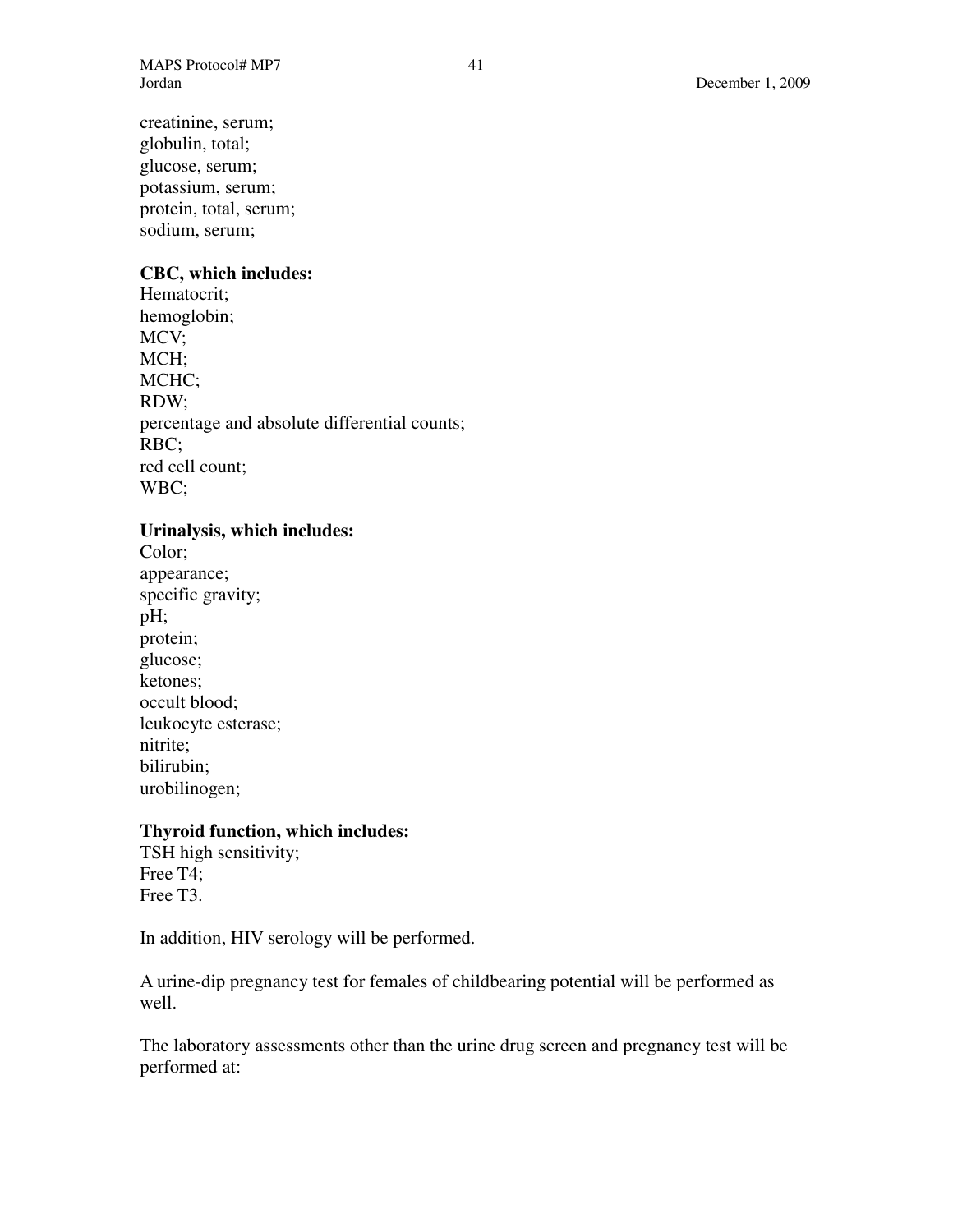creatinine, serum;
globulin, total;
glucose, serum;
potassium, serum;
protein, total, serum;
sodium, serum;

**CBC, which includes:**
Hematocrit;
hemoglobin;
MCV;
MCH;
MCHC;
RDW;
percentage and absolute differential counts;
RBC;
red cell count;
WBC;

**Urinalysis, which includes:**
Color;
appearance;
specific gravity;
pH;
protein;
glucose;
ketones;
occult blood;
leukocyte esterase;
nitrite;
bilirubin;
urobilinogen;

**Thyroid function, which includes:**
TSH high sensitivity;
Free T4;
Free T3.

In addition, HIV serology will be performed.

A urine-dip pregnancy test for females of childbearing potential will be performed as well.

The laboratory assessments other than the urine drug screen and pregnancy test will be performed at: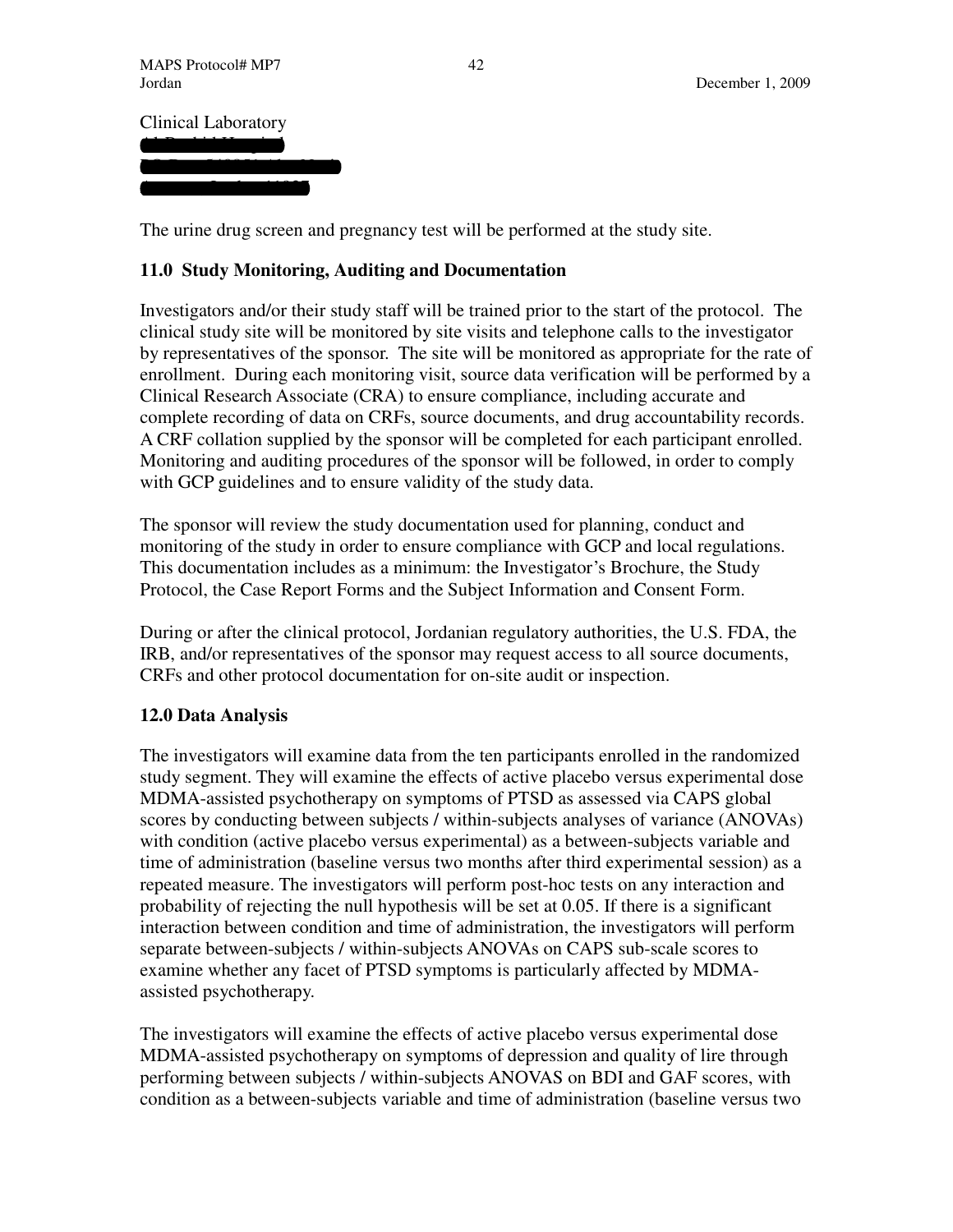Clinical Laboratory

The urine drug screen and pregnancy test will be performed at the study site.

## 11.0 Study Monitoring, Auditing and Documentation

Investigators and/or their study staff will be trained prior to the start of the protocol. The clinical study site will be monitored by site visits and telephone calls to the investigator by representatives of the sponsor. The site will be monitored as appropriate for the rate of enrollment. During each monitoring visit, source data verification will be performed by a Clinical Research Associate (CRA) to ensure compliance, including accurate and complete recording of data on CRFs, source documents, and drug accountability records. A CRF collation supplied by the sponsor will be completed for each participant enrolled. Monitoring and auditing procedures of the sponsor will be followed, in order to comply with GCP guidelines and to ensure validity of the study data.

The sponsor will review the study documentation used for planning, conduct and monitoring of the study in order to ensure compliance with GCP and local regulations. This documentation includes as a minimum: the Investigator's Brochure, the Study Protocol, the Case Report Forms and the Subject Information and Consent Form.

During or after the clinical protocol, Jordanian regulatory authorities, the U.S. FDA, the IRB, and/or representatives of the sponsor may request access to all source documents, CRFs and other protocol documentation for on-site audit or inspection.

## 12.0 Data Analysis

The investigators will examine data from the ten participants enrolled in the randomized study segment. They will examine the effects of active placebo versus experimental dose MDMA-assisted psychotherapy on symptoms of PTSD as assessed via CAPS global scores by conducting between subjects / within-subjects analyses of variance (ANOVAs) with condition (active placebo versus experimental) as a between-subjects variable and time of administration (baseline versus two months after third experimental session) as a repeated measure. The investigators will perform post-hoc tests on any interaction and probability of rejecting the null hypothesis will be set at 0.05. If there is a significant interaction between condition and time of administration, the investigators will perform separate between-subjects / within-subjects ANOVAs on CAPS sub-scale scores to examine whether any facet of PTSD symptoms is particularly affected by MDMA-assisted psychotherapy.

The investigators will examine the effects of active placebo versus experimental dose MDMA-assisted psychotherapy on symptoms of depression and quality of lire through performing between subjects / within-subjects ANOVAS on BDI and GAF scores, with condition as a between-subjects variable and time of administration (baseline versus two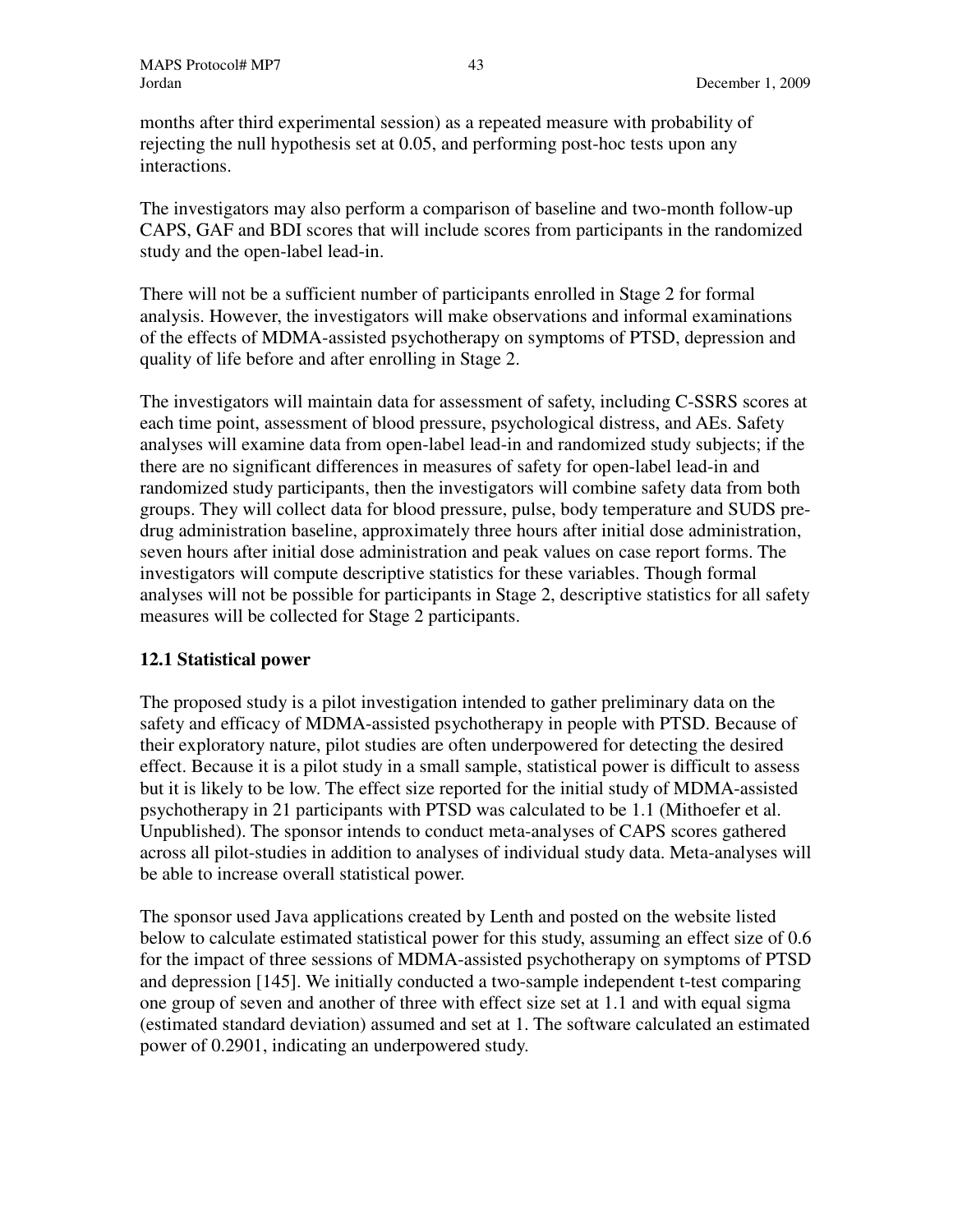months after third experimental session) as a repeated measure with probability of rejecting the null hypothesis set at 0.05, and performing post-hoc tests upon any interactions.

The investigators may also perform a comparison of baseline and two-month follow-up CAPS, GAF and BDI scores that will include scores from participants in the randomized study and the open-label lead-in.

There will not be a sufficient number of participants enrolled in Stage 2 for formal analysis. However, the investigators will make observations and informal examinations of the effects of MDMA-assisted psychotherapy on symptoms of PTSD, depression and quality of life before and after enrolling in Stage 2.

The investigators will maintain data for assessment of safety, including C-SSRS scores at each time point, assessment of blood pressure, psychological distress, and AEs. Safety analyses will examine data from open-label lead-in and randomized study subjects; if the there are no significant differences in measures of safety for open-label lead-in and randomized study participants, then the investigators will combine safety data from both groups. They will collect data for blood pressure, pulse, body temperature and SUDS pre-drug administration baseline, approximately three hours after initial dose administration, seven hours after initial dose administration and peak values on case report forms. The investigators will compute descriptive statistics for these variables. Though formal analyses will not be possible for participants in Stage 2, descriptive statistics for all safety measures will be collected for Stage 2 participants.

### 12.1 Statistical power

The proposed study is a pilot investigation intended to gather preliminary data on the safety and efficacy of MDMA-assisted psychotherapy in people with PTSD. Because of their exploratory nature, pilot studies are often underpowered for detecting the desired effect. Because it is a pilot study in a small sample, statistical power is difficult to assess but it is likely to be low. The effect size reported for the initial study of MDMA-assisted psychotherapy in 21 participants with PTSD was calculated to be 1.1 (Mithoefer et al. Unpublished). The sponsor intends to conduct meta-analyses of CAPS scores gathered across all pilot-studies in addition to analyses of individual study data. Meta-analyses will be able to increase overall statistical power.

The sponsor used Java applications created by Lenth and posted on the website listed below to calculate estimated statistical power for this study, assuming an effect size of 0.6 for the impact of three sessions of MDMA-assisted psychotherapy on symptoms of PTSD and depression [145]. We initially conducted a two-sample independent t-test comparing one group of seven and another of three with effect size set at 1.1 and with equal sigma (estimated standard deviation) assumed and set at 1. The software calculated an estimated power of 0.2901, indicating an underpowered study.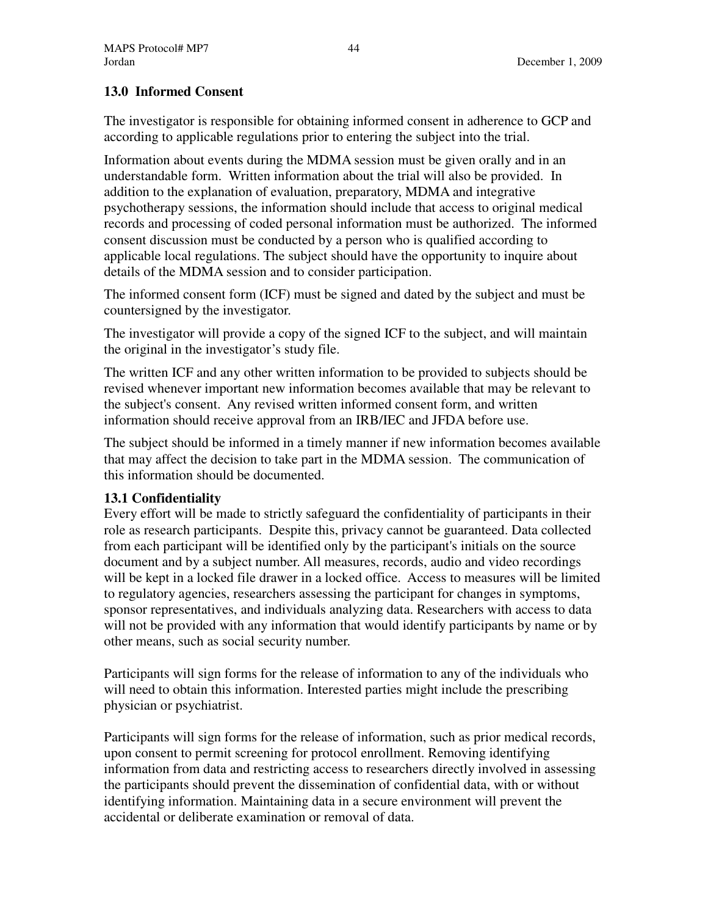## 13.0 Informed Consent

The investigator is responsible for obtaining informed consent in adherence to GCP and according to applicable regulations prior to entering the subject into the trial.

Information about events during the MDMA session must be given orally and in an understandable form. Written information about the trial will also be provided. In addition to the explanation of evaluation, preparatory, MDMA and integrative psychotherapy sessions, the information should include that access to original medical records and processing of coded personal information must be authorized. The informed consent discussion must be conducted by a person who is qualified according to applicable local regulations. The subject should have the opportunity to inquire about details of the MDMA session and to consider participation.

The informed consent form (ICF) must be signed and dated by the subject and must be countersigned by the investigator.

The investigator will provide a copy of the signed ICF to the subject, and will maintain the original in the investigator's study file.

The written ICF and any other written information to be provided to subjects should be revised whenever important new information becomes available that may be relevant to the subject's consent. Any revised written informed consent form, and written information should receive approval from an IRB/IEC and JFDA before use.

The subject should be informed in a timely manner if new information becomes available that may affect the decision to take part in the MDMA session. The communication of this information should be documented.

### 13.1 Confidentiality

Every effort will be made to strictly safeguard the confidentiality of participants in their role as research participants. Despite this, privacy cannot be guaranteed. Data collected from each participant will be identified only by the participant's initials on the source document and by a subject number. All measures, records, audio and video recordings will be kept in a locked file drawer in a locked office. Access to measures will be limited to regulatory agencies, researchers assessing the participant for changes in symptoms, sponsor representatives, and individuals analyzing data. Researchers with access to data will not be provided with any information that would identify participants by name or by other means, such as social security number.

Participants will sign forms for the release of information to any of the individuals who will need to obtain this information. Interested parties might include the prescribing physician or psychiatrist.

Participants will sign forms for the release of information, such as prior medical records, upon consent to permit screening for protocol enrollment. Removing identifying information from data and restricting access to researchers directly involved in assessing the participants should prevent the dissemination of confidential data, with or without identifying information. Maintaining data in a secure environment will prevent the accidental or deliberate examination or removal of data.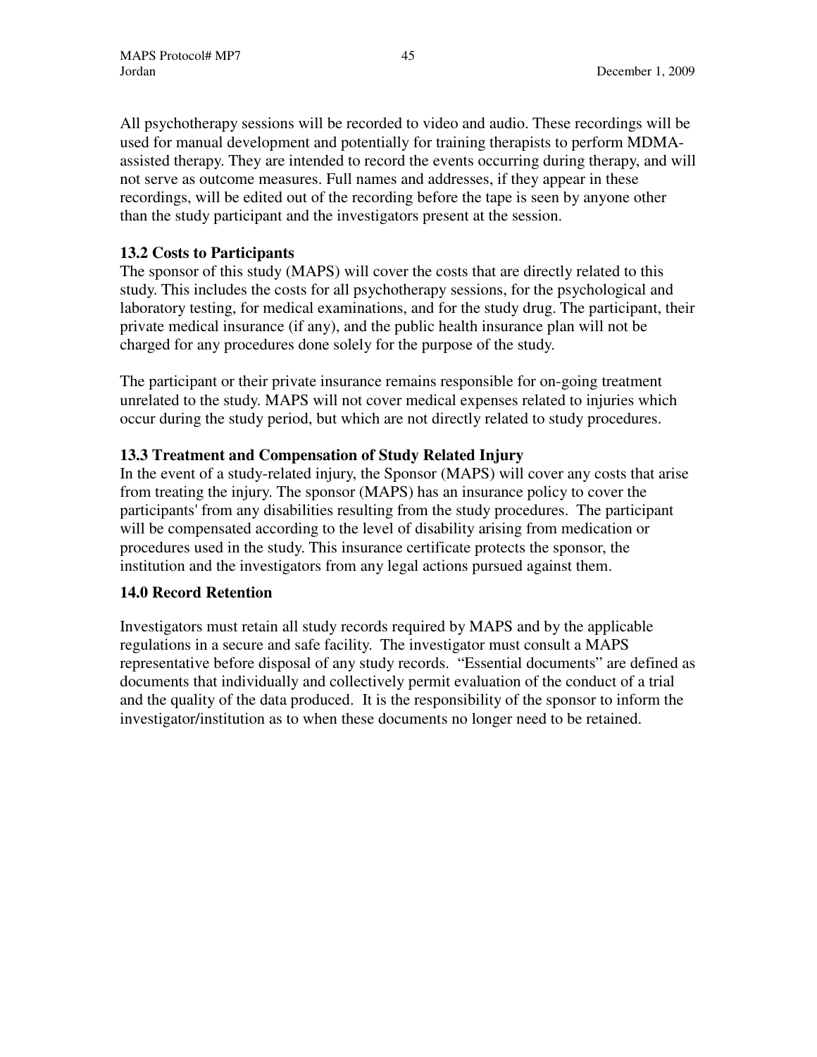All psychotherapy sessions will be recorded to video and audio. These recordings will be used for manual development and potentially for training therapists to perform MDMA-assisted therapy. They are intended to record the events occurring during therapy, and will not serve as outcome measures. Full names and addresses, if they appear in these recordings, will be edited out of the recording before the tape is seen by anyone other than the study participant and the investigators present at the session.

### 13.2 Costs to Participants

The sponsor of this study (MAPS) will cover the costs that are directly related to this study. This includes the costs for all psychotherapy sessions, for the psychological and laboratory testing, for medical examinations, and for the study drug. The participant, their private medical insurance (if any), and the public health insurance plan will not be charged for any procedures done solely for the purpose of the study.

The participant or their private insurance remains responsible for on-going treatment unrelated to the study. MAPS will not cover medical expenses related to injuries which occur during the study period, but which are not directly related to study procedures.

### 13.3 Treatment and Compensation of Study Related Injury

In the event of a study-related injury, the Sponsor (MAPS) will cover any costs that arise from treating the injury. The sponsor (MAPS) has an insurance policy to cover the participants' from any disabilities resulting from the study procedures. The participant will be compensated according to the level of disability arising from medication or procedures used in the study. This insurance certificate protects the sponsor, the institution and the investigators from any legal actions pursued against them.

## 14.0 Record Retention

Investigators must retain all study records required by MAPS and by the applicable regulations in a secure and safe facility. The investigator must consult a MAPS representative before disposal of any study records. "Essential documents" are defined as documents that individually and collectively permit evaluation of the conduct of a trial and the quality of the data produced. It is the responsibility of the sponsor to inform the investigator/institution as to when these documents no longer need to be retained.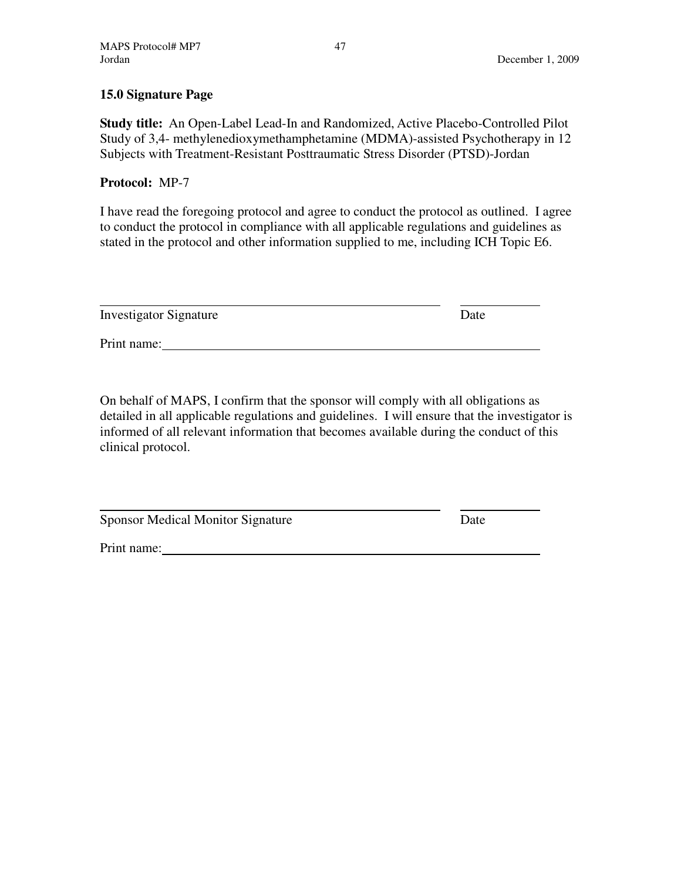## 15.0 Signature Page

**Study title:** An Open-Label Lead-In and Randomized, Active Placebo-Controlled Pilot Study of 3,4- methylenedioxymethamphetamine (MDMA)-assisted Psychotherapy in 12 Subjects with Treatment-Resistant Posttraumatic Stress Disorder (PTSD)-Jordan

**Protocol:** MP-7

I have read the foregoing protocol and agree to conduct the protocol as outlined. I agree to conduct the protocol in compliance with all applicable regulations and guidelines as stated in the protocol and other information supplied to me, including ICH Topic E6.

\_\_\_\_\_\_\_\_\_\_\_\_\_\_\_\_\_\_\_\_\_\_\_\_\_\_\_\_\_\_\_\_\_\_\_\_\_\_\_\_ \_\_\_\_\_\_\_\_\_\_

Investigator Signature Date

Print name:\_\_\_\_\_\_\_\_\_\_\_\_\_\_\_\_\_\_\_\_\_\_\_\_\_\_\_\_\_\_\_\_\_\_\_\_\_\_\_\_

On behalf of MAPS, I confirm that the sponsor will comply with all obligations as detailed in all applicable regulations and guidelines. I will ensure that the investigator is informed of all relevant information that becomes available during the conduct of this clinical protocol.

\_\_\_\_\_\_\_\_\_\_\_\_\_\_\_\_\_\_\_\_\_\_\_\_\_\_\_\_\_\_\_\_\_\_\_\_\_\_\_\_ \_\_\_\_\_\_\_\_\_\_

Sponsor Medical Monitor Signature Date

Print name:\_\_\_\_\_\_\_\_\_\_\_\_\_\_\_\_\_\_\_\_\_\_\_\_\_\_\_\_\_\_\_\_\_\_\_\_\_\_\_\_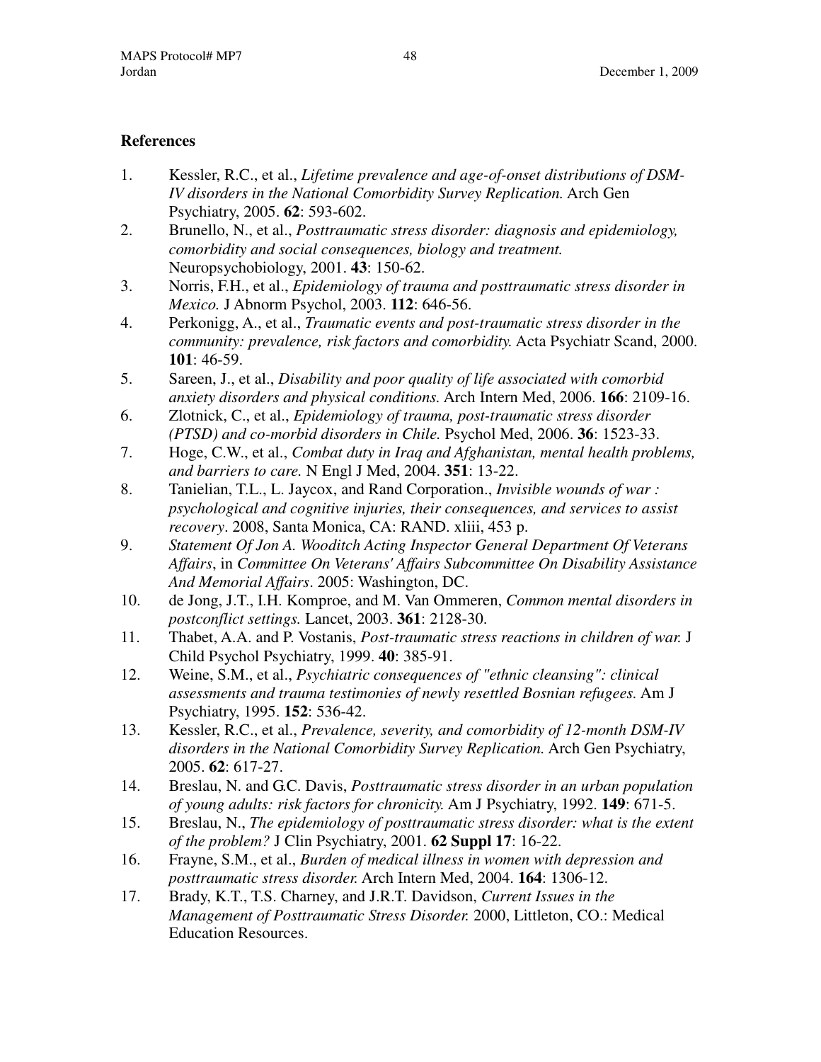## References

1. Kessler, R.C., et al., *Lifetime prevalence and age-of-onset distributions of DSM-IV disorders in the National Comorbidity Survey Replication.* Arch Gen Psychiatry, 2005. **62**: 593-602.
2. Brunello, N., et al., *Posttraumatic stress disorder: diagnosis and epidemiology, comorbidity and social consequences, biology and treatment.* Neuropsychobiology, 2001. **43**: 150-62.
3. Norris, F.H., et al., *Epidemiology of trauma and posttraumatic stress disorder in Mexico.* J Abnorm Psychol, 2003. **112**: 646-56.
4. Perkonigg, A., et al., *Traumatic events and post-traumatic stress disorder in the community: prevalence, risk factors and comorbidity.* Acta Psychiatr Scand, 2000. **101**: 46-59.
5. Sareen, J., et al., *Disability and poor quality of life associated with comorbid anxiety disorders and physical conditions.* Arch Intern Med, 2006. **166**: 2109-16.
6. Zlotnick, C., et al., *Epidemiology of trauma, post-traumatic stress disorder (PTSD) and co-morbid disorders in Chile.* Psychol Med, 2006. **36**: 1523-33.
7. Hoge, C.W., et al., *Combat duty in Iraq and Afghanistan, mental health problems, and barriers to care.* N Engl J Med, 2004. **351**: 13-22.
8. Tanielian, T.L., L. Jaycox, and Rand Corporation., *Invisible wounds of war : psychological and cognitive injuries, their consequences, and services to assist recovery*. 2008, Santa Monica, CA: RAND. xliii, 453 p.
9. *Statement Of Jon A. Wooditch Acting Inspector General Department Of Veterans Affairs*, in *Committee On Veterans' Affairs Subcommittee On Disability Assistance And Memorial Affairs*. 2005: Washington, DC.
10. de Jong, J.T., I.H. Komproe, and M. Van Ommeren, *Common mental disorders in postconflict settings.* Lancet, 2003. **361**: 2128-30.
11. Thabet, A.A. and P. Vostanis, *Post-traumatic stress reactions in children of war.* J Child Psychol Psychiatry, 1999. **40**: 385-91.
12. Weine, S.M., et al., *Psychiatric consequences of "ethnic cleansing": clinical assessments and trauma testimonies of newly resettled Bosnian refugees.* Am J Psychiatry, 1995. **152**: 536-42.
13. Kessler, R.C., et al., *Prevalence, severity, and comorbidity of 12-month DSM-IV disorders in the National Comorbidity Survey Replication.* Arch Gen Psychiatry, 2005. **62**: 617-27.
14. Breslau, N. and G.C. Davis, *Posttraumatic stress disorder in an urban population of young adults: risk factors for chronicity.* Am J Psychiatry, 1992. **149**: 671-5.
15. Breslau, N., *The epidemiology of posttraumatic stress disorder: what is the extent of the problem?* J Clin Psychiatry, 2001. **62 Suppl 17**: 16-22.
16. Frayne, S.M., et al., *Burden of medical illness in women with depression and posttraumatic stress disorder.* Arch Intern Med, 2004. **164**: 1306-12.
17. Brady, K.T., T.S. Charney, and J.R.T. Davidson, *Current Issues in the Management of Posttraumatic Stress Disorder.* 2000, Littleton, CO.: Medical Education Resources.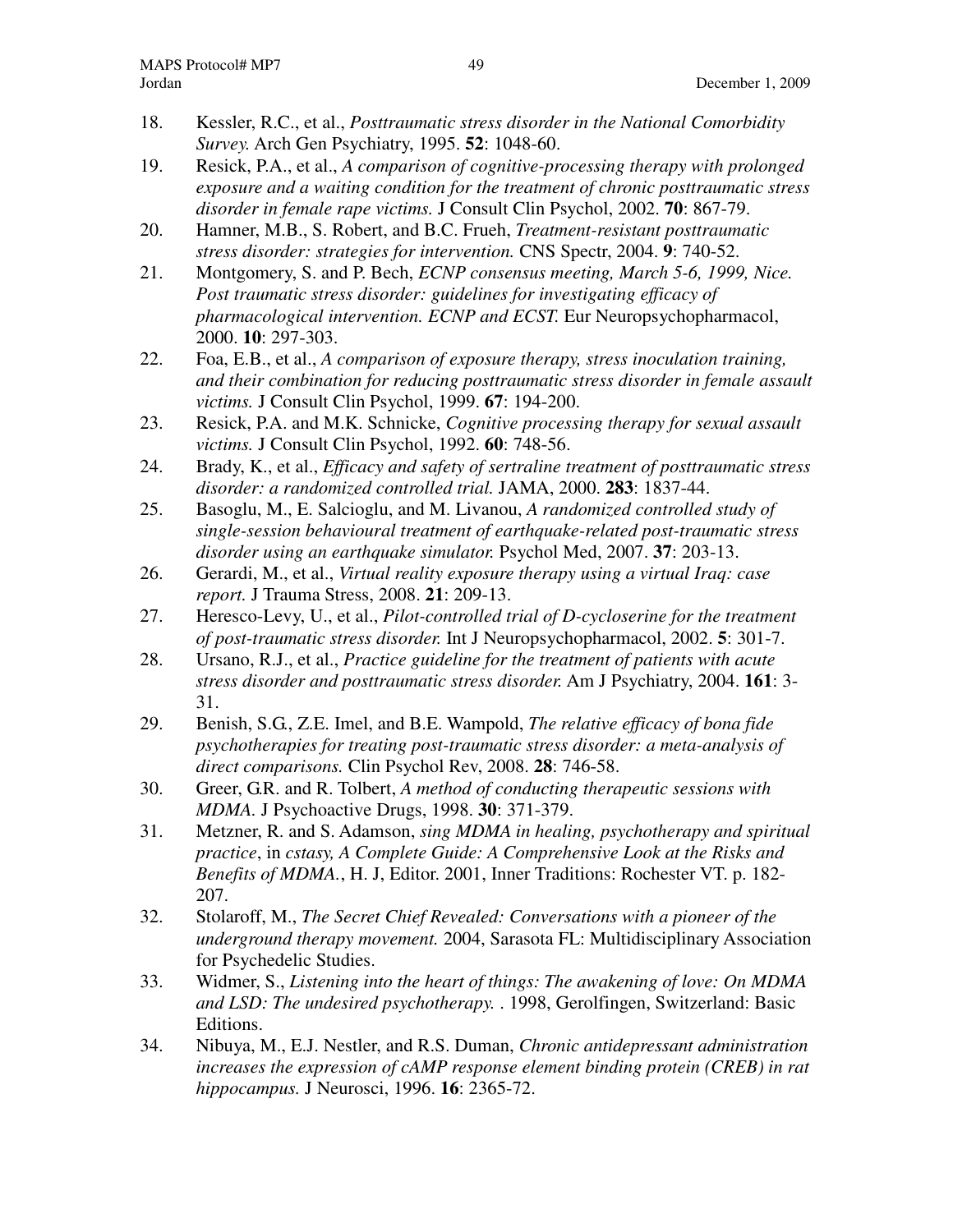18. Kessler, R.C., et al., *Posttraumatic stress disorder in the National Comorbidity Survey.* Arch Gen Psychiatry, 1995. **52**: 1048-60.
19. Resick, P.A., et al., *A comparison of cognitive-processing therapy with prolonged exposure and a waiting condition for the treatment of chronic posttraumatic stress disorder in female rape victims.* J Consult Clin Psychol, 2002. **70**: 867-79.
20. Hamner, M.B., S. Robert, and B.C. Frueh, *Treatment-resistant posttraumatic stress disorder: strategies for intervention.* CNS Spectr, 2004. **9**: 740-52.
21. Montgomery, S. and P. Bech, *ECNP consensus meeting, March 5-6, 1999, Nice. Post traumatic stress disorder: guidelines for investigating efficacy of pharmacological intervention. ECNP and ECST.* Eur Neuropsychopharmacol, 2000. **10**: 297-303.
22. Foa, E.B., et al., *A comparison of exposure therapy, stress inoculation training, and their combination for reducing posttraumatic stress disorder in female assault victims.* J Consult Clin Psychol, 1999. **67**: 194-200.
23. Resick, P.A. and M.K. Schnicke, *Cognitive processing therapy for sexual assault victims.* J Consult Clin Psychol, 1992. **60**: 748-56.
24. Brady, K., et al., *Efficacy and safety of sertraline treatment of posttraumatic stress disorder: a randomized controlled trial.* JAMA, 2000. **283**: 1837-44.
25. Basoglu, M., E. Salcioglu, and M. Livanou, *A randomized controlled study of single-session behavioural treatment of earthquake-related post-traumatic stress disorder using an earthquake simulator.* Psychol Med, 2007. **37**: 203-13.
26. Gerardi, M., et al., *Virtual reality exposure therapy using a virtual Iraq: case report.* J Trauma Stress, 2008. **21**: 209-13.
27. Heresco-Levy, U., et al., *Pilot-controlled trial of D-cycloserine for the treatment of post-traumatic stress disorder.* Int J Neuropsychopharmacol, 2002. **5**: 301-7.
28. Ursano, R.J., et al., *Practice guideline for the treatment of patients with acute stress disorder and posttraumatic stress disorder.* Am J Psychiatry, 2004. **161**: 3-31.
29. Benish, S.G., Z.E. Imel, and B.E. Wampold, *The relative efficacy of bona fide psychotherapies for treating post-traumatic stress disorder: a meta-analysis of direct comparisons.* Clin Psychol Rev, 2008. **28**: 746-58.
30. Greer, G.R. and R. Tolbert, *A method of conducting therapeutic sessions with MDMA.* J Psychoactive Drugs, 1998. **30**: 371-379.
31. Metzner, R. and S. Adamson, *sing MDMA in healing, psychotherapy and spiritual practice*, in *cstasy, A Complete Guide: A Comprehensive Look at the Risks and Benefits of MDMA.*, H. J, Editor. 2001, Inner Traditions: Rochester VT. p. 182-207.
32. Stolaroff, M., *The Secret Chief Revealed: Conversations with a pioneer of the underground therapy movement.* 2004, Sarasota FL: Multidisciplinary Association for Psychedelic Studies.
33. Widmer, S., *Listening into the heart of things: The awakening of love: On MDMA and LSD: The undesired psychotherapy.* . 1998, Gerolfingen, Switzerland: Basic Editions.
34. Nibuya, M., E.J. Nestler, and R.S. Duman, *Chronic antidepressant administration increases the expression of cAMP response element binding protein (CREB) in rat hippocampus.* J Neurosci, 1996. **16**: 2365-72.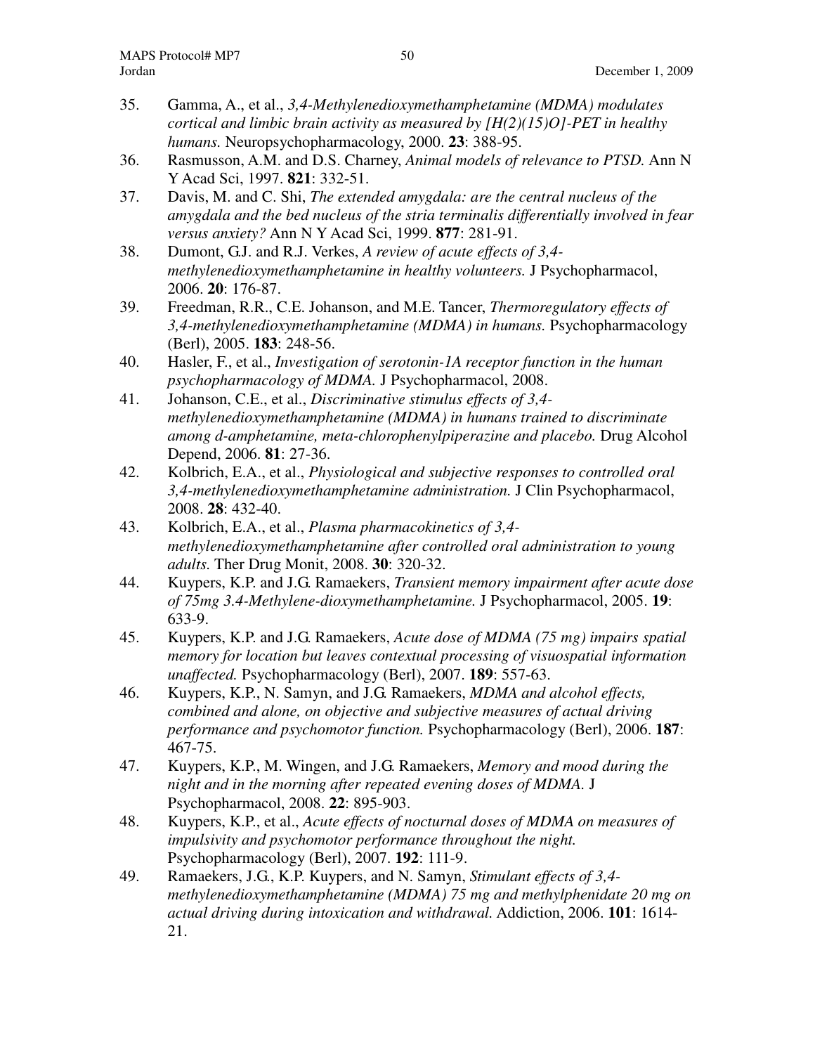35. Gamma, A., et al., *3,4-Methylenedioxymethamphetamine (MDMA) modulates cortical and limbic brain activity as measured by [H(2)(15)O]-PET in healthy humans.* Neuropsychopharmacology, 2000. **23**: 388-95.
36. Rasmusson, A.M. and D.S. Charney, *Animal models of relevance to PTSD.* Ann N Y Acad Sci, 1997. **821**: 332-51.
37. Davis, M. and C. Shi, *The extended amygdala: are the central nucleus of the amygdala and the bed nucleus of the stria terminalis differentially involved in fear versus anxiety?* Ann N Y Acad Sci, 1999. **877**: 281-91.
38. Dumont, G.J. and R.J. Verkes, *A review of acute effects of 3,4-methylenedioxymethamphetamine in healthy volunteers.* J Psychopharmacol, 2006. **20**: 176-87.
39. Freedman, R.R., C.E. Johanson, and M.E. Tancer, *Thermoregulatory effects of 3,4-methylenedioxymethamphetamine (MDMA) in humans.* Psychopharmacology (Berl), 2005. **183**: 248-56.
40. Hasler, F., et al., *Investigation of serotonin-1A receptor function in the human psychopharmacology of MDMA.* J Psychopharmacol, 2008.
41. Johanson, C.E., et al., *Discriminative stimulus effects of 3,4-methylenedioxymethamphetamine (MDMA) in humans trained to discriminate among d-amphetamine, meta-chlorophenylpiperazine and placebo.* Drug Alcohol Depend, 2006. **81**: 27-36.
42. Kolbrich, E.A., et al., *Physiological and subjective responses to controlled oral 3,4-methylenedioxymethamphetamine administration.* J Clin Psychopharmacol, 2008. **28**: 432-40.
43. Kolbrich, E.A., et al., *Plasma pharmacokinetics of 3,4-methylenedioxymethamphetamine after controlled oral administration to young adults.* Ther Drug Monit, 2008. **30**: 320-32.
44. Kuypers, K.P. and J.G. Ramaekers, *Transient memory impairment after acute dose of 75mg 3.4-Methylene-dioxymethamphetamine.* J Psychopharmacol, 2005. **19**: 633-9.
45. Kuypers, K.P. and J.G. Ramaekers, *Acute dose of MDMA (75 mg) impairs spatial memory for location but leaves contextual processing of visuospatial information unaffected.* Psychopharmacology (Berl), 2007. **189**: 557-63.
46. Kuypers, K.P., N. Samyn, and J.G. Ramaekers, *MDMA and alcohol effects, combined and alone, on objective and subjective measures of actual driving performance and psychomotor function.* Psychopharmacology (Berl), 2006. **187**: 467-75.
47. Kuypers, K.P., M. Wingen, and J.G. Ramaekers, *Memory and mood during the night and in the morning after repeated evening doses of MDMA.* J Psychopharmacol, 2008. **22**: 895-903.
48. Kuypers, K.P., et al., *Acute effects of nocturnal doses of MDMA on measures of impulsivity and psychomotor performance throughout the night.* Psychopharmacology (Berl), 2007. **192**: 111-9.
49. Ramaekers, J.G., K.P. Kuypers, and N. Samyn, *Stimulant effects of 3,4-methylenedioxymethamphetamine (MDMA) 75 mg and methylphenidate 20 mg on actual driving during intoxication and withdrawal.* Addiction, 2006. **101**: 1614-21.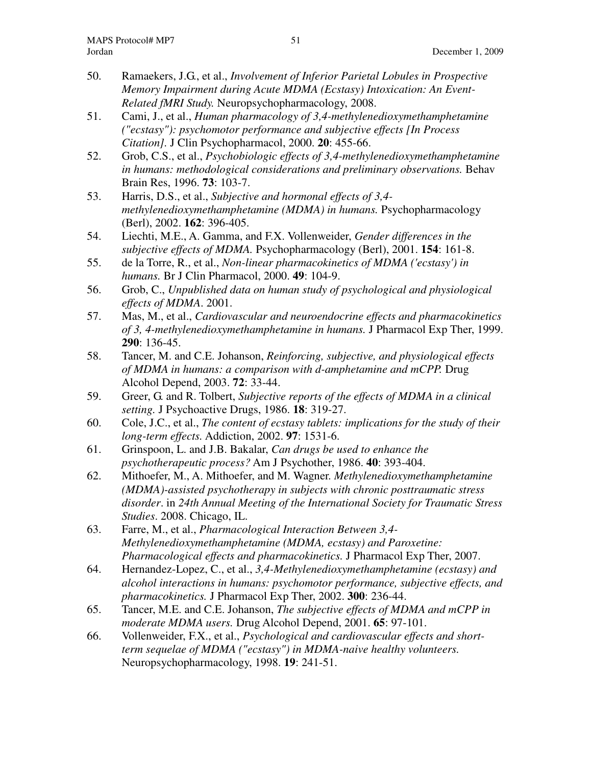50. Ramaekers, J.G., et al., *Involvement of Inferior Parietal Lobules in Prospective Memory Impairment during Acute MDMA (Ecstasy) Intoxication: An Event-Related fMRI Study.* Neuropsychopharmacology, 2008.
51. Cami, J., et al., *Human pharmacology of 3,4-methylenedioxymethamphetamine ("ecstasy"): psychomotor performance and subjective effects [In Process Citation].* J Clin Psychopharmacol, 2000. **20**: 455-66.
52. Grob, C.S., et al., *Psychobiologic effects of 3,4-methylenedioxymethamphetamine in humans: methodological considerations and preliminary observations.* Behav Brain Res, 1996. **73**: 103-7.
53. Harris, D.S., et al., *Subjective and hormonal effects of 3,4-methylenedioxymethamphetamine (MDMA) in humans.* Psychopharmacology (Berl), 2002. **162**: 396-405.
54. Liechti, M.E., A. Gamma, and F.X. Vollenweider, *Gender differences in the subjective effects of MDMA.* Psychopharmacology (Berl), 2001. **154**: 161-8.
55. de la Torre, R., et al., *Non-linear pharmacokinetics of MDMA ('ecstasy') in humans.* Br J Clin Pharmacol, 2000. **49**: 104-9.
56. Grob, C., *Unpublished data on human study of psychological and physiological effects of MDMA*. 2001.
57. Mas, M., et al., *Cardiovascular and neuroendocrine effects and pharmacokinetics of 3, 4-methylenedioxymethamphetamine in humans.* J Pharmacol Exp Ther, 1999. **290**: 136-45.
58. Tancer, M. and C.E. Johanson, *Reinforcing, subjective, and physiological effects of MDMA in humans: a comparison with d-amphetamine and mCPP.* Drug Alcohol Depend, 2003. **72**: 33-44.
59. Greer, G. and R. Tolbert, *Subjective reports of the effects of MDMA in a clinical setting.* J Psychoactive Drugs, 1986. **18**: 319-27.
60. Cole, J.C., et al., *The content of ecstasy tablets: implications for the study of their long-term effects.* Addiction, 2002. **97**: 1531-6.
61. Grinspoon, L. and J.B. Bakalar, *Can drugs be used to enhance the psychotherapeutic process?* Am J Psychother, 1986. **40**: 393-404.
62. Mithoefer, M., A. Mithoefer, and M. Wagner. *Methylenedioxymethamphetamine (MDMA)-assisted psychotherapy in subjects with chronic posttraumatic stress disorder*. in *24th Annual Meeting of the International Society for Traumatic Stress Studies*. 2008. Chicago, IL.
63. Farre, M., et al., *Pharmacological Interaction Between 3,4-Methylenedioxymethamphetamine (MDMA, ecstasy) and Paroxetine: Pharmacological effects and pharmacokinetics.* J Pharmacol Exp Ther, 2007.
64. Hernandez-Lopez, C., et al., *3,4-Methylenedioxymethamphetamine (ecstasy) and alcohol interactions in humans: psychomotor performance, subjective effects, and pharmacokinetics.* J Pharmacol Exp Ther, 2002. **300**: 236-44.
65. Tancer, M.E. and C.E. Johanson, *The subjective effects of MDMA and mCPP in moderate MDMA users.* Drug Alcohol Depend, 2001. **65**: 97-101.
66. Vollenweider, F.X., et al., *Psychological and cardiovascular effects and short-term sequelae of MDMA ("ecstasy") in MDMA-naive healthy volunteers.* Neuropsychopharmacology, 1998. **19**: 241-51.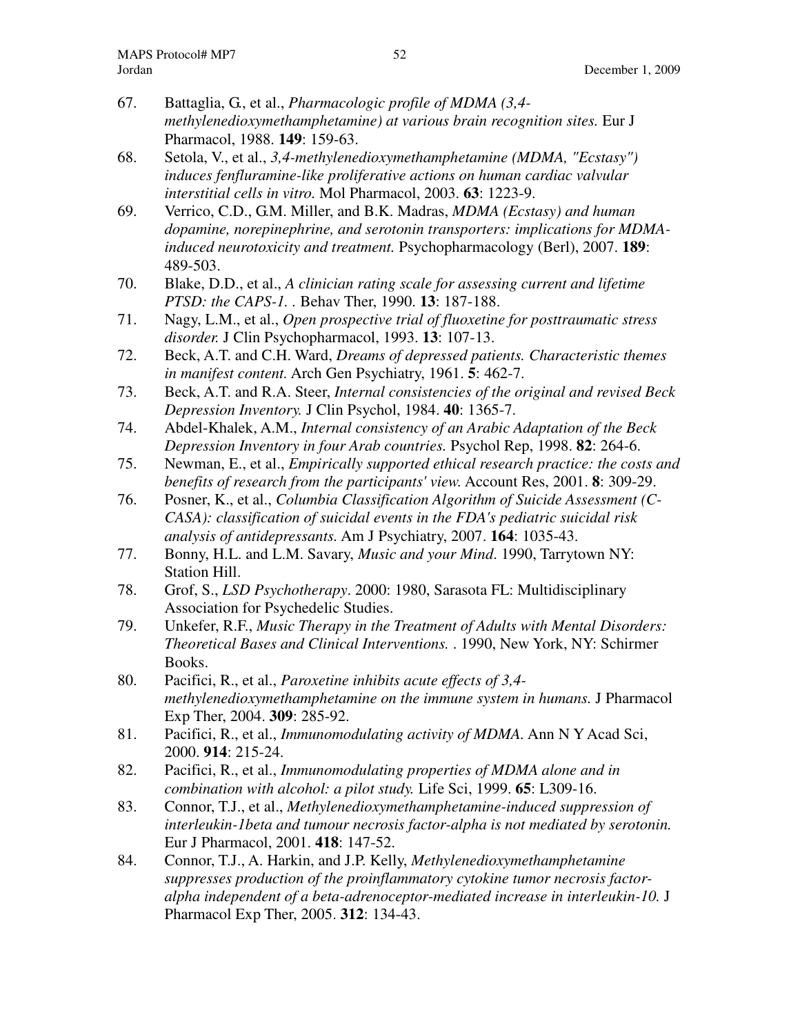67. Battaglia, G., et al., *Pharmacologic profile of MDMA (3,4-methylenedioxymethamphetamine) at various brain recognition sites.* Eur J Pharmacol, 1988. **149**: 159-63.
68. Setola, V., et al., *3,4-methylenedioxymethamphetamine (MDMA, "Ecstasy") induces fenfluramine-like proliferative actions on human cardiac valvular interstitial cells in vitro.* Mol Pharmacol, 2003. **63**: 1223-9.
69. Verrico, C.D., G.M. Miller, and B.K. Madras, *MDMA (Ecstasy) and human dopamine, norepinephrine, and serotonin transporters: implications for MDMA-induced neurotoxicity and treatment.* Psychopharmacology (Berl), 2007. **189**: 489-503.
70. Blake, D.D., et al., *A clinician rating scale for assessing current and lifetime PTSD: the CAPS-1.* . Behav Ther, 1990. **13**: 187-188.
71. Nagy, L.M., et al., *Open prospective trial of fluoxetine for posttraumatic stress disorder.* J Clin Psychopharmacol, 1993. **13**: 107-13.
72. Beck, A.T. and C.H. Ward, *Dreams of depressed patients. Characteristic themes in manifest content.* Arch Gen Psychiatry, 1961. **5**: 462-7.
73. Beck, A.T. and R.A. Steer, *Internal consistencies of the original and revised Beck Depression Inventory.* J Clin Psychol, 1984. **40**: 1365-7.
74. Abdel-Khalek, A.M., *Internal consistency of an Arabic Adaptation of the Beck Depression Inventory in four Arab countries.* Psychol Rep, 1998. **82**: 264-6.
75. Newman, E., et al., *Empirically supported ethical research practice: the costs and benefits of research from the participants' view.* Account Res, 2001. **8**: 309-29.
76. Posner, K., et al., *Columbia Classification Algorithm of Suicide Assessment (C-CASA): classification of suicidal events in the FDA's pediatric suicidal risk analysis of antidepressants.* Am J Psychiatry, 2007. **164**: 1035-43.
77. Bonny, H.L. and L.M. Savary, *Music and your Mind*. 1990, Tarrytown NY: Station Hill.
78. Grof, S., *LSD Psychotherapy*. 2000: 1980, Sarasota FL: Multidisciplinary Association for Psychedelic Studies.
79. Unkefer, R.F., *Music Therapy in the Treatment of Adults with Mental Disorders: Theoretical Bases and Clinical Interventions.* . 1990, New York, NY: Schirmer Books.
80. Pacifici, R., et al., *Paroxetine inhibits acute effects of 3,4-methylenedioxymethamphetamine on the immune system in humans.* J Pharmacol Exp Ther, 2004. **309**: 285-92.
81. Pacifici, R., et al., *Immunomodulating activity of MDMA.* Ann N Y Acad Sci, 2000. **914**: 215-24.
82. Pacifici, R., et al., *Immunomodulating properties of MDMA alone and in combination with alcohol: a pilot study.* Life Sci, 1999. **65**: L309-16.
83. Connor, T.J., et al., *Methylenedioxymethamphetamine-induced suppression of interleukin-1beta and tumour necrosis factor-alpha is not mediated by serotonin.* Eur J Pharmacol, 2001. **418**: 147-52.
84. Connor, T.J., A. Harkin, and J.P. Kelly, *Methylenedioxymethamphetamine suppresses production of the proinflammatory cytokine tumor necrosis factor-alpha independent of a beta-adrenoceptor-mediated increase in interleukin-10.* J Pharmacol Exp Ther, 2005. **312**: 134-43.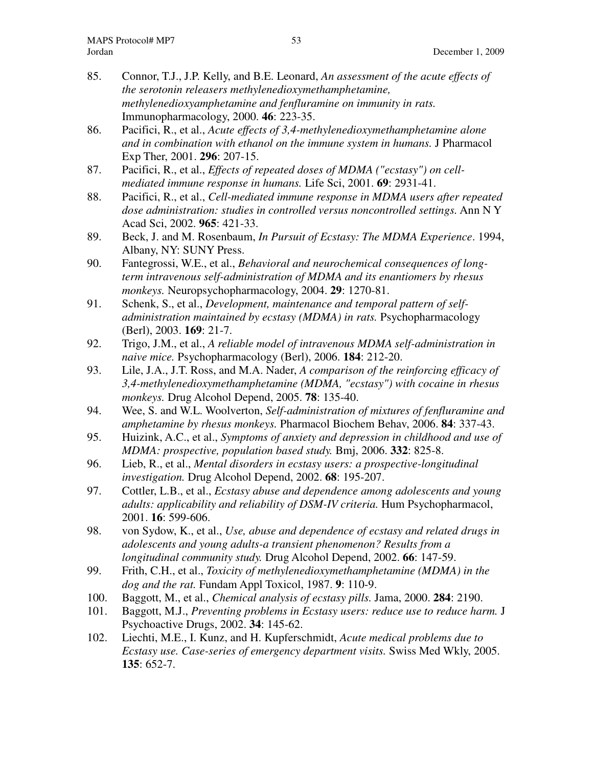85. Connor, T.J., J.P. Kelly, and B.E. Leonard, *An assessment of the acute effects of the serotonin releasers methylenedioxymethamphetamine, methylenedioxyamphetamine and fenfluramine on immunity in rats.* Immunopharmacology, 2000. **46**: 223-35.
86. Pacifici, R., et al., *Acute effects of 3,4-methylenedioxymethamphetamine alone and in combination with ethanol on the immune system in humans.* J Pharmacol Exp Ther, 2001. **296**: 207-15.
87. Pacifici, R., et al., *Effects of repeated doses of MDMA ("ecstasy") on cell-mediated immune response in humans.* Life Sci, 2001. **69**: 2931-41.
88. Pacifici, R., et al., *Cell-mediated immune response in MDMA users after repeated dose administration: studies in controlled versus noncontrolled settings.* Ann N Y Acad Sci, 2002. **965**: 421-33.
89. Beck, J. and M. Rosenbaum, *In Pursuit of Ecstasy: The MDMA Experience*. 1994, Albany, NY: SUNY Press.
90. Fantegrossi, W.E., et al., *Behavioral and neurochemical consequences of long-term intravenous self-administration of MDMA and its enantiomers by rhesus monkeys.* Neuropsychopharmacology, 2004. **29**: 1270-81.
91. Schenk, S., et al., *Development, maintenance and temporal pattern of self-administration maintained by ecstasy (MDMA) in rats.* Psychopharmacology (Berl), 2003. **169**: 21-7.
92. Trigo, J.M., et al., *A reliable model of intravenous MDMA self-administration in naive mice.* Psychopharmacology (Berl), 2006. **184**: 212-20.
93. Lile, J.A., J.T. Ross, and M.A. Nader, *A comparison of the reinforcing efficacy of 3,4-methylenedioxymethamphetamine (MDMA, "ecstasy") with cocaine in rhesus monkeys.* Drug Alcohol Depend, 2005. **78**: 135-40.
94. Wee, S. and W.L. Woolverton, *Self-administration of mixtures of fenfluramine and amphetamine by rhesus monkeys.* Pharmacol Biochem Behav, 2006. **84**: 337-43.
95. Huizink, A.C., et al., *Symptoms of anxiety and depression in childhood and use of MDMA: prospective, population based study.* Bmj, 2006. **332**: 825-8.
96. Lieb, R., et al., *Mental disorders in ecstasy users: a prospective-longitudinal investigation.* Drug Alcohol Depend, 2002. **68**: 195-207.
97. Cottler, L.B., et al., *Ecstasy abuse and dependence among adolescents and young adults: applicability and reliability of DSM-IV criteria.* Hum Psychopharmacol, 2001. **16**: 599-606.
98. von Sydow, K., et al., *Use, abuse and dependence of ecstasy and related drugs in adolescents and young adults-a transient phenomenon? Results from a longitudinal community study.* Drug Alcohol Depend, 2002. **66**: 147-59.
99. Frith, C.H., et al., *Toxicity of methylenedioxymethamphetamine (MDMA) in the dog and the rat.* Fundam Appl Toxicol, 1987. **9**: 110-9.
100. Baggott, M., et al., *Chemical analysis of ecstasy pills.* Jama, 2000. **284**: 2190.
101. Baggott, M.J., *Preventing problems in Ecstasy users: reduce use to reduce harm.* J Psychoactive Drugs, 2002. **34**: 145-62.
102. Liechti, M.E., I. Kunz, and H. Kupferschmidt, *Acute medical problems due to Ecstasy use. Case-series of emergency department visits.* Swiss Med Wkly, 2005. **135**: 652-7.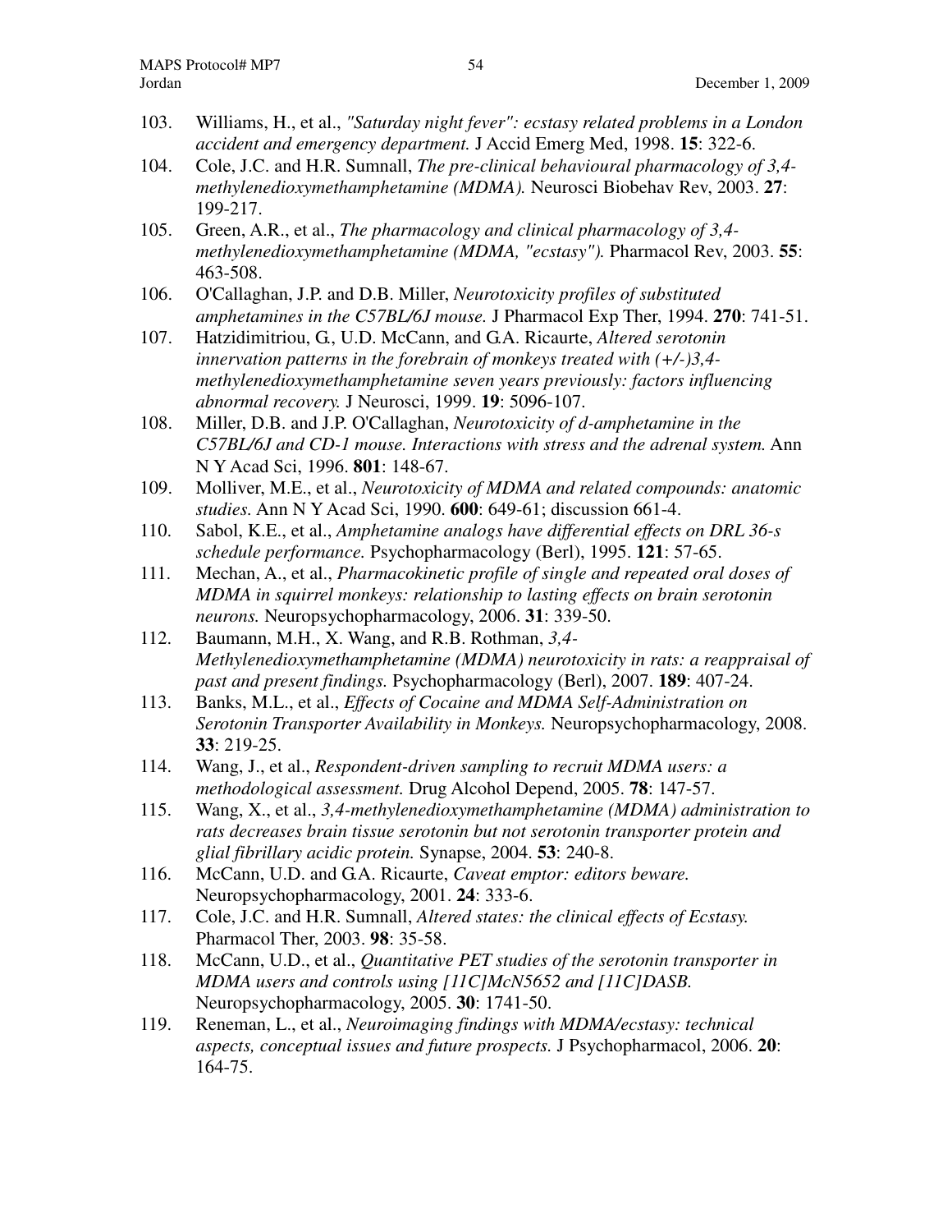103. Williams, H., et al., *"Saturday night fever": ecstasy related problems in a London accident and emergency department.* J Accid Emerg Med, 1998. **15**: 322-6.
104. Cole, J.C. and H.R. Sumnall, *The pre-clinical behavioural pharmacology of 3,4-methylenedioxymethamphetamine (MDMA).* Neurosci Biobehav Rev, 2003. **27**: 199-217.
105. Green, A.R., et al., *The pharmacology and clinical pharmacology of 3,4-methylenedioxymethamphetamine (MDMA, "ecstasy").* Pharmacol Rev, 2003. **55**: 463-508.
106. O'Callaghan, J.P. and D.B. Miller, *Neurotoxicity profiles of substituted amphetamines in the C57BL/6J mouse.* J Pharmacol Exp Ther, 1994. **270**: 741-51.
107. Hatzidimitriou, G., U.D. McCann, and G.A. Ricaurte, *Altered serotonin innervation patterns in the forebrain of monkeys treated with (+/-)3,4-methylenedioxymethamphetamine seven years previously: factors influencing abnormal recovery.* J Neurosci, 1999. **19**: 5096-107.
108. Miller, D.B. and J.P. O'Callaghan, *Neurotoxicity of d-amphetamine in the C57BL/6J and CD-1 mouse. Interactions with stress and the adrenal system.* Ann N Y Acad Sci, 1996. **801**: 148-67.
109. Molliver, M.E., et al., *Neurotoxicity of MDMA and related compounds: anatomic studies.* Ann N Y Acad Sci, 1990. **600**: 649-61; discussion 661-4.
110. Sabol, K.E., et al., *Amphetamine analogs have differential effects on DRL 36-s schedule performance.* Psychopharmacology (Berl), 1995. **121**: 57-65.
111. Mechan, A., et al., *Pharmacokinetic profile of single and repeated oral doses of MDMA in squirrel monkeys: relationship to lasting effects on brain serotonin neurons.* Neuropsychopharmacology, 2006. **31**: 339-50.
112. Baumann, M.H., X. Wang, and R.B. Rothman, *3,4-Methylenedioxymethamphetamine (MDMA) neurotoxicity in rats: a reappraisal of past and present findings.* Psychopharmacology (Berl), 2007. **189**: 407-24.
113. Banks, M.L., et al., *Effects of Cocaine and MDMA Self-Administration on Serotonin Transporter Availability in Monkeys.* Neuropsychopharmacology, 2008. **33**: 219-25.
114. Wang, J., et al., *Respondent-driven sampling to recruit MDMA users: a methodological assessment.* Drug Alcohol Depend, 2005. **78**: 147-57.
115. Wang, X., et al., *3,4-methylenedioxymethamphetamine (MDMA) administration to rats decreases brain tissue serotonin but not serotonin transporter protein and glial fibrillary acidic protein.* Synapse, 2004. **53**: 240-8.
116. McCann, U.D. and G.A. Ricaurte, *Caveat emptor: editors beware.* Neuropsychopharmacology, 2001. **24**: 333-6.
117. Cole, J.C. and H.R. Sumnall, *Altered states: the clinical effects of Ecstasy.* Pharmacol Ther, 2003. **98**: 35-58.
118. McCann, U.D., et al., *Quantitative PET studies of the serotonin transporter in MDMA users and controls using [11C]McN5652 and [11C]DASB.* Neuropsychopharmacology, 2005. **30**: 1741-50.
119. Reneman, L., et al., *Neuroimaging findings with MDMA/ecstasy: technical aspects, conceptual issues and future prospects.* J Psychopharmacol, 2006. **20**: 164-75.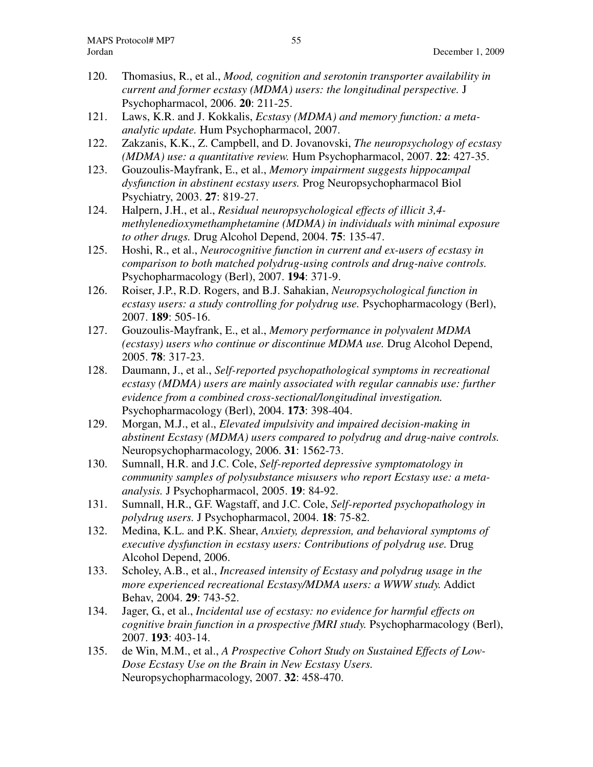120. Thomasius, R., et al., *Mood, cognition and serotonin transporter availability in current and former ecstasy (MDMA) users: the longitudinal perspective.* J Psychopharmacol, 2006. **20**: 211-25.
121. Laws, K.R. and J. Kokkalis, *Ecstasy (MDMA) and memory function: a meta-analytic update.* Hum Psychopharmacol, 2007.
122. Zakzanis, K.K., Z. Campbell, and D. Jovanovski, *The neuropsychology of ecstasy (MDMA) use: a quantitative review.* Hum Psychopharmacol, 2007. **22**: 427-35.
123. Gouzoulis-Mayfrank, E., et al., *Memory impairment suggests hippocampal dysfunction in abstinent ecstasy users.* Prog Neuropsychopharmacol Biol Psychiatry, 2003. **27**: 819-27.
124. Halpern, J.H., et al., *Residual neuropsychological effects of illicit 3,4-methylenedioxymethamphetamine (MDMA) in individuals with minimal exposure to other drugs.* Drug Alcohol Depend, 2004. **75**: 135-47.
125. Hoshi, R., et al., *Neurocognitive function in current and ex-users of ecstasy in comparison to both matched polydrug-using controls and drug-naive controls.* Psychopharmacology (Berl), 2007. **194**: 371-9.
126. Roiser, J.P., R.D. Rogers, and B.J. Sahakian, *Neuropsychological function in ecstasy users: a study controlling for polydrug use.* Psychopharmacology (Berl), 2007. **189**: 505-16.
127. Gouzoulis-Mayfrank, E., et al., *Memory performance in polyvalent MDMA (ecstasy) users who continue or discontinue MDMA use.* Drug Alcohol Depend, 2005. **78**: 317-23.
128. Daumann, J., et al., *Self-reported psychopathological symptoms in recreational ecstasy (MDMA) users are mainly associated with regular cannabis use: further evidence from a combined cross-sectional/longitudinal investigation.* Psychopharmacology (Berl), 2004. **173**: 398-404.
129. Morgan, M.J., et al., *Elevated impulsivity and impaired decision-making in abstinent Ecstasy (MDMA) users compared to polydrug and drug-naive controls.* Neuropsychopharmacology, 2006. **31**: 1562-73.
130. Sumnall, H.R. and J.C. Cole, *Self-reported depressive symptomatology in community samples of polysubstance misusers who report Ecstasy use: a meta-analysis.* J Psychopharmacol, 2005. **19**: 84-92.
131. Sumnall, H.R., G.F. Wagstaff, and J.C. Cole, *Self-reported psychopathology in polydrug users.* J Psychopharmacol, 2004. **18**: 75-82.
132. Medina, K.L. and P.K. Shear, *Anxiety, depression, and behavioral symptoms of executive dysfunction in ecstasy users: Contributions of polydrug use.* Drug Alcohol Depend, 2006.
133. Scholey, A.B., et al., *Increased intensity of Ecstasy and polydrug usage in the more experienced recreational Ecstasy/MDMA users: a WWW study.* Addict Behav, 2004. **29**: 743-52.
134. Jager, G., et al., *Incidental use of ecstasy: no evidence for harmful effects on cognitive brain function in a prospective fMRI study.* Psychopharmacology (Berl), 2007. **193**: 403-14.
135. de Win, M.M., et al., *A Prospective Cohort Study on Sustained Effects of Low-Dose Ecstasy Use on the Brain in New Ecstasy Users.* Neuropsychopharmacology, 2007. **32**: 458-470.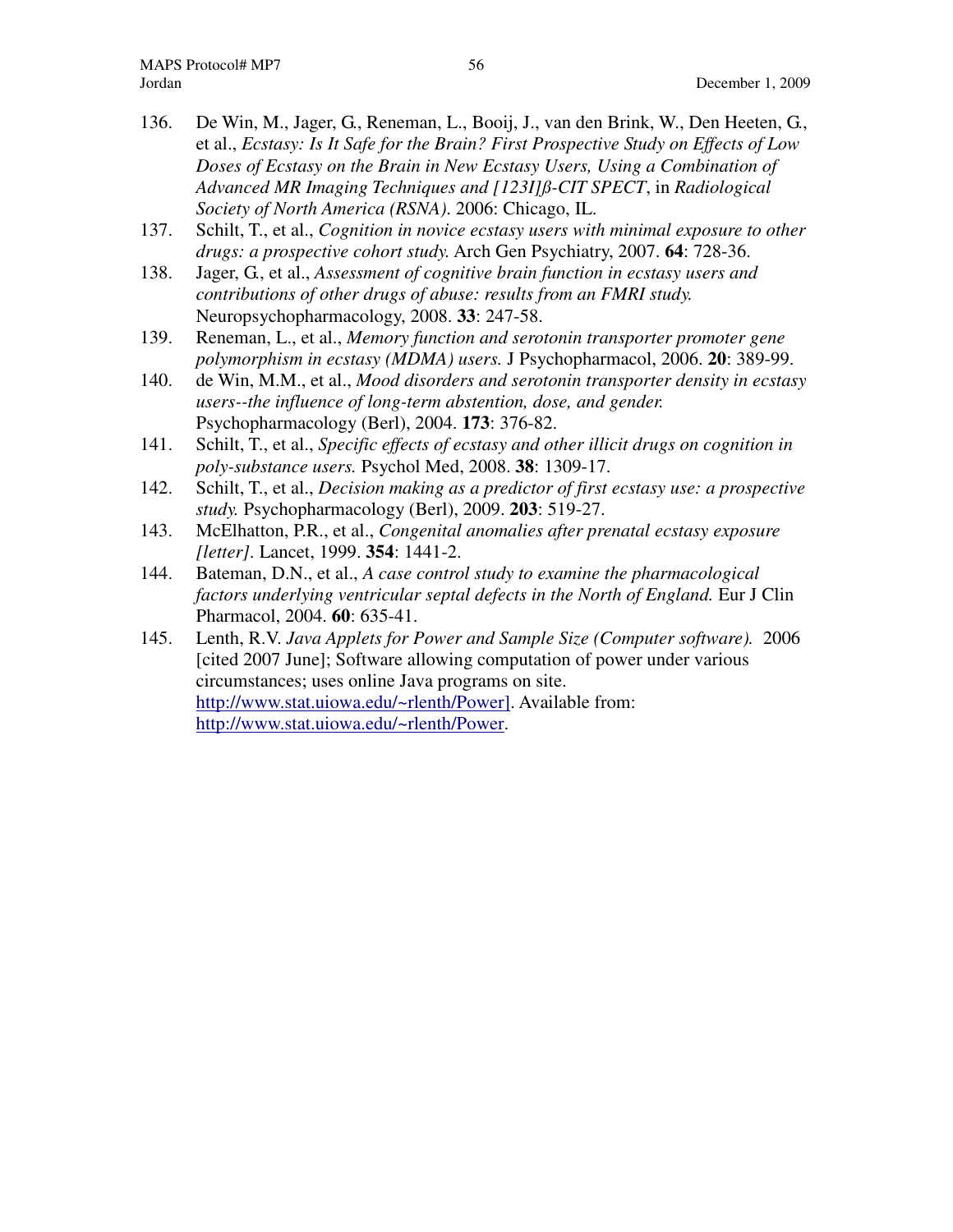136. De Win, M., Jager, G., Reneman, L., Booij, J., van den Brink, W., Den Heeten, G., et al., *Ecstasy: Is It Safe for the Brain? First Prospective Study on Effects of Low Doses of Ecstasy on the Brain in New Ecstasy Users, Using a Combination of Advanced MR Imaging Techniques and [123I]ß-CIT SPECT*, in *Radiological Society of North America (RSNA)*. 2006: Chicago, IL.
137. Schilt, T., et al., *Cognition in novice ecstasy users with minimal exposure to other drugs: a prospective cohort study.* Arch Gen Psychiatry, 2007. **64**: 728-36.
138. Jager, G., et al., *Assessment of cognitive brain function in ecstasy users and contributions of other drugs of abuse: results from an FMRI study.* Neuropsychopharmacology, 2008. **33**: 247-58.
139. Reneman, L., et al., *Memory function and serotonin transporter promoter gene polymorphism in ecstasy (MDMA) users.* J Psychopharmacol, 2006. **20**: 389-99.
140. de Win, M.M., et al., *Mood disorders and serotonin transporter density in ecstasy users--the influence of long-term abstention, dose, and gender.* Psychopharmacology (Berl), 2004. **173**: 376-82.
141. Schilt, T., et al., *Specific effects of ecstasy and other illicit drugs on cognition in poly-substance users.* Psychol Med, 2008. **38**: 1309-17.
142. Schilt, T., et al., *Decision making as a predictor of first ecstasy use: a prospective study.* Psychopharmacology (Berl), 2009. **203**: 519-27.
143. McElhatton, P.R., et al., *Congenital anomalies after prenatal ecstasy exposure [letter]*. Lancet, 1999. **354**: 1441-2.
144. Bateman, D.N., et al., *A case control study to examine the pharmacological factors underlying ventricular septal defects in the North of England.* Eur J Clin Pharmacol, 2004. **60**: 635-41.
145. Lenth, R.V. *Java Applets for Power and Sample Size (Computer software).* 2006 [cited 2007 June]; Software allowing computation of power under various circumstances; uses online Java programs on site. http://www.stat.uiowa.edu/~rlenth/Power]. Available from: http://www.stat.uiowa.edu/~rlenth/Power.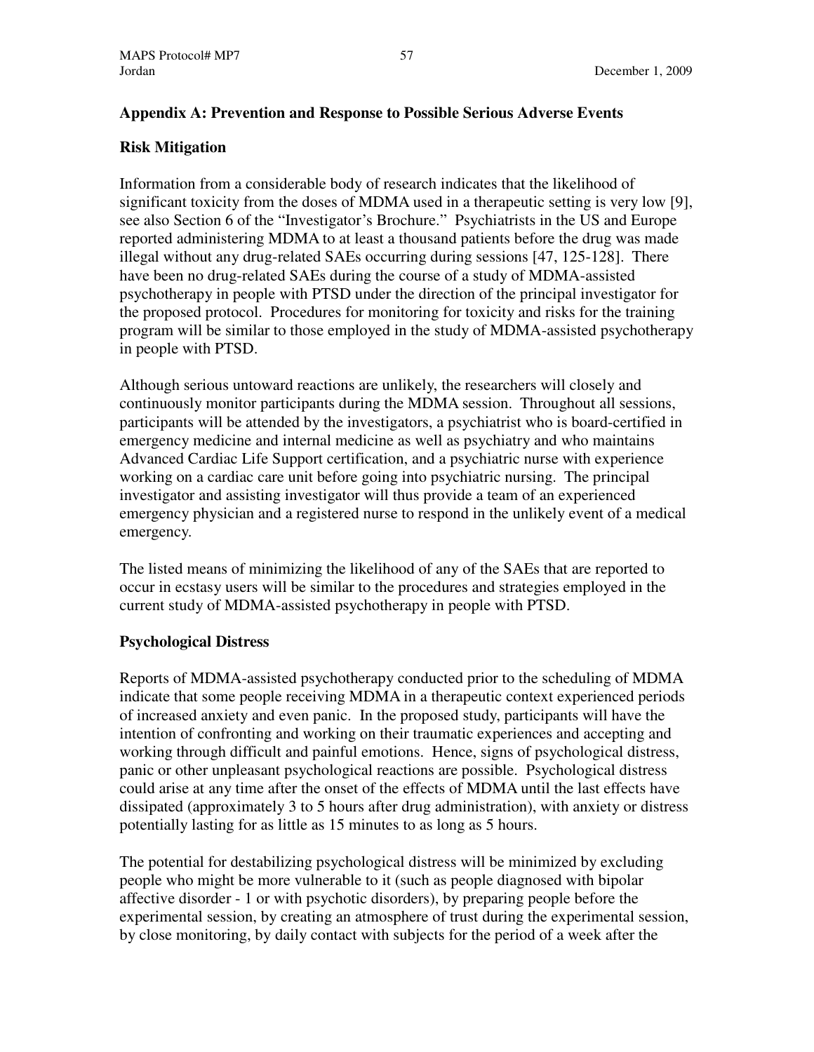## Appendix A: Prevention and Response to Possible Serious Adverse Events

### Risk Mitigation

Information from a considerable body of research indicates that the likelihood of significant toxicity from the doses of MDMA used in a therapeutic setting is very low [9], see also Section 6 of the "Investigator's Brochure." Psychiatrists in the US and Europe reported administering MDMA to at least a thousand patients before the drug was made illegal without any drug-related SAEs occurring during sessions [47, 125-128]. There have been no drug-related SAEs during the course of a study of MDMA-assisted psychotherapy in people with PTSD under the direction of the principal investigator for the proposed protocol. Procedures for monitoring for toxicity and risks for the training program will be similar to those employed in the study of MDMA-assisted psychotherapy in people with PTSD.

Although serious untoward reactions are unlikely, the researchers will closely and continuously monitor participants during the MDMA session. Throughout all sessions, participants will be attended by the investigators, a psychiatrist who is board-certified in emergency medicine and internal medicine as well as psychiatry and who maintains Advanced Cardiac Life Support certification, and a psychiatric nurse with experience working on a cardiac care unit before going into psychiatric nursing. The principal investigator and assisting investigator will thus provide a team of an experienced emergency physician and a registered nurse to respond in the unlikely event of a medical emergency.

The listed means of minimizing the likelihood of any of the SAEs that are reported to occur in ecstasy users will be similar to the procedures and strategies employed in the current study of MDMA-assisted psychotherapy in people with PTSD.

### Psychological Distress

Reports of MDMA-assisted psychotherapy conducted prior to the scheduling of MDMA indicate that some people receiving MDMA in a therapeutic context experienced periods of increased anxiety and even panic. In the proposed study, participants will have the intention of confronting and working on their traumatic experiences and accepting and working through difficult and painful emotions. Hence, signs of psychological distress, panic or other unpleasant psychological reactions are possible. Psychological distress could arise at any time after the onset of the effects of MDMA until the last effects have dissipated (approximately 3 to 5 hours after drug administration), with anxiety or distress potentially lasting for as little as 15 minutes to as long as 5 hours.

The potential for destabilizing psychological distress will be minimized by excluding people who might be more vulnerable to it (such as people diagnosed with bipolar affective disorder - 1 or with psychotic disorders), by preparing people before the experimental session, by creating an atmosphere of trust during the experimental session, by close monitoring, by daily contact with subjects for the period of a week after the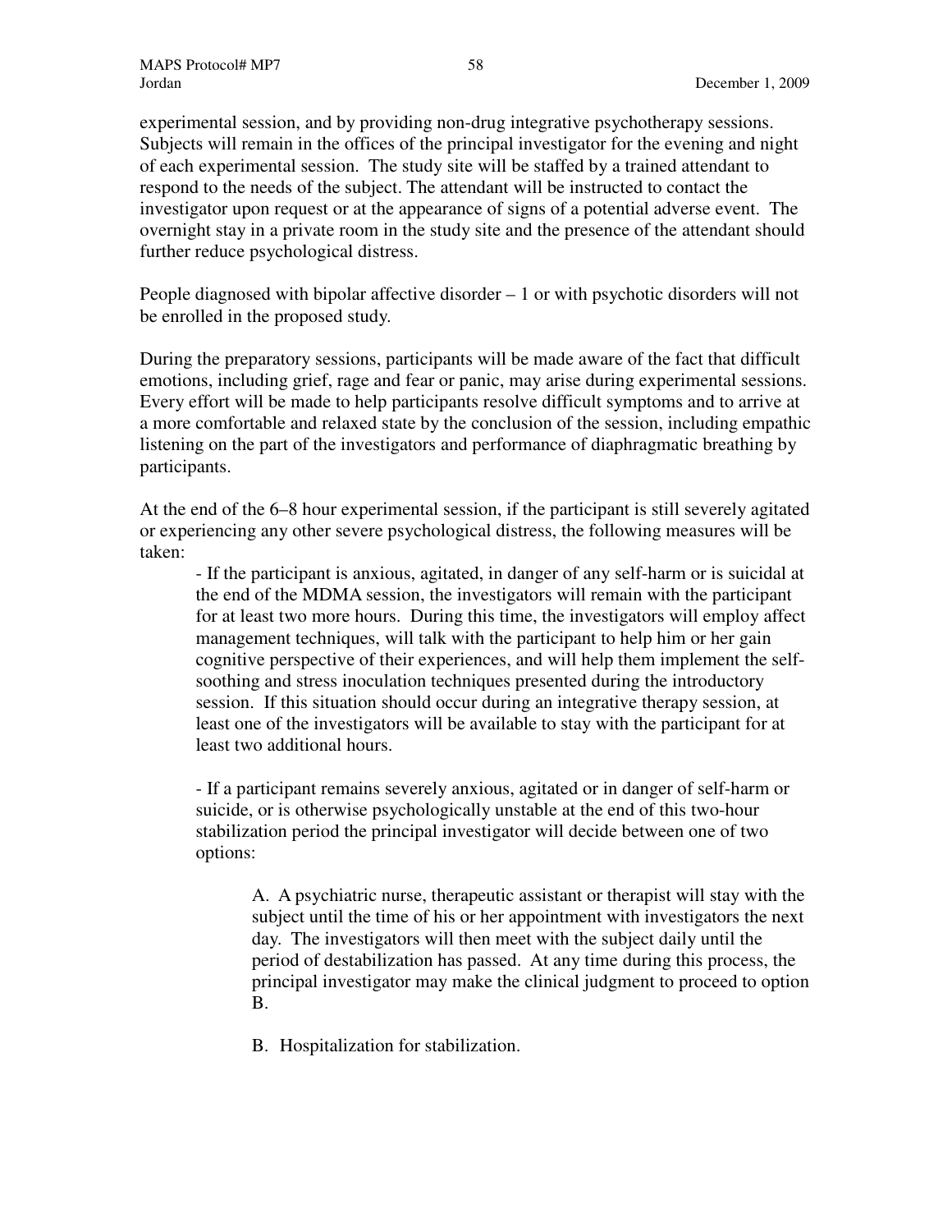experimental session, and by providing non-drug integrative psychotherapy sessions. Subjects will remain in the offices of the principal investigator for the evening and night of each experimental session. The study site will be staffed by a trained attendant to respond to the needs of the subject. The attendant will be instructed to contact the investigator upon request or at the appearance of signs of a potential adverse event. The overnight stay in a private room in the study site and the presence of the attendant should further reduce psychological distress.

People diagnosed with bipolar affective disorder – 1 or with psychotic disorders will not be enrolled in the proposed study.

During the preparatory sessions, participants will be made aware of the fact that difficult emotions, including grief, rage and fear or panic, may arise during experimental sessions. Every effort will be made to help participants resolve difficult symptoms and to arrive at a more comfortable and relaxed state by the conclusion of the session, including empathic listening on the part of the investigators and performance of diaphragmatic breathing by participants.

At the end of the 6–8 hour experimental session, if the participant is still severely agitated or experiencing any other severe psychological distress, the following measures will be taken:

- If the participant is anxious, agitated, in danger of any self-harm or is suicidal at the end of the MDMA session, the investigators will remain with the participant for at least two more hours. During this time, the investigators will employ affect management techniques, will talk with the participant to help him or her gain cognitive perspective of their experiences, and will help them implement the self-soothing and stress inoculation techniques presented during the introductory session. If this situation should occur during an integrative therapy session, at least one of the investigators will be available to stay with the participant for at least two additional hours.

- If a participant remains severely anxious, agitated or in danger of self-harm or suicide, or is otherwise psychologically unstable at the end of this two-hour stabilization period the principal investigator will decide between one of two options:

  A. A psychiatric nurse, therapeutic assistant or therapist will stay with the subject until the time of his or her appointment with investigators the next day. The investigators will then meet with the subject daily until the period of destabilization has passed. At any time during this process, the principal investigator may make the clinical judgment to proceed to option B.

  B. Hospitalization for stabilization.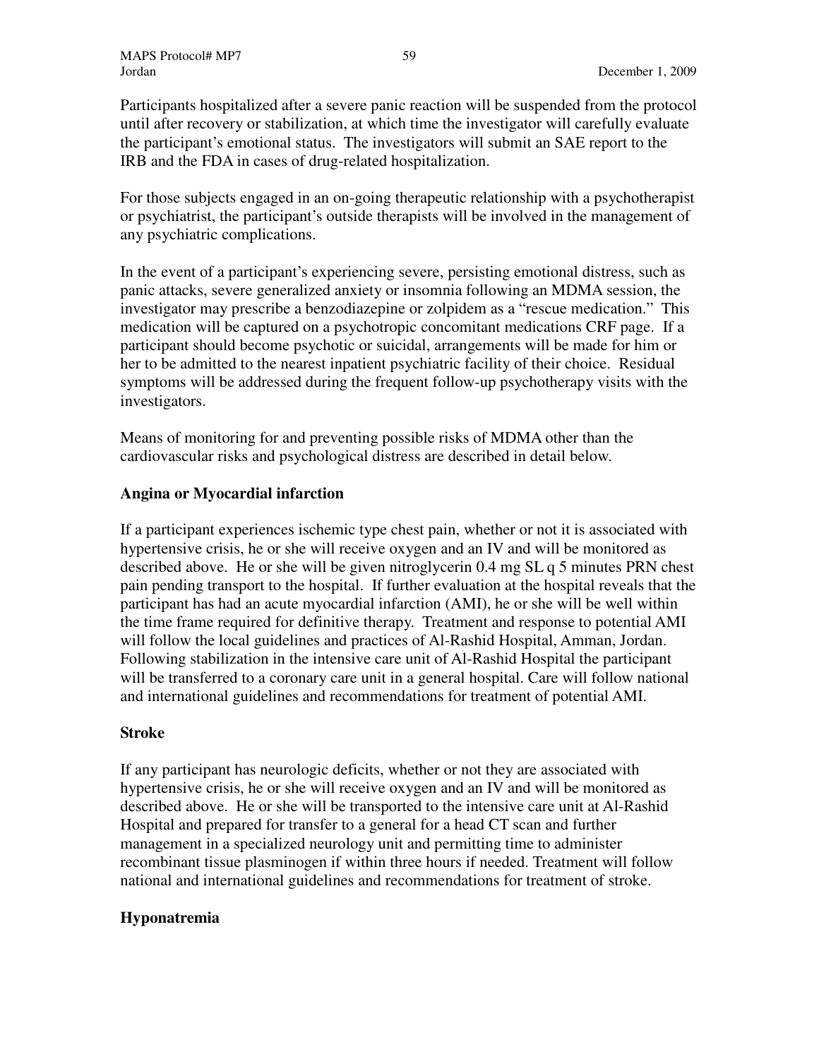Participants hospitalized after a severe panic reaction will be suspended from the protocol until after recovery or stabilization, at which time the investigator will carefully evaluate the participant's emotional status. The investigators will submit an SAE report to the IRB and the FDA in cases of drug-related hospitalization.

For those subjects engaged in an on-going therapeutic relationship with a psychotherapist or psychiatrist, the participant's outside therapists will be involved in the management of any psychiatric complications.

In the event of a participant's experiencing severe, persisting emotional distress, such as panic attacks, severe generalized anxiety or insomnia following an MDMA session, the investigator may prescribe a benzodiazepine or zolpidem as a "rescue medication." This medication will be captured on a psychotropic concomitant medications CRF page. If a participant should become psychotic or suicidal, arrangements will be made for him or her to be admitted to the nearest inpatient psychiatric facility of their choice. Residual symptoms will be addressed during the frequent follow-up psychotherapy visits with the investigators.

Means of monitoring for and preventing possible risks of MDMA other than the cardiovascular risks and psychological distress are described in detail below.

**Angina or Myocardial infarction**

If a participant experiences ischemic type chest pain, whether or not it is associated with hypertensive crisis, he or she will receive oxygen and an IV and will be monitored as described above. He or she will be given nitroglycerin 0.4 mg SL q 5 minutes PRN chest pain pending transport to the hospital. If further evaluation at the hospital reveals that the participant has had an acute myocardial infarction (AMI), he or she will be well within the time frame required for definitive therapy. Treatment and response to potential AMI will follow the local guidelines and practices of Al-Rashid Hospital, Amman, Jordan. Following stabilization in the intensive care unit of Al-Rashid Hospital the participant will be transferred to a coronary care unit in a general hospital. Care will follow national and international guidelines and recommendations for treatment of potential AMI.

**Stroke**

If any participant has neurologic deficits, whether or not they are associated with hypertensive crisis, he or she will receive oxygen and an IV and will be monitored as described above. He or she will be transported to the intensive care unit at Al-Rashid Hospital and prepared for transfer to a general for a head CT scan and further management in a specialized neurology unit and permitting time to administer recombinant tissue plasminogen if within three hours if needed. Treatment will follow national and international guidelines and recommendations for treatment of stroke.

**Hyponatremia**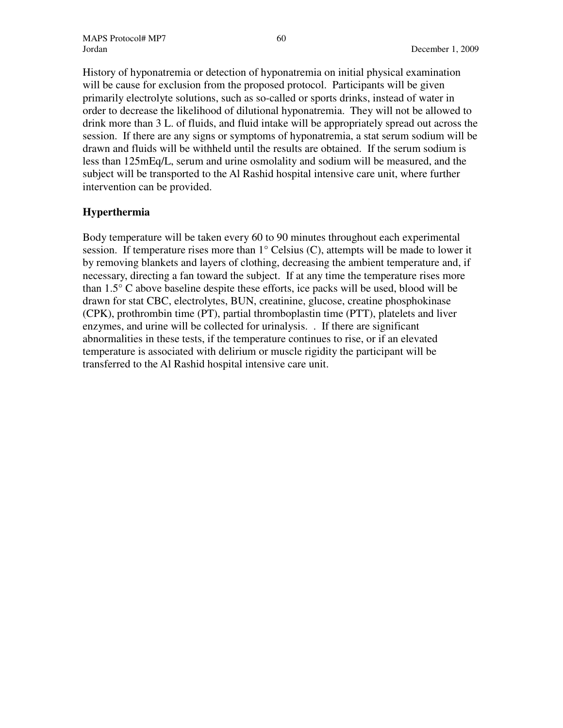History of hyponatremia or detection of hyponatremia on initial physical examination will be cause for exclusion from the proposed protocol. Participants will be given primarily electrolyte solutions, such as so-called or sports drinks, instead of water in order to decrease the likelihood of dilutional hyponatremia. They will not be allowed to drink more than 3 L. of fluids, and fluid intake will be appropriately spread out across the session. If there are any signs or symptoms of hyponatremia, a stat serum sodium will be drawn and fluids will be withheld until the results are obtained. If the serum sodium is less than 125mEq/L, serum and urine osmolality and sodium will be measured, and the subject will be transported to the Al Rashid hospital intensive care unit, where further intervention can be provided.

## Hyperthermia

Body temperature will be taken every 60 to 90 minutes throughout each experimental session. If temperature rises more than 1° Celsius (C), attempts will be made to lower it by removing blankets and layers of clothing, decreasing the ambient temperature and, if necessary, directing a fan toward the subject. If at any time the temperature rises more than 1.5° C above baseline despite these efforts, ice packs will be used, blood will be drawn for stat CBC, electrolytes, BUN, creatinine, glucose, creatine phosphokinase (CPK), prothrombin time (PT), partial thromboplastin time (PTT), platelets and liver enzymes, and urine will be collected for urinalysis. . If there are significant abnormalities in these tests, if the temperature continues to rise, or if an elevated temperature is associated with delirium or muscle rigidity the participant will be transferred to the Al Rashid hospital intensive care unit.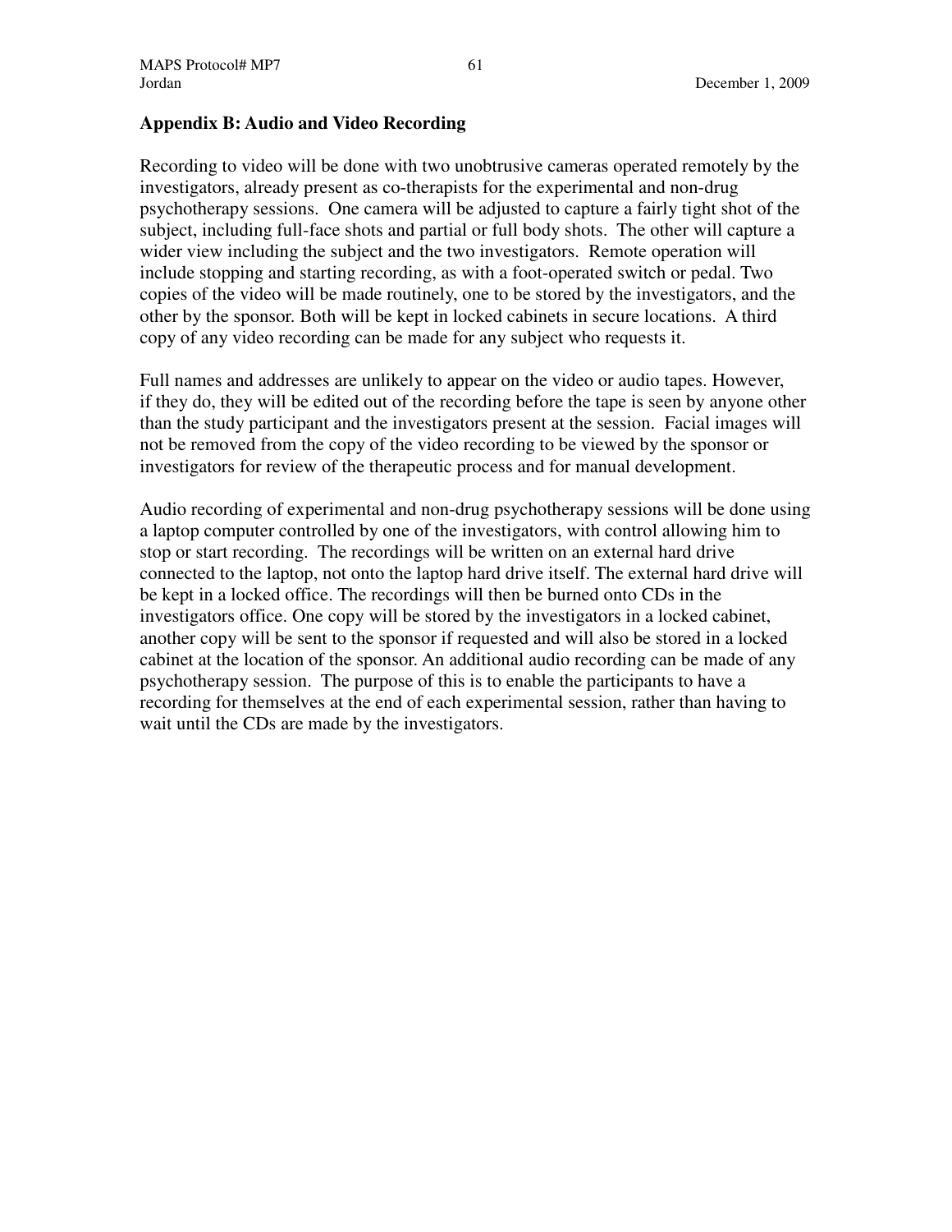## Appendix B: Audio and Video Recording

Recording to video will be done with two unobtrusive cameras operated remotely by the investigators, already present as co-therapists for the experimental and non-drug psychotherapy sessions. One camera will be adjusted to capture a fairly tight shot of the subject, including full-face shots and partial or full body shots. The other will capture a wider view including the subject and the two investigators. Remote operation will include stopping and starting recording, as with a foot-operated switch or pedal. Two copies of the video will be made routinely, one to be stored by the investigators, and the other by the sponsor. Both will be kept in locked cabinets in secure locations. A third copy of any video recording can be made for any subject who requests it.

Full names and addresses are unlikely to appear on the video or audio tapes. However, if they do, they will be edited out of the recording before the tape is seen by anyone other than the study participant and the investigators present at the session. Facial images will not be removed from the copy of the video recording to be viewed by the sponsor or investigators for review of the therapeutic process and for manual development.

Audio recording of experimental and non-drug psychotherapy sessions will be done using a laptop computer controlled by one of the investigators, with control allowing him to stop or start recording. The recordings will be written on an external hard drive connected to the laptop, not onto the laptop hard drive itself. The external hard drive will be kept in a locked office. The recordings will then be burned onto CDs in the investigators office. One copy will be stored by the investigators in a locked cabinet, another copy will be sent to the sponsor if requested and will also be stored in a locked cabinet at the location of the sponsor. An additional audio recording can be made of any psychotherapy session. The purpose of this is to enable the participants to have a recording for themselves at the end of each experimental session, rather than having to wait until the CDs are made by the investigators.